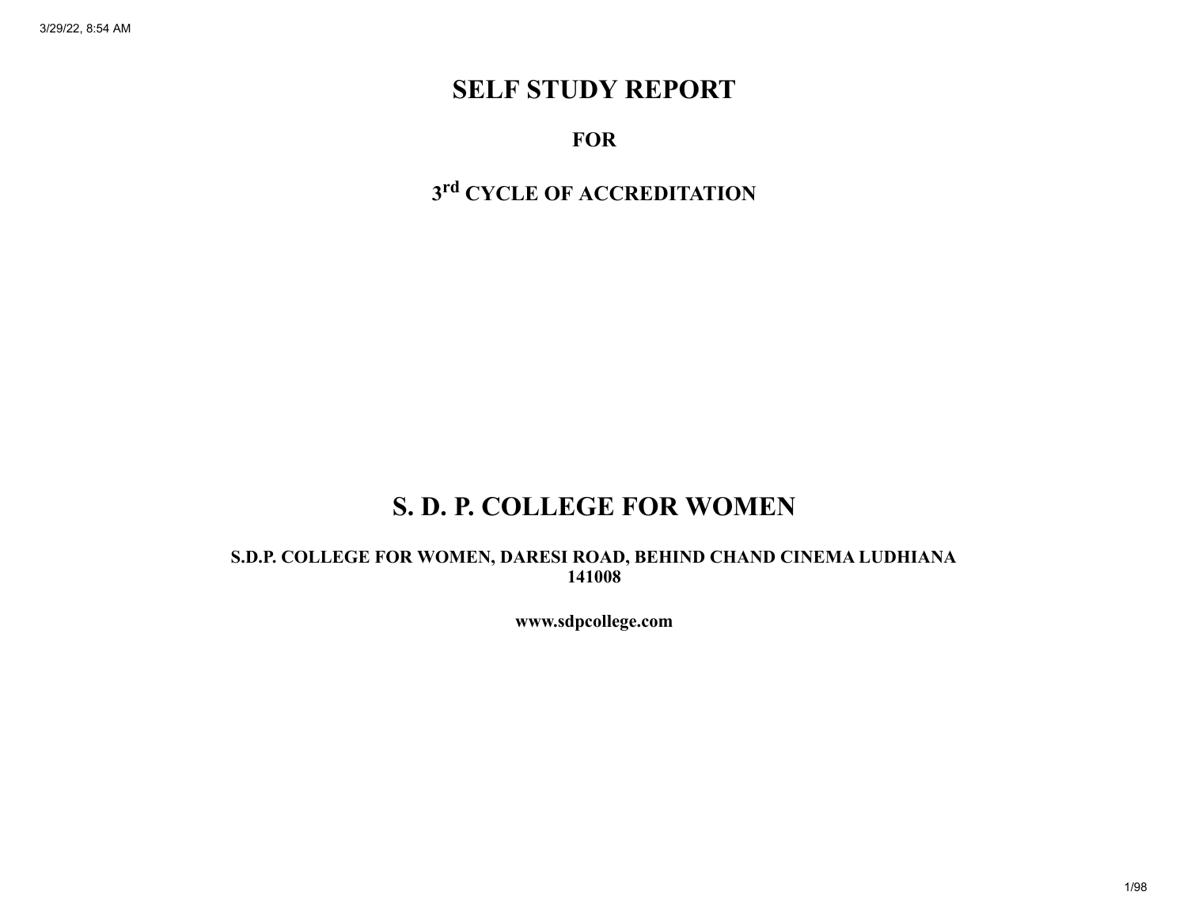# SELF STUDY REPORT

## FOR

## 3rd CYCLE OF ACCREDITATION

# S. D. P. COLLEGE FOR WOMEN

**S.D.P. COLLEGE FOR WOMEN, DARESI ROAD, BEHIND CHAND CINEMA LUDHIANA 141008**

**www.sdpcollege.com**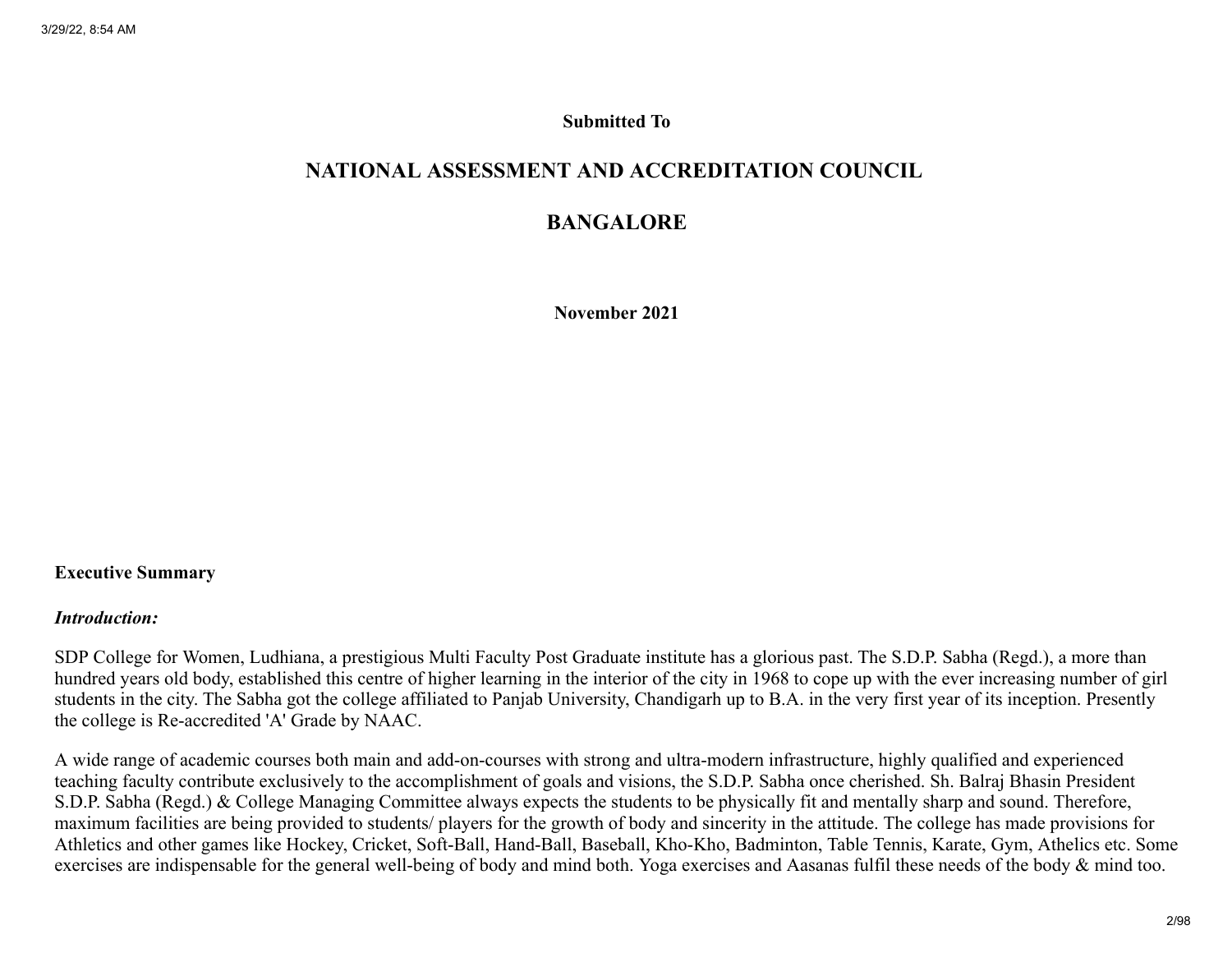**Submitted To**

## NATIONAL ASSESSMENT AND ACCREDITATION COUNCIL

## BANGALORE

**November 2021**

**Executive Summary**

***Introduction:***

SDP College for Women, Ludhiana, a prestigious Multi Faculty Post Graduate institute has a glorious past. The S.D.P. Sabha (Regd.), a more than hundred years old body, established this centre of higher learning in the interior of the city in 1968 to cope up with the ever increasing number of girl students in the city. The Sabha got the college affiliated to Panjab University, Chandigarh up to B.A. in the very first year of its inception. Presently the college is Re-accredited 'A' Grade by NAAC.

A wide range of academic courses both main and add-on-courses with strong and ultra-modern infrastructure, highly qualified and experienced teaching faculty contribute exclusively to the accomplishment of goals and visions, the S.D.P. Sabha once cherished. Sh. Balraj Bhasin President S.D.P. Sabha (Regd.) & College Managing Committee always expects the students to be physically fit and mentally sharp and sound. Therefore, maximum facilities are being provided to students/ players for the growth of body and sincerity in the attitude. The college has made provisions for Athletics and other games like Hockey, Cricket, Soft-Ball, Hand-Ball, Baseball, Kho-Kho, Badminton, Table Tennis, Karate, Gym, Athelics etc. Some exercises are indispensable for the general well-being of body and mind both. Yoga exercises and Aasanas fulfil these needs of the body & mind too.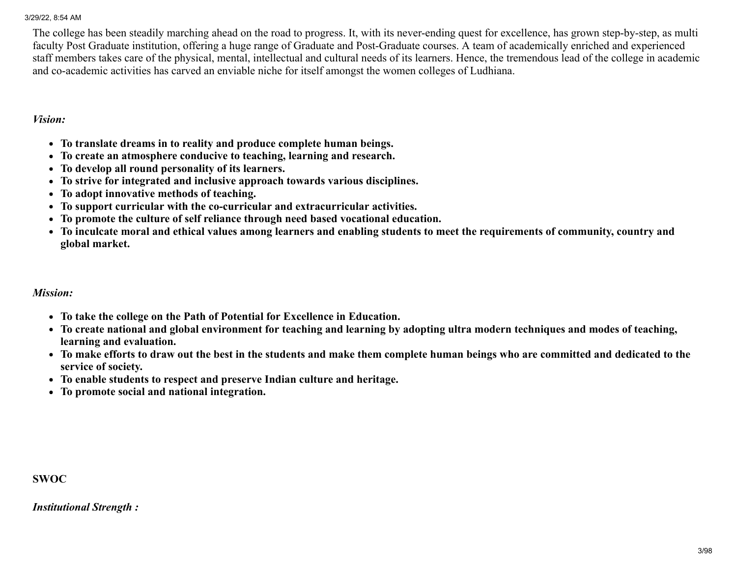The college has been steadily marching ahead on the road to progress. It, with its never-ending quest for excellence, has grown step-by-step, as multi faculty Post Graduate institution, offering a huge range of Graduate and Post-Graduate courses. A team of academically enriched and experienced staff members takes care of the physical, mental, intellectual and cultural needs of its learners. Hence, the tremendous lead of the college in academic and co-academic activities has carved an enviable niche for itself amongst the women colleges of Ludhiana.

***Vision:***

- **To translate dreams in to reality and produce complete human beings.**
- **To create an atmosphere conducive to teaching, learning and research.**
- **To develop all round personality of its learners.**
- **To strive for integrated and inclusive approach towards various disciplines.**
- **To adopt innovative methods of teaching.**
- **To support curricular with the co-curricular and extracurricular activities.**
- **To promote the culture of self reliance through need based vocational education.**
- **To inculcate moral and ethical values among learners and enabling students to meet the requirements of community, country and global market.**

***Mission:***

- **To take the college on the Path of Potential for Excellence in Education.**
- **To create national and global environment for teaching and learning by adopting ultra modern techniques and modes of teaching, learning and evaluation.**
- **To make efforts to draw out the best in the students and make them complete human beings who are committed and dedicated to the service of society.**
- **To enable students to respect and preserve Indian culture and heritage.**
- **To promote social and national integration.**

**SWOC**

***Institutional Strength :***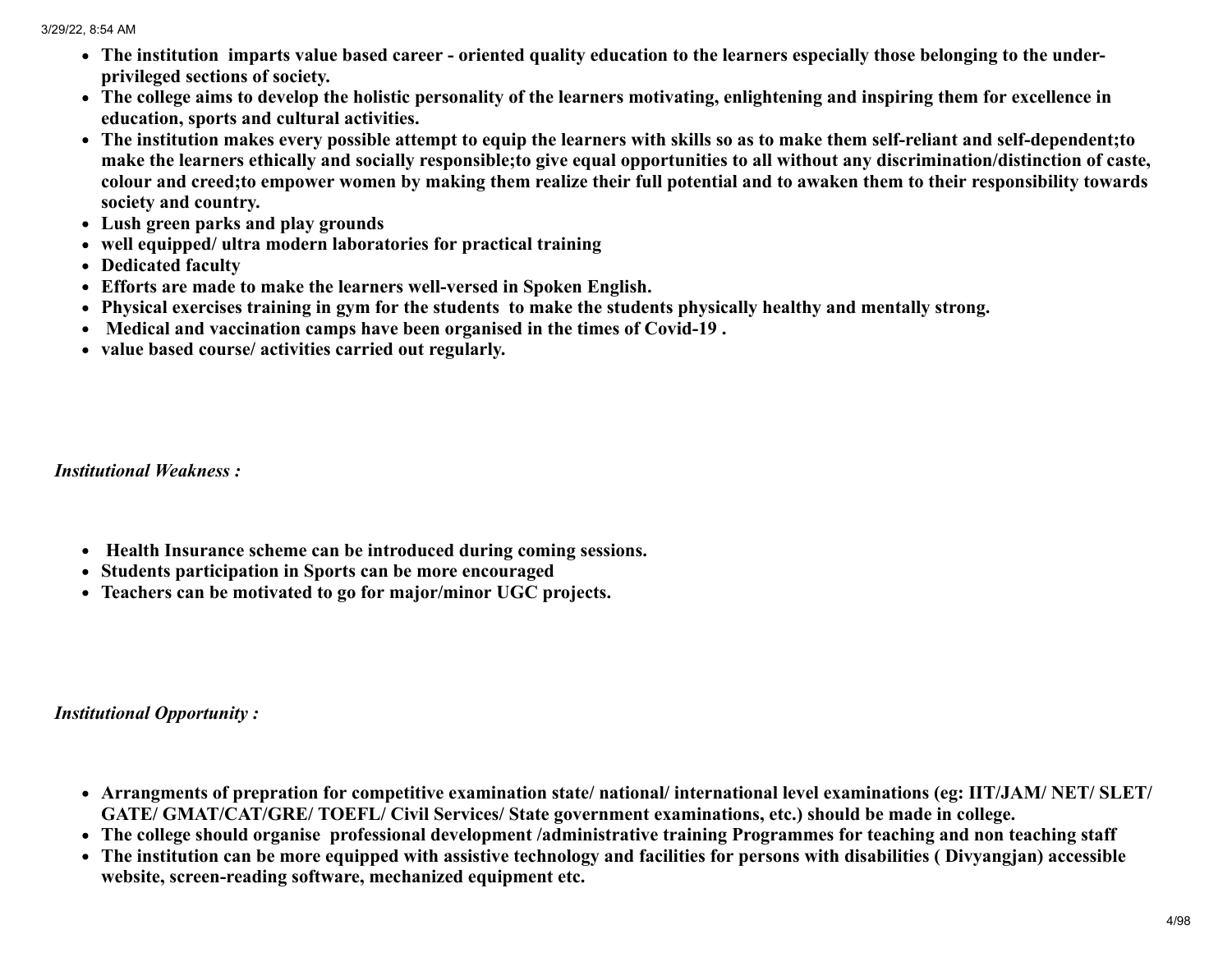- **The institution imparts value based career - oriented quality education to the learners especially those belonging to the under-privileged sections of society.**
- **The college aims to develop the holistic personality of the learners motivating, enlightening and inspiring them for excellence in education, sports and cultural activities.**
- **The institution makes every possible attempt to equip the learners with skills so as to make them self-reliant and self-dependent;to make the learners ethically and socially responsible;to give equal opportunities to all without any discrimination/distinction of caste, colour and creed;to empower women by making them realize their full potential and to awaken them to their responsibility towards society and country.**
- **Lush green parks and play grounds**
- **well equipped/ ultra modern laboratories for practical training**
- **Dedicated faculty**
- **Efforts are made to make the learners well-versed in Spoken English.**
- **Physical exercises training in gym for the students to make the students physically healthy and mentally strong.**
- **Medical and vaccination camps have been organised in the times of Covid-19 .**
- **value based course/ activities carried out regularly.**

***Institutional Weakness :***

- **Health Insurance scheme can be introduced during coming sessions.**
- **Students participation in Sports can be more encouraged**
- **Teachers can be motivated to go for major/minor UGC projects.**

***Institutional Opportunity :***

- **Arrangments of prepration for competitive examination state/ national/ international level examinations (eg: IIT/JAM/ NET/ SLET/ GATE/ GMAT/CAT/GRE/ TOEFL/ Civil Services/ State government examinations, etc.) should be made in college.**
- **The college should organise professional development /administrative training Programmes for teaching and non teaching staff**
- **The institution can be more equipped with assistive technology and facilities for persons with disabilities ( Divyangjan) accessible website, screen-reading software, mechanized equipment etc.**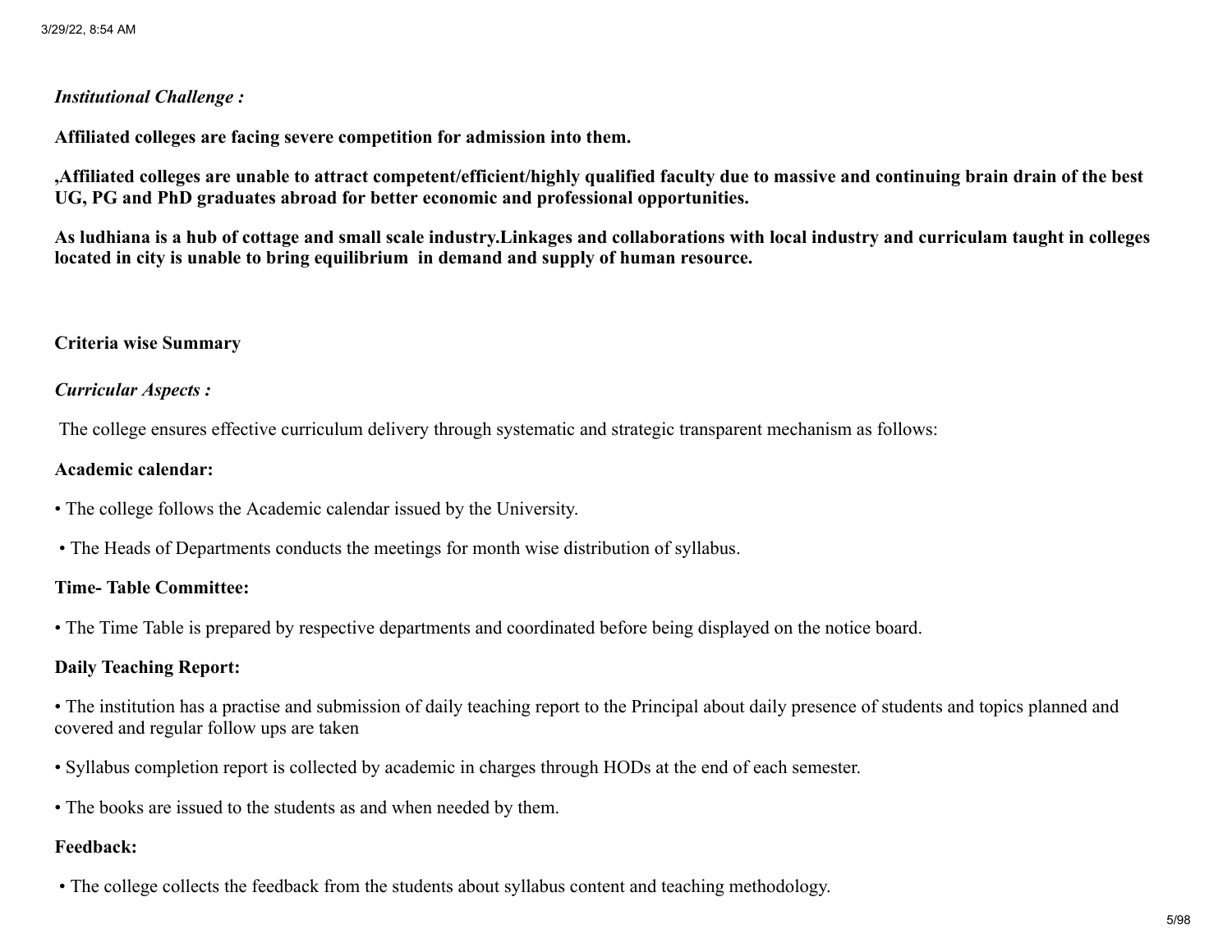*Institutional Challenge :*

**Affiliated colleges are facing severe competition for admission into them.**

**,Affiliated colleges are unable to attract competent/efficient/highly qualified faculty due to massive and continuing brain drain of the best UG, PG and PhD graduates abroad for better economic and professional opportunities.**

**As ludhiana is a hub of cottage and small scale industry.Linkages and collaborations with local industry and curriculam taught in colleges located in city is unable to bring equilibrium in demand and supply of human resource.**

**Criteria wise Summary**

*Curricular Aspects :*

The college ensures effective curriculum delivery through systematic and strategic transparent mechanism as follows:

**Academic calendar:**

• The college follows the Academic calendar issued by the University.

• The Heads of Departments conducts the meetings for month wise distribution of syllabus.

**Time- Table Committee:**

• The Time Table is prepared by respective departments and coordinated before being displayed on the notice board.

**Daily Teaching Report:**

• The institution has a practise and submission of daily teaching report to the Principal about daily presence of students and topics planned and covered and regular follow ups are taken

• Syllabus completion report is collected by academic in charges through HODs at the end of each semester.

• The books are issued to the students as and when needed by them.

**Feedback:**

• The college collects the feedback from the students about syllabus content and teaching methodology.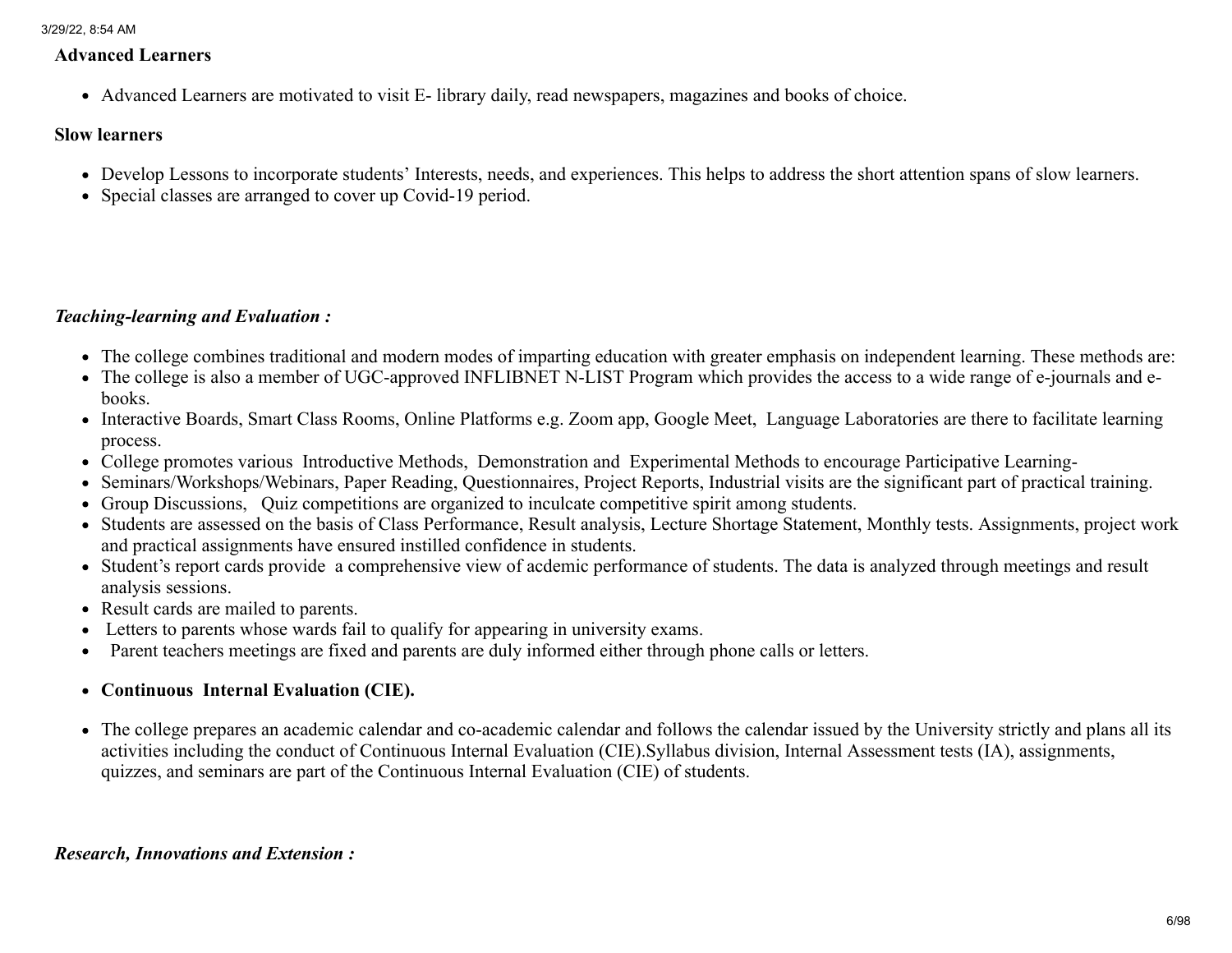**Advanced Learners**

- Advanced Learners are motivated to visit E- library daily, read newspapers, magazines and books of choice.

**Slow learners**

- Develop Lessons to incorporate students' Interests, needs, and experiences. This helps to address the short attention spans of slow learners.
- Special classes are arranged to cover up Covid-19 period.

***Teaching-learning and Evaluation :***

- The college combines traditional and modern modes of imparting education with greater emphasis on independent learning. These methods are:
- The college is also a member of UGC-approved INFLIBNET N-LIST Program which provides the access to a wide range of e-journals and e-books.
- Interactive Boards, Smart Class Rooms, Online Platforms e.g. Zoom app, Google Meet, Language Laboratories are there to facilitate learning process.
- College promotes various Introductive Methods, Demonstration and Experimental Methods to encourage Participative Learning-
- Seminars/Workshops/Webinars, Paper Reading, Questionnaires, Project Reports, Industrial visits are the significant part of practical training.
- Group Discussions, Quiz competitions are organized to inculcate competitive spirit among students.
- Students are assessed on the basis of Class Performance, Result analysis, Lecture Shortage Statement, Monthly tests. Assignments, project work and practical assignments have ensured instilled confidence in students.
- Student's report cards provide a comprehensive view of acdemic performance of students. The data is analyzed through meetings and result analysis sessions.
- Result cards are mailed to parents.
- Letters to parents whose wards fail to qualify for appearing in university exams.
- Parent teachers meetings are fixed and parents are duly informed either through phone calls or letters.

- **Continuous Internal Evaluation (CIE).**

- The college prepares an academic calendar and co-academic calendar and follows the calendar issued by the University strictly and plans all its activities including the conduct of Continuous Internal Evaluation (CIE).Syllabus division, Internal Assessment tests (IA), assignments, quizzes, and seminars are part of the Continuous Internal Evaluation (CIE) of students.

***Research, Innovations and Extension :***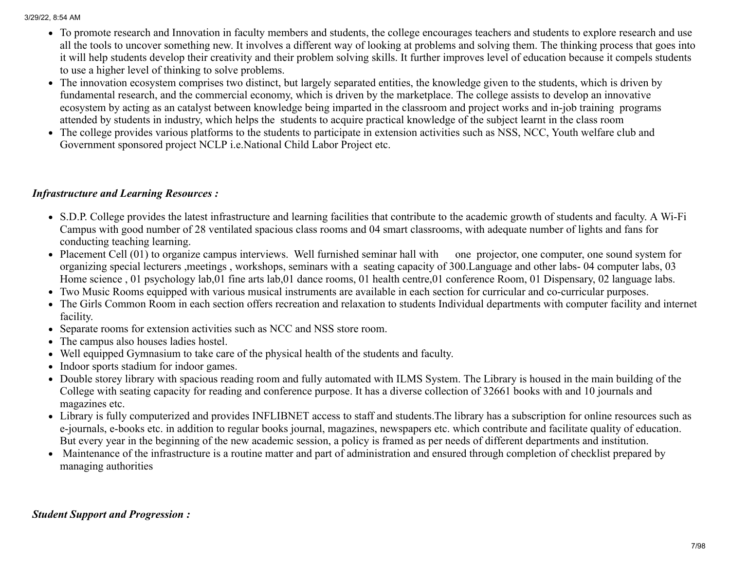- To promote research and Innovation in faculty members and students, the college encourages teachers and students to explore research and use all the tools to uncover something new. It involves a different way of looking at problems and solving them. The thinking process that goes into it will help students develop their creativity and their problem solving skills. It further improves level of education because it compels students to use a higher level of thinking to solve problems.
- The innovation ecosystem comprises two distinct, but largely separated entities, the knowledge given to the students, which is driven by fundamental research, and the commercial economy, which is driven by the marketplace. The college assists to develop an innovative ecosystem by acting as an catalyst between knowledge being imparted in the classroom and project works and in-job training programs attended by students in industry, which helps the students to acquire practical knowledge of the subject learnt in the class room
- The college provides various platforms to the students to participate in extension activities such as NSS, NCC, Youth welfare club and Government sponsored project NCLP i.e.National Child Labor Project etc.

***Infrastructure and Learning Resources :***

- S.D.P. College provides the latest infrastructure and learning facilities that contribute to the academic growth of students and faculty. A Wi-Fi Campus with good number of 28 ventilated spacious class rooms and 04 smart classrooms, with adequate number of lights and fans for conducting teaching learning.
- Placement Cell (01) to organize campus interviews. Well furnished seminar hall with one projector, one computer, one sound system for organizing special lecturers ,meetings , workshops, seminars with a seating capacity of 300.Language and other labs- 04 computer labs, 03 Home science , 01 psychology lab,01 fine arts lab,01 dance rooms, 01 health centre,01 conference Room, 01 Dispensary, 02 language labs.
- Two Music Rooms equipped with various musical instruments are available in each section for curricular and co-curricular purposes.
- The Girls Common Room in each section offers recreation and relaxation to students Individual departments with computer facility and internet facility.
- Separate rooms for extension activities such as NCC and NSS store room.
- The campus also houses ladies hostel.
- Well equipped Gymnasium to take care of the physical health of the students and faculty.
- Indoor sports stadium for indoor games.
- Double storey library with spacious reading room and fully automated with ILMS System. The Library is housed in the main building of the College with seating capacity for reading and conference purpose. It has a diverse collection of 32661 books with and 10 journals and magazines etc.
- Library is fully computerized and provides INFLIBNET access to staff and students.The library has a subscription for online resources such as e-journals, e-books etc. in addition to regular books journal, magazines, newspapers etc. which contribute and facilitate quality of education. But every year in the beginning of the new academic session, a policy is framed as per needs of different departments and institution.
- Maintenance of the infrastructure is a routine matter and part of administration and ensured through completion of checklist prepared by managing authorities

***Student Support and Progression :***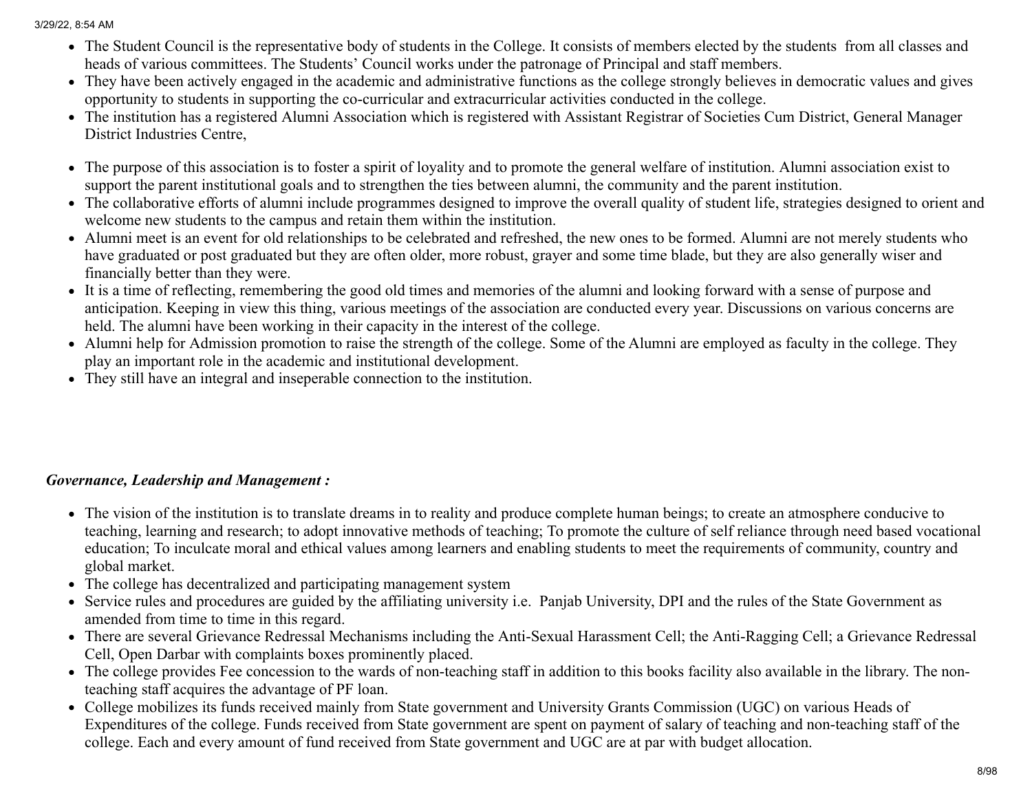- The Student Council is the representative body of students in the College. It consists of members elected by the students from all classes and heads of various committees. The Students' Council works under the patronage of Principal and staff members.
- They have been actively engaged in the academic and administrative functions as the college strongly believes in democratic values and gives opportunity to students in supporting the co-curricular and extracurricular activities conducted in the college.
- The institution has a registered Alumni Association which is registered with Assistant Registrar of Societies Cum District, General Manager District Industries Centre,
- The purpose of this association is to foster a spirit of loyality and to promote the general welfare of institution. Alumni association exist to support the parent institutional goals and to strengthen the ties between alumni, the community and the parent institution.
- The collaborative efforts of alumni include programmes designed to improve the overall quality of student life, strategies designed to orient and welcome new students to the campus and retain them within the institution.
- Alumni meet is an event for old relationships to be celebrated and refreshed, the new ones to be formed. Alumni are not merely students who have graduated or post graduated but they are often older, more robust, grayer and some time blade, but they are also generally wiser and financially better than they were.
- It is a time of reflecting, remembering the good old times and memories of the alumni and looking forward with a sense of purpose and anticipation. Keeping in view this thing, various meetings of the association are conducted every year. Discussions on various concerns are held. The alumni have been working in their capacity in the interest of the college.
- Alumni help for Admission promotion to raise the strength of the college. Some of the Alumni are employed as faculty in the college. They play an important role in the academic and institutional development.
- They still have an integral and inseperable connection to the institution.

***Governance, Leadership and Management :***

- The vision of the institution is to translate dreams in to reality and produce complete human beings; to create an atmosphere conducive to teaching, learning and research; to adopt innovative methods of teaching; To promote the culture of self reliance through need based vocational education; To inculcate moral and ethical values among learners and enabling students to meet the requirements of community, country and global market.
- The college has decentralized and participating management system
- Service rules and procedures are guided by the affiliating university i.e. Panjab University, DPI and the rules of the State Government as amended from time to time in this regard.
- There are several Grievance Redressal Mechanisms including the Anti-Sexual Harassment Cell; the Anti-Ragging Cell; a Grievance Redressal Cell, Open Darbar with complaints boxes prominently placed.
- The college provides Fee concession to the wards of non-teaching staff in addition to this books facility also available in the library. The non-teaching staff acquires the advantage of PF loan.
- College mobilizes its funds received mainly from State government and University Grants Commission (UGC) on various Heads of Expenditures of the college. Funds received from State government are spent on payment of salary of teaching and non-teaching staff of the college. Each and every amount of fund received from State government and UGC are at par with budget allocation.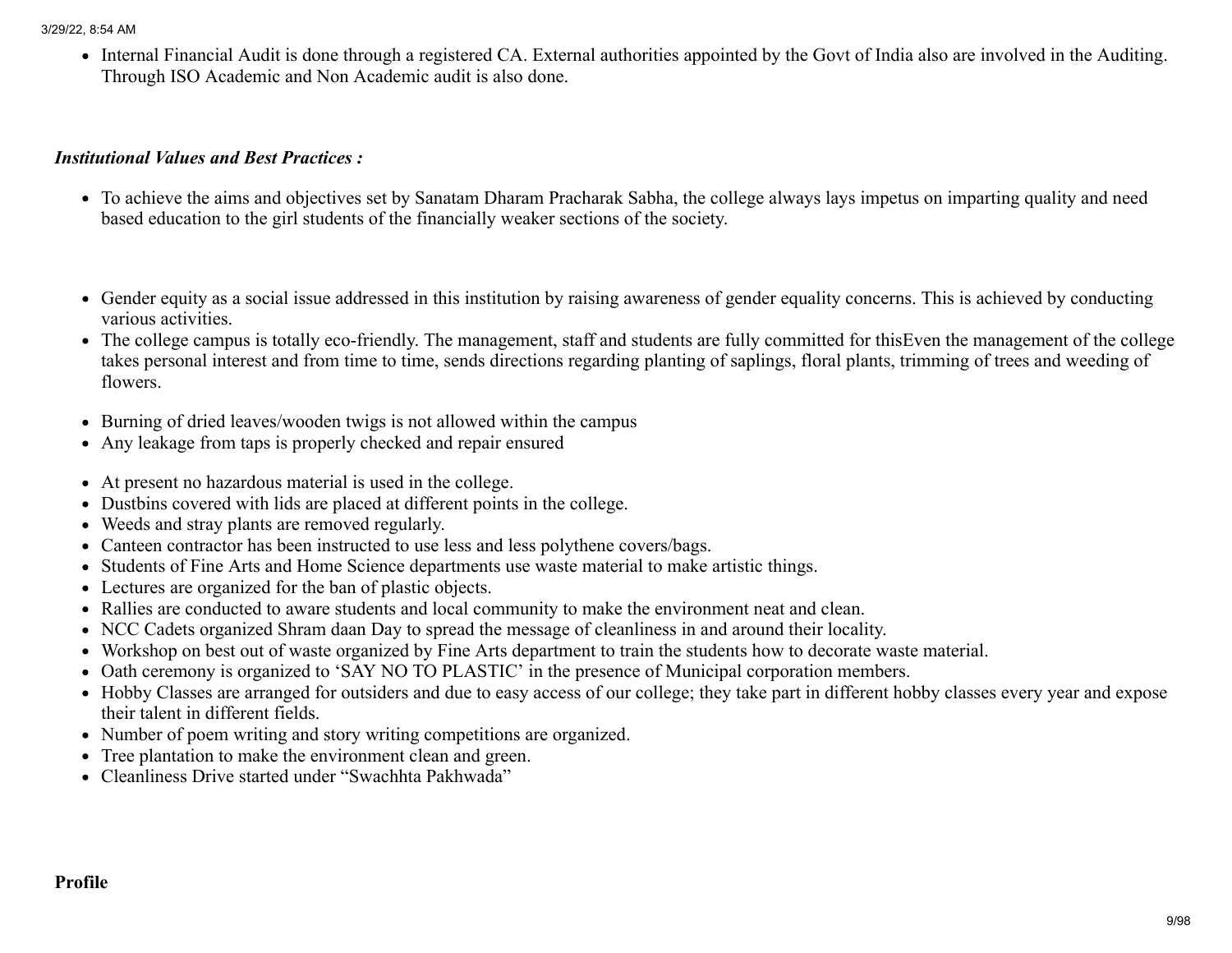- Internal Financial Audit is done through a registered CA. External authorities appointed by the Govt of India also are involved in the Auditing. Through ISO Academic and Non Academic audit is also done.

***Institutional Values and Best Practices :***

- To achieve the aims and objectives set by Sanatam Dharam Pracharak Sabha, the college always lays impetus on imparting quality and need based education to the girl students of the financially weaker sections of the society.

- Gender equity as a social issue addressed in this institution by raising awareness of gender equality concerns. This is achieved by conducting various activities.
- The college campus is totally eco-friendly. The management, staff and students are fully committed for thisEven the management of the college takes personal interest and from time to time, sends directions regarding planting of saplings, floral plants, trimming of trees and weeding of flowers.

- Burning of dried leaves/wooden twigs is not allowed within the campus
- Any leakage from taps is properly checked and repair ensured

- At present no hazardous material is used in the college.
- Dustbins covered with lids are placed at different points in the college.
- Weeds and stray plants are removed regularly.
- Canteen contractor has been instructed to use less and less polythene covers/bags.
- Students of Fine Arts and Home Science departments use waste material to make artistic things.
- Lectures are organized for the ban of plastic objects.
- Rallies are conducted to aware students and local community to make the environment neat and clean.
- NCC Cadets organized Shram daan Day to spread the message of cleanliness in and around their locality.
- Workshop on best out of waste organized by Fine Arts department to train the students how to decorate waste material.
- Oath ceremony is organized to 'SAY NO TO PLASTIC' in the presence of Municipal corporation members.
- Hobby Classes are arranged for outsiders and due to easy access of our college; they take part in different hobby classes every year and expose their talent in different fields.
- Number of poem writing and story writing competitions are organized.
- Tree plantation to make the environment clean and green.
- Cleanliness Drive started under "Swachhta Pakhwada"

**Profile**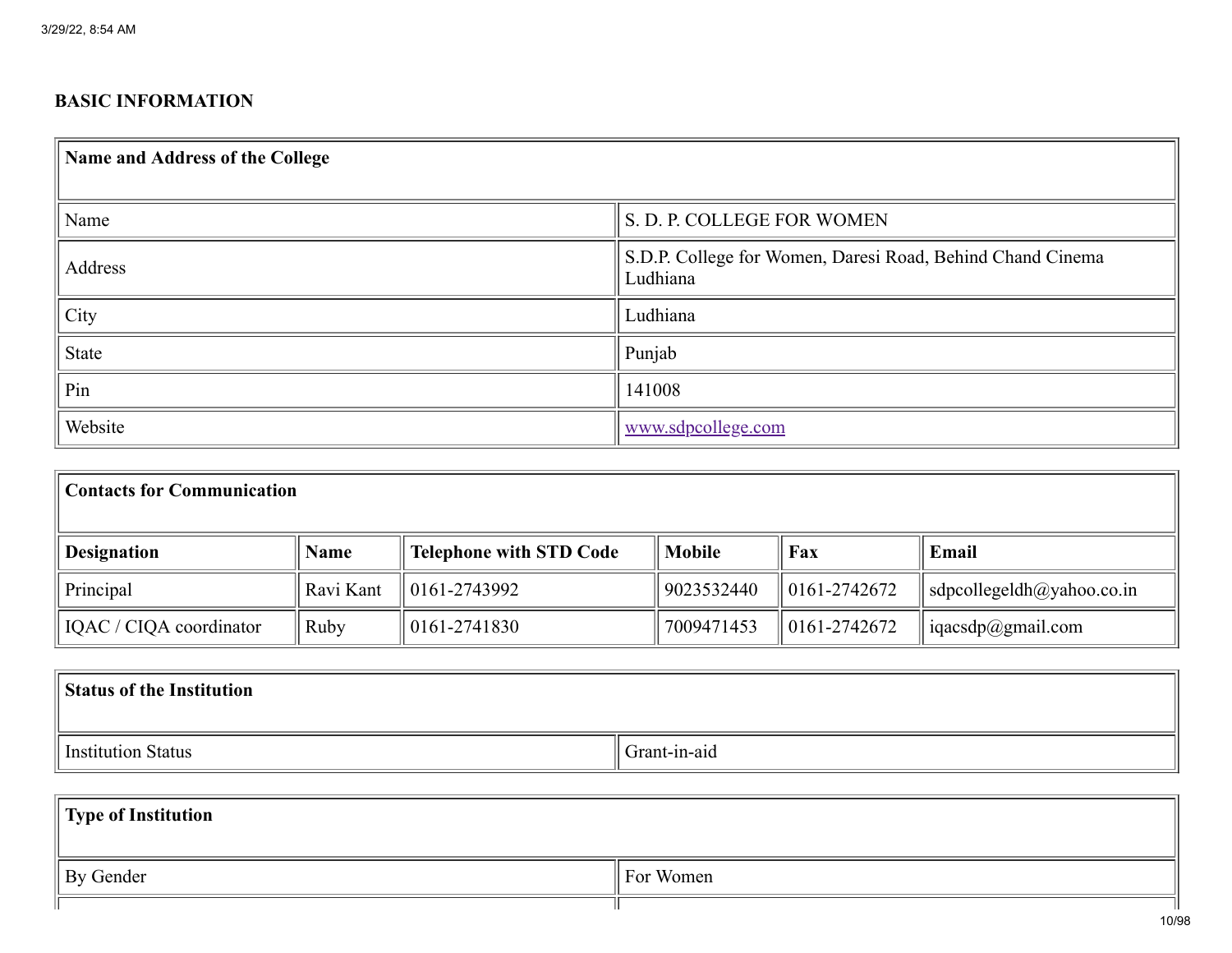## BASIC INFORMATION

| Name and Address of the College | |
|---|---|
| Name | S. D. P. COLLEGE FOR WOMEN |
| Address | S.D.P. College for Women, Daresi Road, Behind Chand Cinema Ludhiana |
| City | Ludhiana |
| State | Punjab |
| Pin | 141008 |
| Website | www.sdpcollege.com |

| Contacts for Communication | | | | | |
|---|---|---|---|---|---|
| **Designation** | **Name** | **Telephone with STD Code** | **Mobile** | **Fax** | **Email** |
| Principal | Ravi Kant | 0161-2743992 | 9023532440 | 0161-2742672 | sdpcollegeldh@yahoo.co.in |
| IQAC / CIQA coordinator | Ruby | 0161-2741830 | 7009471453 | 0161-2742672 | iqacsdp@gmail.com |

| Status of the Institution | |
|---|---|
| Institution Status | Grant-in-aid |

| Type of Institution | |
|---|---|
| By Gender | For Women |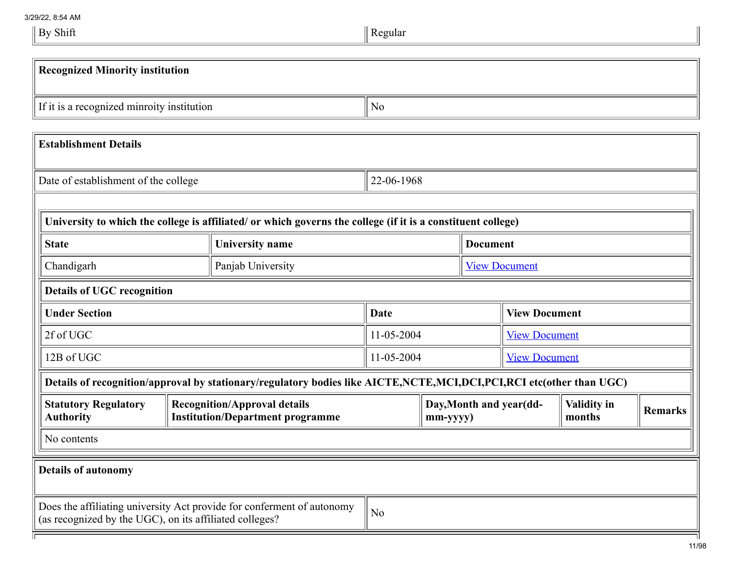| By Shift | Regular |
|---|---|

| Recognized Minority institution | |
|---|---|
| If it is a recognized minroity institution | No |

| Establishment Details | |
|---|---|
| Date of establishment of the college | 22-06-1968 |

**University to which the college is affiliated/ or which governs the college (if it is a constituent college)**

| State | University name | Document |
|---|---|---|
| Chandigarh | Panjab University | View Document |

**Details of UGC recognition**

| Under Section | Date | View Document |
|---|---|---|
| 2f of UGC | 11-05-2004 | View Document |
| 12B of UGC | 11-05-2004 | View Document |

**Details of recognition/approval by stationary/regulatory bodies like AICTE,NCTE,MCI,DCI,PCI,RCI etc(other than UGC)**

| Statutory Regulatory Authority | Recognition/Approval details Institution/Department programme | Day,Month and year(dd-mm-yyyy) | Validity in months | Remarks |
|---|---|---|---|---|
| No contents | | | | |

| Details of autonomy | |
|---|---|
| Does the affiliating university Act provide for conferment of autonomy (as recognized by the UGC), on its affiliated colleges? | No |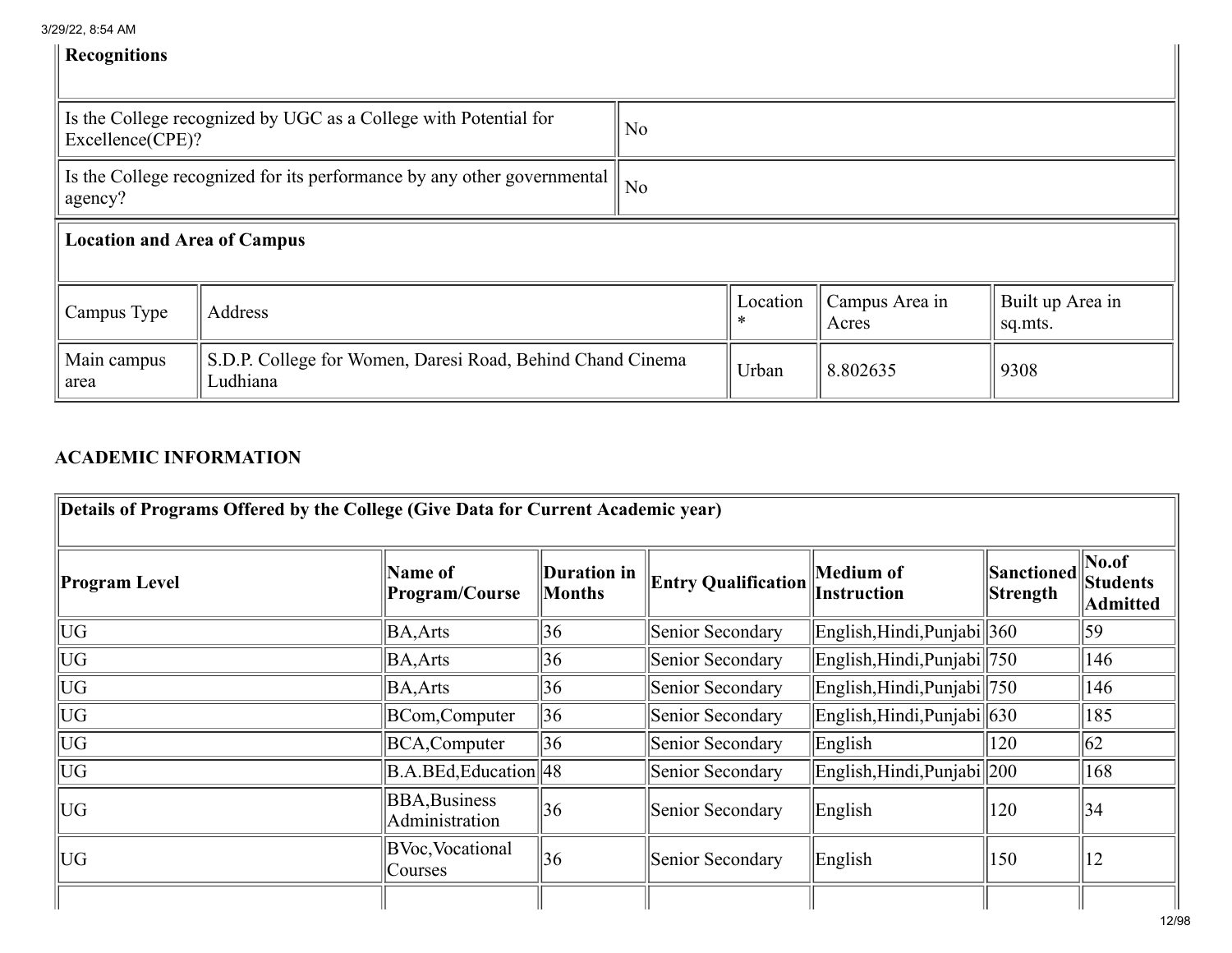| **Recognitions** | |
|---|---|
| Is the College recognized by UGC as a College with Potential for Excellence(CPE)? | No |
| Is the College recognized for its performance by any other governmental agency? | No |

| **Location and Area of Campus** | | | | |
|---|---|---|---|---|
| Campus Type | Address | Location * | Campus Area in Acres | Built up Area in sq.mts. |
| Main campus area | S.D.P. College for Women, Daresi Road, Behind Chand Cinema Ludhiana | Urban | 8.802635 | 9308 |

## ACADEMIC INFORMATION

| **Details of Programs Offered by the College (Give Data for Current Academic year)** | | | | | | |
|---|---|---|---|---|---|---|
| **Program Level** | **Name of Program/Course** | **Duration in Months** | **Entry Qualification** | **Medium of Instruction** | **Sanctioned Strength** | **No.of Students Admitted** |
| UG | BA,Arts | 36 | Senior Secondary | English,Hindi,Punjabi | 360 | 59 |
| UG | BA,Arts | 36 | Senior Secondary | English,Hindi,Punjabi | 750 | 146 |
| UG | BA,Arts | 36 | Senior Secondary | English,Hindi,Punjabi | 750 | 146 |
| UG | BCom,Computer | 36 | Senior Secondary | English,Hindi,Punjabi | 630 | 185 |
| UG | BCA,Computer | 36 | Senior Secondary | English | 120 | 62 |
| UG | B.A.BEd,Education | 48 | Senior Secondary | English,Hindi,Punjabi | 200 | 168 |
| UG | BBA,Business Administration | 36 | Senior Secondary | English | 120 | 34 |
| UG | BVoc,Vocational Courses | 36 | Senior Secondary | English | 150 | 12 |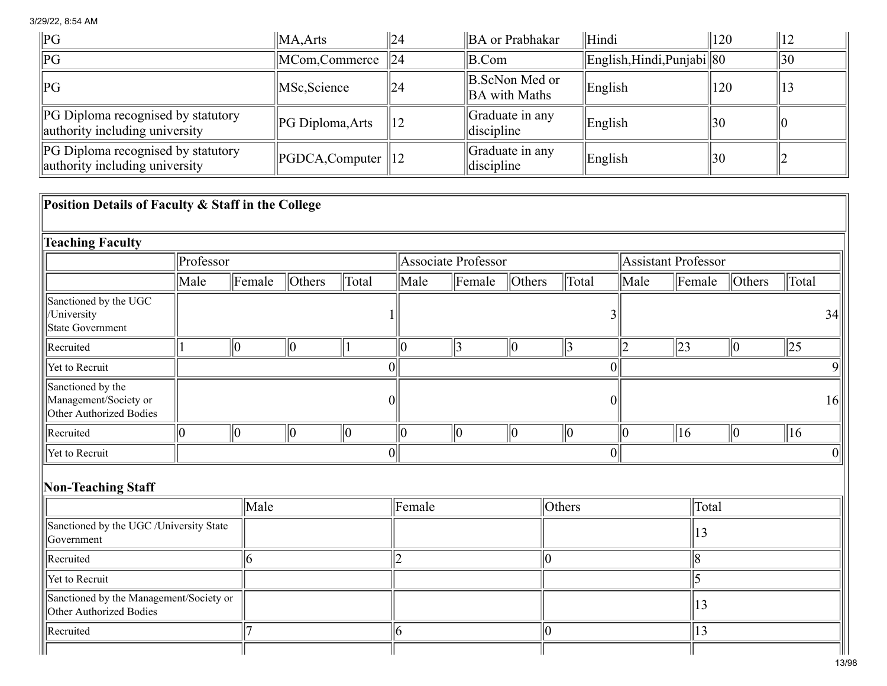| PG | MA,Arts | 24 | BA or Prabhakar | Hindi | 120 | 12 |
|---|---|---|---|---|---|---|
| PG | MCom,Commerce | 24 | B.Com | English,Hindi,Punjabi | 80 | 30 |
| PG | MSc,Science | 24 | B.ScNon Med or BA with Maths | English | 120 | 13 |
| PG Diploma recognised by statutory authority including university | PG Diploma,Arts | 12 | Graduate in any discipline | English | 30 | 0 |
| PG Diploma recognised by statutory authority including university | PGDCA,Computer | 12 | Graduate in any discipline | English | 30 | 2 |

## Position Details of Faculty & Staff in the College

### Teaching Faculty

| | Professor | | | | Associate Professor | | | | Assistant Professor | | | |
|---|---|---|---|---|---|---|---|---|---|---|---|---|
| | Male | Female | Others | Total | Male | Female | Others | Total | Male | Female | Others | Total |
| Sanctioned by the UGC /University State Government | | | | 1 | | | | 3 | | | | 34 |
| Recruited | 1 | 0 | 0 | 1 | 0 | 3 | 0 | 3 | 2 | 23 | 0 | 25 |
| Yet to Recruit | | | | 0 | | | | 0 | | | | 9 |
| Sanctioned by the Management/Society or Other Authorized Bodies | | | | 0 | | | | 0 | | | | 16 |
| Recruited | 0 | 0 | 0 | 0 | 0 | 0 | 0 | 0 | 0 | 16 | 0 | 16 |
| Yet to Recruit | | | | 0 | | | | 0 | | | | 0 |

### Non-Teaching Staff

| | Male | Female | Others | Total |
|---|---|---|---|---|
| Sanctioned by the UGC /University State Government | | | | 13 |
| Recruited | 6 | 2 | 0 | 8 |
| Yet to Recruit | | | | 5 |
| Sanctioned by the Management/Society or Other Authorized Bodies | | | | 13 |
| Recruited | 7 | 6 | 0 | 13 |
| | | | | |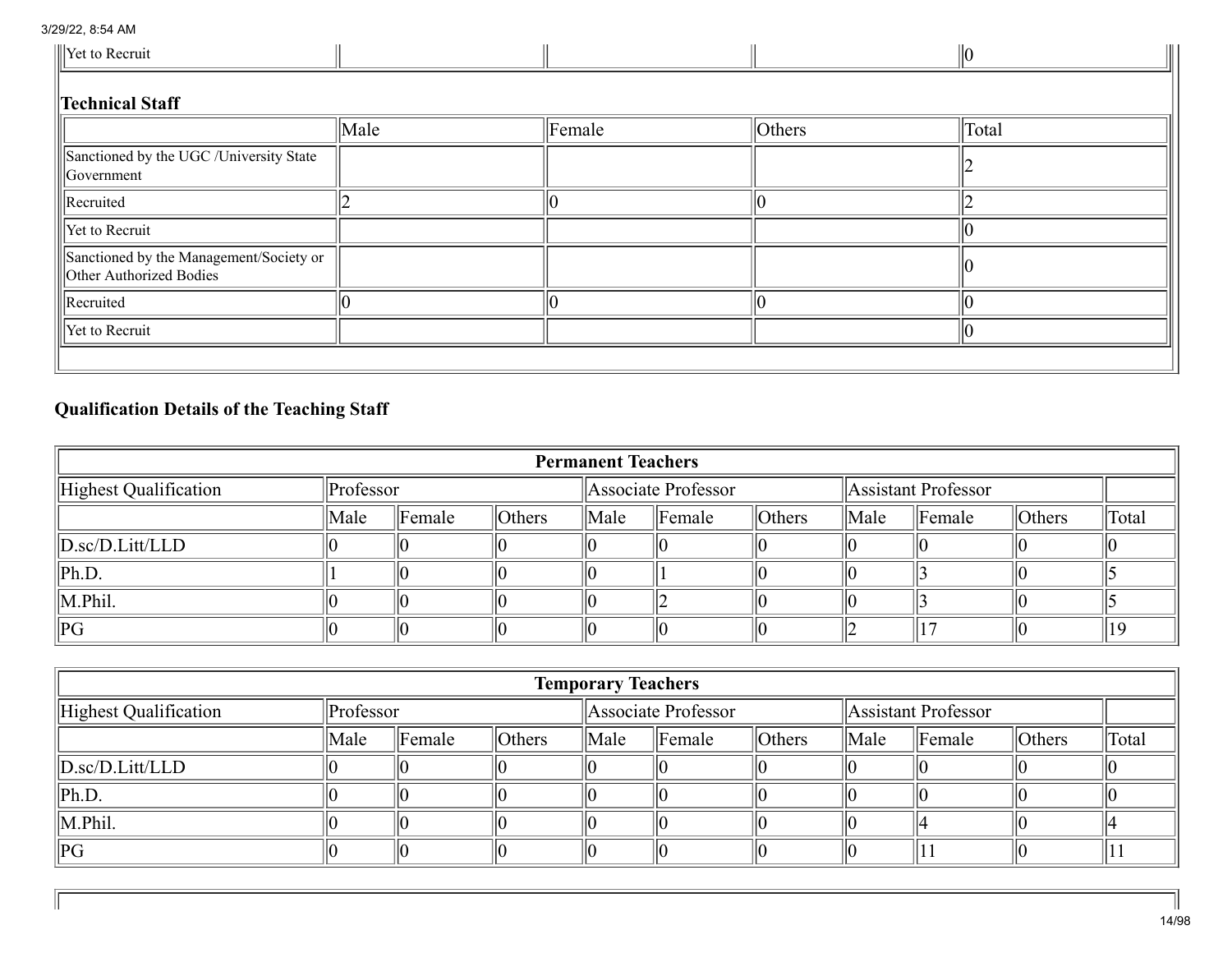| | | | | |
|---|---|---|---|---|
| Yet to Recruit | | | | 0 |

**Technical Staff**

| | Male | Female | Others | Total |
|---|---|---|---|---|
| Sanctioned by the UGC /University State Government | | | | 2 |
| Recruited | 2 | 0 | 0 | 2 |
| Yet to Recruit | | | | 0 |
| Sanctioned by the Management/Society or Other Authorized Bodies | | | | 0 |
| Recruited | 0 | 0 | 0 | 0 |
| Yet to Recruit | | | | 0 |

## Qualification Details of the Teaching Staff

| Permanent Teachers | | | | | | | | | | |
|---|---|---|---|---|---|---|---|---|---|---|
| Highest Qualification | Professor | | | Associate Professor | | | Assistant Professor | | | |
| | Male | Female | Others | Male | Female | Others | Male | Female | Others | Total |
| D.sc/D.Litt/LLD | 0 | 0 | 0 | 0 | 0 | 0 | 0 | 0 | 0 | 0 |
| Ph.D. | 1 | 0 | 0 | 0 | 1 | 0 | 0 | 3 | 0 | 5 |
| M.Phil. | 0 | 0 | 0 | 0 | 2 | 0 | 0 | 3 | 0 | 5 |
| PG | 0 | 0 | 0 | 0 | 0 | 0 | 2 | 17 | 0 | 19 |

| Temporary Teachers | | | | | | | | | | |
|---|---|---|---|---|---|---|---|---|---|---|
| Highest Qualification | Professor | | | Associate Professor | | | Assistant Professor | | | |
| | Male | Female | Others | Male | Female | Others | Male | Female | Others | Total |
| D.sc/D.Litt/LLD | 0 | 0 | 0 | 0 | 0 | 0 | 0 | 0 | 0 | 0 |
| Ph.D. | 0 | 0 | 0 | 0 | 0 | 0 | 0 | 0 | 0 | 0 |
| M.Phil. | 0 | 0 | 0 | 0 | 0 | 0 | 0 | 4 | 0 | 4 |
| PG | 0 | 0 | 0 | 0 | 0 | 0 | 0 | 11 | 0 | 11 |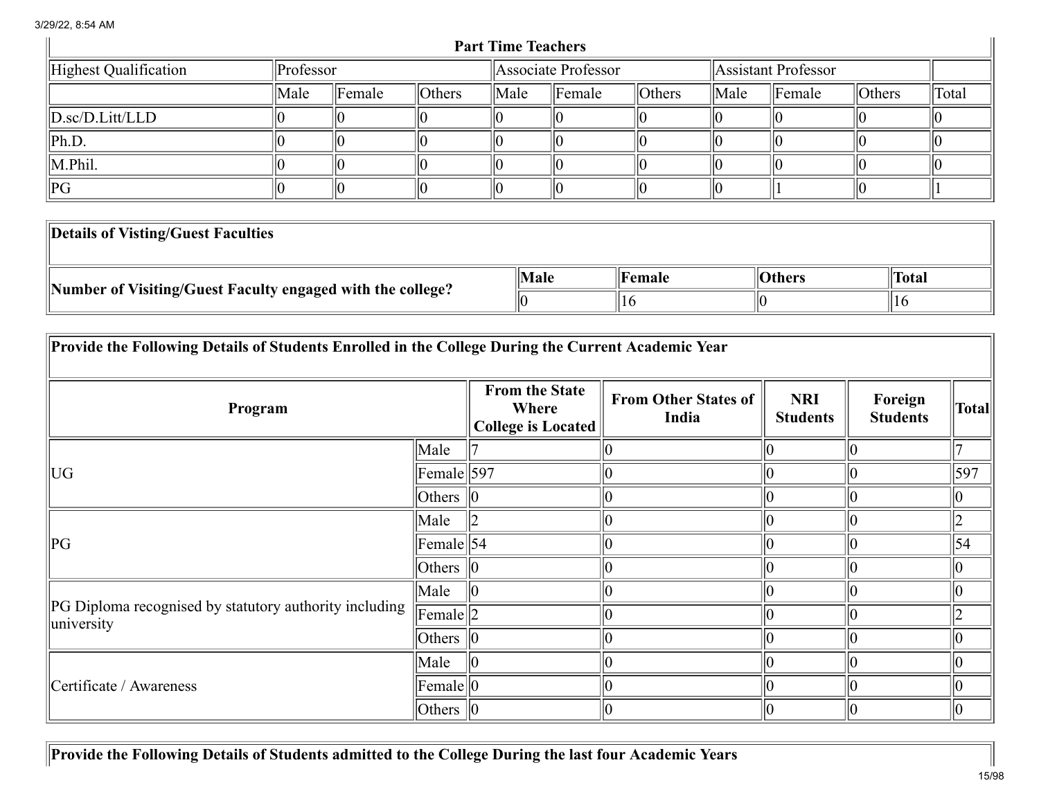| Part Time Teachers | | | | | | | | | | |
|---|---|---|---|---|---|---|---|---|---|---|
| Highest Qualification | Professor | | | Associate Professor | | | Assistant Professor | | | |
| | Male | Female | Others | Male | Female | Others | Male | Female | Others | Total |
| D.sc/D.Litt/LLD | 0 | 0 | 0 | 0 | 0 | 0 | 0 | 0 | 0 | 0 |
| Ph.D. | 0 | 0 | 0 | 0 | 0 | 0 | 0 | 0 | 0 | 0 |
| M.Phil. | 0 | 0 | 0 | 0 | 0 | 0 | 0 | 0 | 0 | 0 |
| PG | 0 | 0 | 0 | 0 | 0 | 0 | 0 | 1 | 0 | 1 |

| **Details of Visting/Guest Faculties** | | | | |
|---|---|---|---|---|
| **Number of Visiting/Guest Faculty engaged with the college?** | **Male** | **Female** | **Others** | **Total** |
| | 0 | 16 | 0 | 16 |

**Provide the Following Details of Students Enrolled in the College During the Current Academic Year**

| **Program** | | **From the State Where College is Located** | **From Other States of India** | **NRI Students** | **Foreign Students** | **Total** |
|---|---|---|---|---|---|---|
| UG | Male | 7 | 0 | 0 | 0 | 7 |
| | Female | 597 | 0 | 0 | 0 | 597 |
| | Others | 0 | 0 | 0 | 0 | 0 |
| PG | Male | 2 | 0 | 0 | 0 | 2 |
| | Female | 54 | 0 | 0 | 0 | 54 |
| | Others | 0 | 0 | 0 | 0 | 0 |
| PG Diploma recognised by statutory authority including university | Male | 0 | 0 | 0 | 0 | 0 |
| | Female | 2 | 0 | 0 | 0 | 2 |
| | Others | 0 | 0 | 0 | 0 | 0 |
| Certificate / Awareness | Male | 0 | 0 | 0 | 0 | 0 |
| | Female | 0 | 0 | 0 | 0 | 0 |
| | Others | 0 | 0 | 0 | 0 | 0 |

**Provide the Following Details of Students admitted to the College During the last four Academic Years**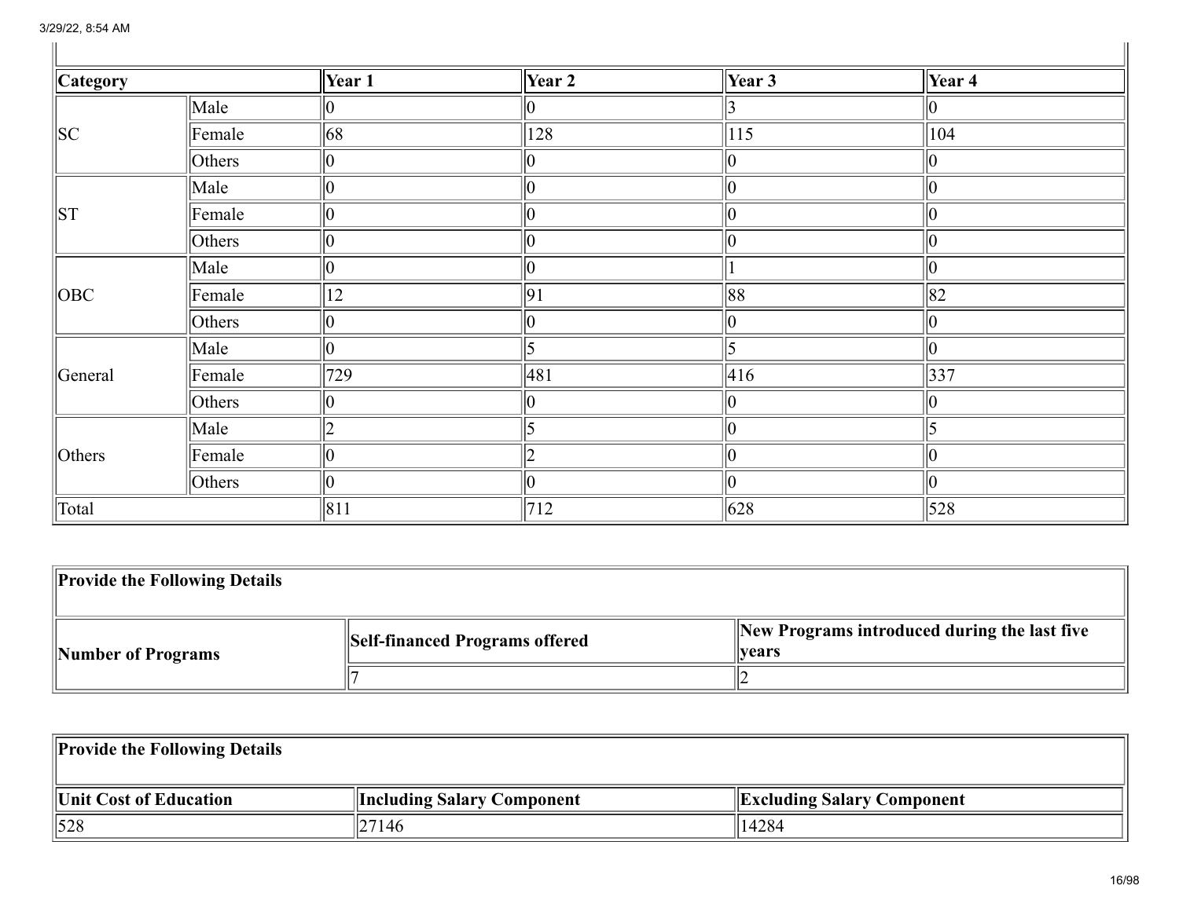| Category | | Year 1 | Year 2 | Year 3 | Year 4 |
|---|---|---|---|---|---|
| SC | Male | 0 | 0 | 3 | 0 |
| | Female | 68 | 128 | 115 | 104 |
| | Others | 0 | 0 | 0 | 0 |
| ST | Male | 0 | 0 | 0 | 0 |
| | Female | 0 | 0 | 0 | 0 |
| | Others | 0 | 0 | 0 | 0 |
| OBC | Male | 0 | 0 | 1 | 0 |
| | Female | 12 | 91 | 88 | 82 |
| | Others | 0 | 0 | 0 | 0 |
| General | Male | 0 | 5 | 5 | 0 |
| | Female | 729 | 481 | 416 | 337 |
| | Others | 0 | 0 | 0 | 0 |
| Others | Male | 2 | 5 | 0 | 5 |
| | Female | 0 | 2 | 0 | 0 |
| | Others | 0 | 0 | 0 | 0 |
| Total | | 811 | 712 | 628 | 528 |

| **Provide the Following Details** | | |
|---|---|---|
| **Number of Programs** | **Self-financed Programs offered** | **New Programs introduced during the last five years** |
| | 7 | 2 |

| **Provide the Following Details** | | |
|---|---|---|
| **Unit Cost of Education** | **Including Salary Component** | **Excluding Salary Component** |
| 528 | 27146 | 14284 |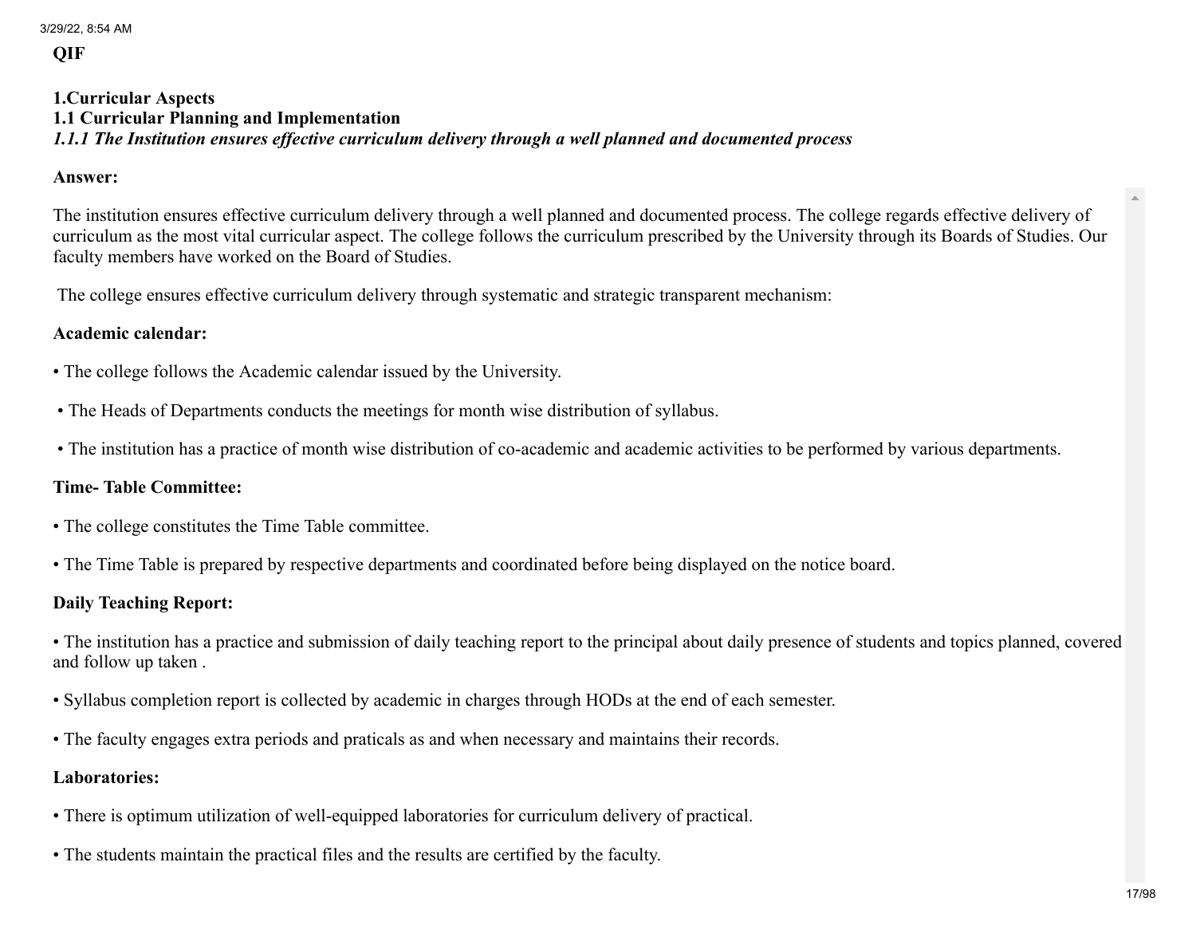**QIF**

**1.Curricular Aspects**

**1.1 Curricular Planning and Implementation**

***1.1.1 The Institution ensures effective curriculum delivery through a well planned and documented process***

**Answer:**

The institution ensures effective curriculum delivery through a well planned and documented process. The college regards effective delivery of curriculum as the most vital curricular aspect. The college follows the curriculum prescribed by the University through its Boards of Studies. Our faculty members have worked on the Board of Studies.

The college ensures effective curriculum delivery through systematic and strategic transparent mechanism:

**Academic calendar:**

- The college follows the Academic calendar issued by the University.
- The Heads of Departments conducts the meetings for month wise distribution of syllabus.
- The institution has a practice of month wise distribution of co-academic and academic activities to be performed by various departments.

**Time- Table Committee:**

- The college constitutes the Time Table committee.
- The Time Table is prepared by respective departments and coordinated before being displayed on the notice board.

**Daily Teaching Report:**

- The institution has a practice and submission of daily teaching report to the principal about daily presence of students and topics planned, covered and follow up taken .
- Syllabus completion report is collected by academic in charges through HODs at the end of each semester.
- The faculty engages extra periods and praticals as and when necessary and maintains their records.

**Laboratories:**

- There is optimum utilization of well-equipped laboratories for curriculum delivery of practical.
- The students maintain the practical files and the results are certified by the faculty.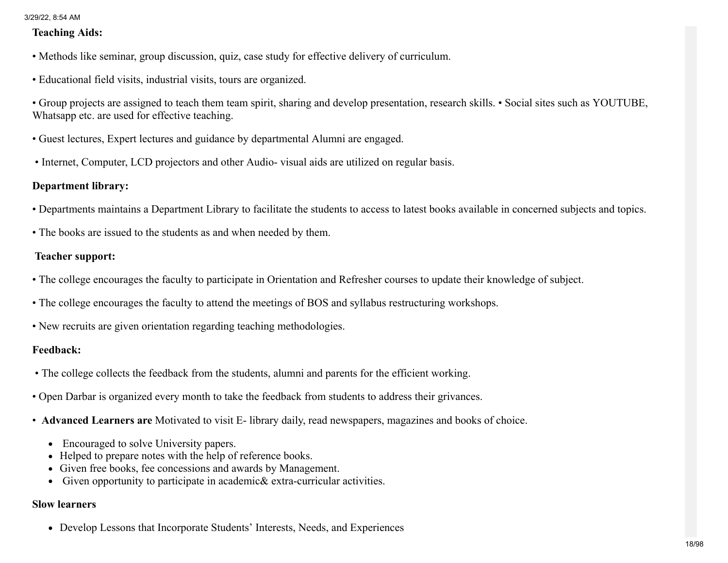**Teaching Aids:**

• Methods like seminar, group discussion, quiz, case study for effective delivery of curriculum.

• Educational field visits, industrial visits, tours are organized.

• Group projects are assigned to teach them team spirit, sharing and develop presentation, research skills. • Social sites such as YOUTUBE, Whatsapp etc. are used for effective teaching.

• Guest lectures, Expert lectures and guidance by departmental Alumni are engaged.

• Internet, Computer, LCD projectors and other Audio- visual aids are utilized on regular basis.

**Department library:**

• Departments maintains a Department Library to facilitate the students to access to latest books available in concerned subjects and topics.

• The books are issued to the students as and when needed by them.

**Teacher support:**

• The college encourages the faculty to participate in Orientation and Refresher courses to update their knowledge of subject.

• The college encourages the faculty to attend the meetings of BOS and syllabus restructuring workshops.

• New recruits are given orientation regarding teaching methodologies.

**Feedback:**

• The college collects the feedback from the students, alumni and parents for the efficient working.

• Open Darbar is organized every month to take the feedback from students to address their grivances.

• **Advanced Learners are** Motivated to visit E- library daily, read newspapers, magazines and books of choice.

- Encouraged to solve University papers.
- Helped to prepare notes with the help of reference books.
- Given free books, fee concessions and awards by Management.
- Given opportunity to participate in academic& extra-curricular activities.

**Slow learners**

- Develop Lessons that Incorporate Students' Interests, Needs, and Experiences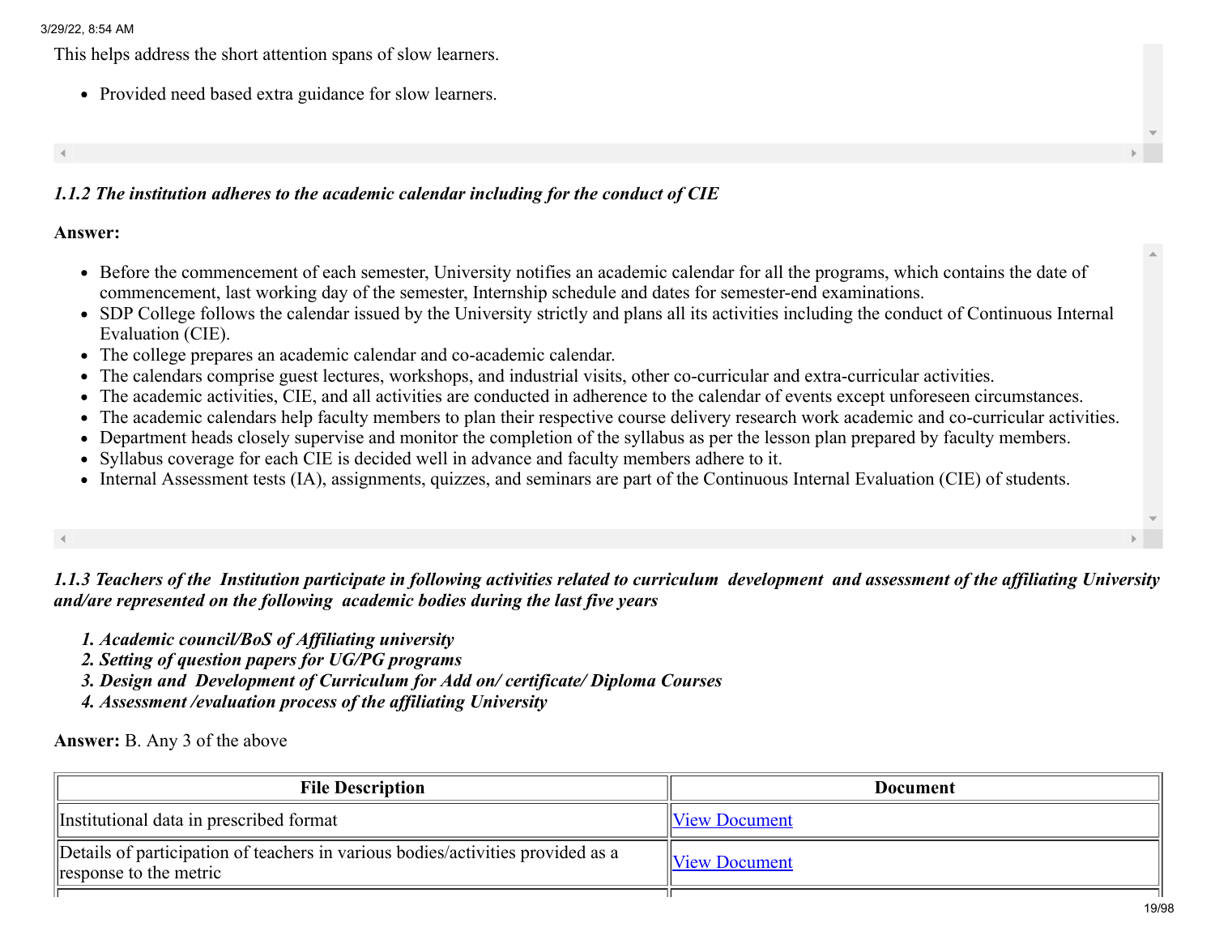This helps address the short attention spans of slow learners.

- Provided need based extra guidance for slow learners.

***1.1.2 The institution adheres to the academic calendar including for the conduct of CIE***

**Answer:**

- Before the commencement of each semester, University notifies an academic calendar for all the programs, which contains the date of commencement, last working day of the semester, Internship schedule and dates for semester-end examinations.
- SDP College follows the calendar issued by the University strictly and plans all its activities including the conduct of Continuous Internal Evaluation (CIE).
- The college prepares an academic calendar and co-academic calendar.
- The calendars comprise guest lectures, workshops, and industrial visits, other co-curricular and extra-curricular activities.
- The academic activities, CIE, and all activities are conducted in adherence to the calendar of events except unforeseen circumstances.
- The academic calendars help faculty members to plan their respective course delivery research work academic and co-curricular activities.
- Department heads closely supervise and monitor the completion of the syllabus as per the lesson plan prepared by faculty members.
- Syllabus coverage for each CIE is decided well in advance and faculty members adhere to it.
- Internal Assessment tests (IA), assignments, quizzes, and seminars are part of the Continuous Internal Evaluation (CIE) of students.

***1.1.3 Teachers of the Institution participate in following activities related to curriculum development and assessment of the affiliating University and/are represented on the following academic bodies during the last five years***

1. ***Academic council/BoS of Affiliating university***
2. ***Setting of question papers for UG/PG programs***
3. ***Design and Development of Curriculum for Add on/ certificate/ Diploma Courses***
4. ***Assessment /evaluation process of the affiliating University***

**Answer:** B. Any 3 of the above

| File Description | Document |
|---|---|
| Institutional data in prescribed format | View Document |
| Details of participation of teachers in various bodies/activities provided as a response to the metric | View Document |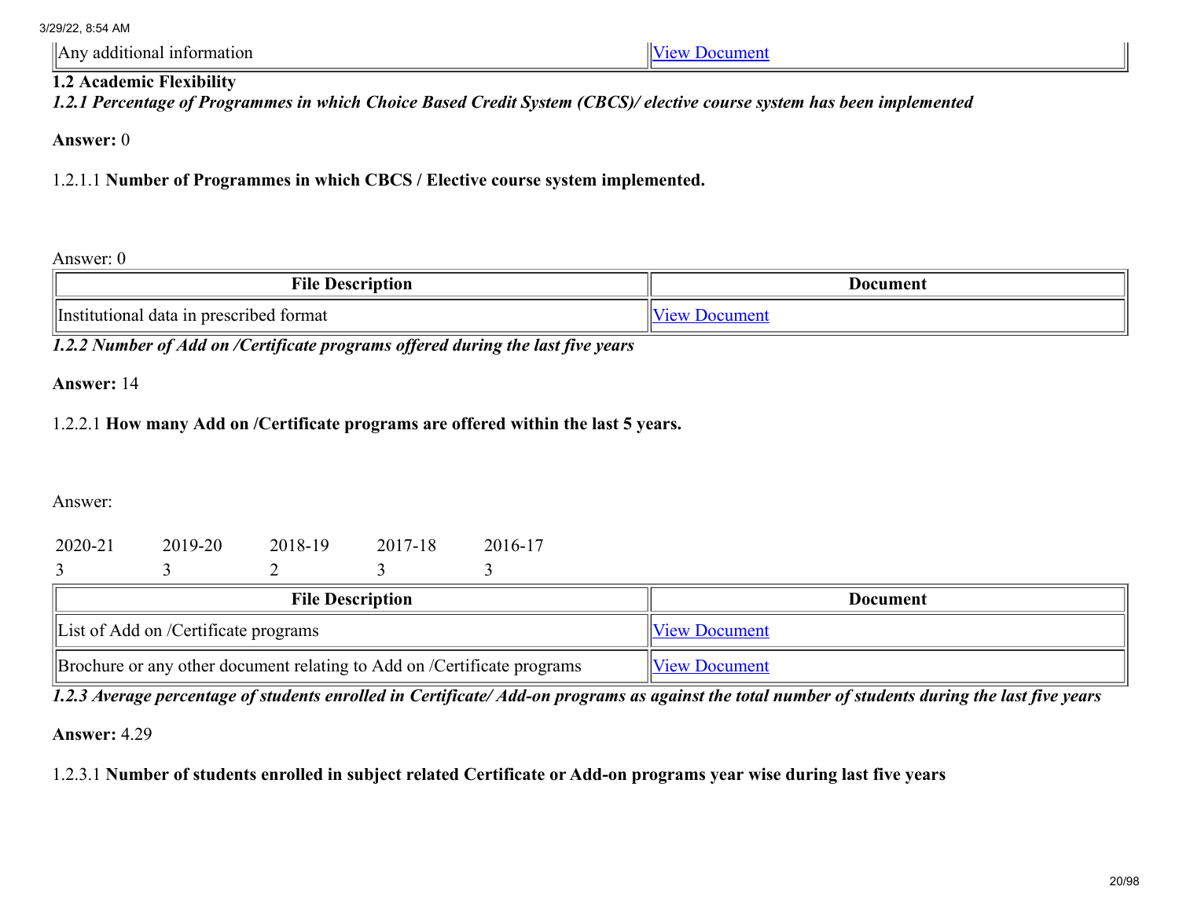| Any additional information | View Document |
|---|---|

**1.2 Academic Flexibility**

***1.2.1 Percentage of Programmes in which Choice Based Credit System (CBCS)/ elective course system has been implemented***

**Answer:** 0

1.2.1.1 **Number of Programmes in which CBCS / Elective course system implemented.**

Answer: 0

| File Description | Document |
|---|---|
| Institutional data in prescribed format | View Document |

***1.2.2 Number of Add on /Certificate programs offered during the last five years***

**Answer:** 14

1.2.2.1 **How many Add on /Certificate programs are offered within the last 5 years.**

Answer:

| 2020-21 | 2019-20 | 2018-19 | 2017-18 | 2016-17 |
|---|---|---|---|---|
| 3 | 3 | 2 | 3 | 3 |

| File Description | Document |
|---|---|
| List of Add on /Certificate programs | View Document |
| Brochure or any other document relating to Add on /Certificate programs | View Document |

***1.2.3 Average percentage of students enrolled in Certificate/ Add-on programs as against the total number of students during the last five years***

**Answer:** 4.29

1.2.3.1 **Number of students enrolled in subject related Certificate or Add-on programs year wise during last five years**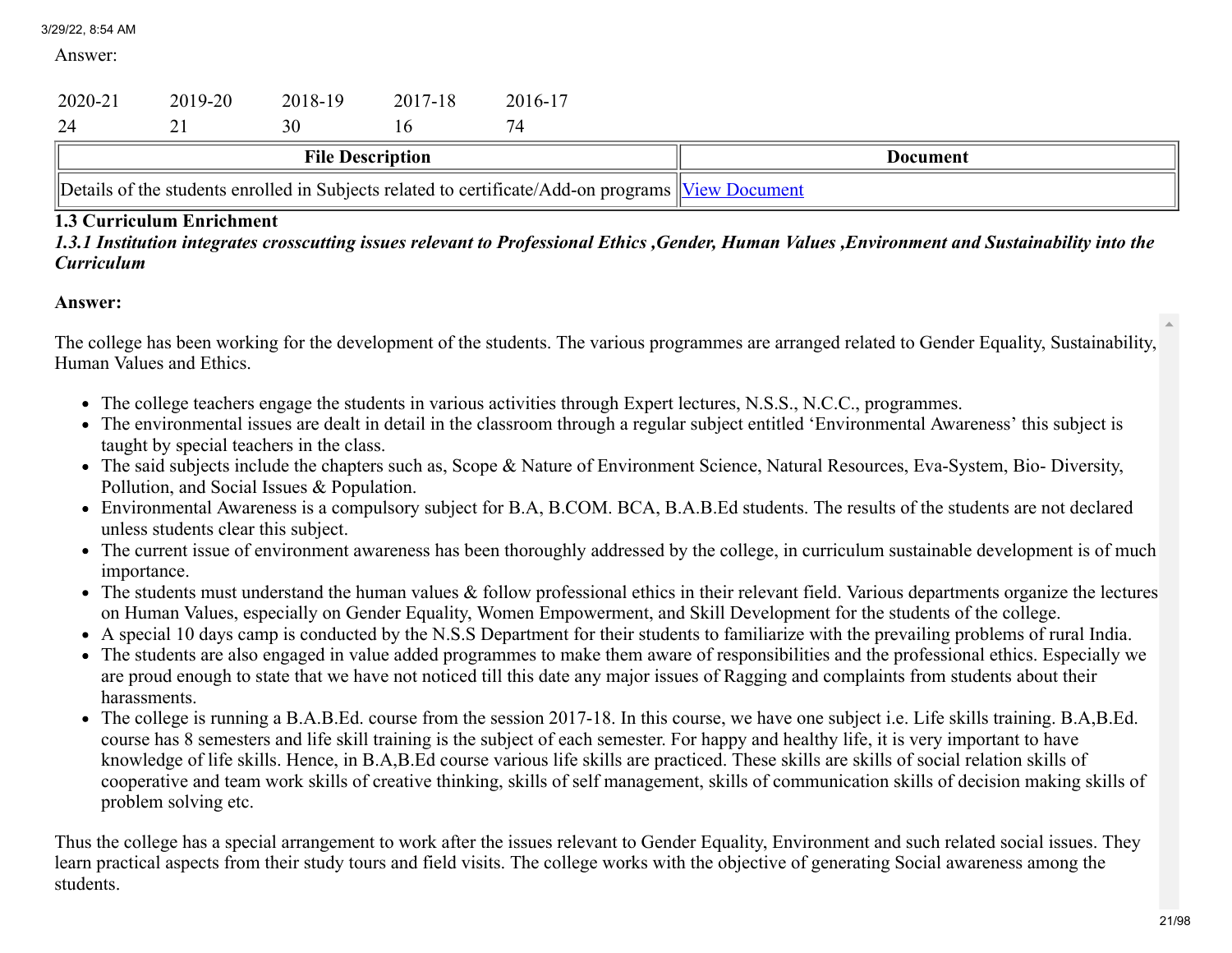Answer:

| 2020-21 | 2019-20 | 2018-19 | 2017-18 | 2016-17 |
|---|---|---|---|---|
| 24 | 21 | 30 | 16 | 74 |

| File Description | Document |
|---|---|
| Details of the students enrolled in Subjects related to certificate/Add-on programs | View Document |

### 1.3 Curriculum Enrichment

***1.3.1 Institution integrates crosscutting issues relevant to Professional Ethics ,Gender, Human Values ,Environment and Sustainability into the Curriculum***

**Answer:**

The college has been working for the development of the students. The various programmes are arranged related to Gender Equality, Sustainability, Human Values and Ethics.

- The college teachers engage the students in various activities through Expert lectures, N.S.S., N.C.C., programmes.
- The environmental issues are dealt in detail in the classroom through a regular subject entitled 'Environmental Awareness' this subject is taught by special teachers in the class.
- The said subjects include the chapters such as, Scope & Nature of Environment Science, Natural Resources, Eva-System, Bio- Diversity, Pollution, and Social Issues & Population.
- Environmental Awareness is a compulsory subject for B.A, B.COM. BCA, B.A.B.Ed students. The results of the students are not declared unless students clear this subject.
- The current issue of environment awareness has been thoroughly addressed by the college, in curriculum sustainable development is of much importance.
- The students must understand the human values & follow professional ethics in their relevant field. Various departments organize the lectures on Human Values, especially on Gender Equality, Women Empowerment, and Skill Development for the students of the college.
- A special 10 days camp is conducted by the N.S.S Department for their students to familiarize with the prevailing problems of rural India.
- The students are also engaged in value added programmes to make them aware of responsibilities and the professional ethics. Especially we are proud enough to state that we have not noticed till this date any major issues of Ragging and complaints from students about their harassments.
- The college is running a B.A.B.Ed. course from the session 2017-18. In this course, we have one subject i.e. Life skills training. B.A,B.Ed. course has 8 semesters and life skill training is the subject of each semester. For happy and healthy life, it is very important to have knowledge of life skills. Hence, in B.A,B.Ed course various life skills are practiced. These skills are skills of social relation skills of cooperative and team work skills of creative thinking, skills of self management, skills of communication skills of decision making skills of problem solving etc.

Thus the college has a special arrangement to work after the issues relevant to Gender Equality, Environment and such related social issues. They learn practical aspects from their study tours and field visits. The college works with the objective of generating Social awareness among the students.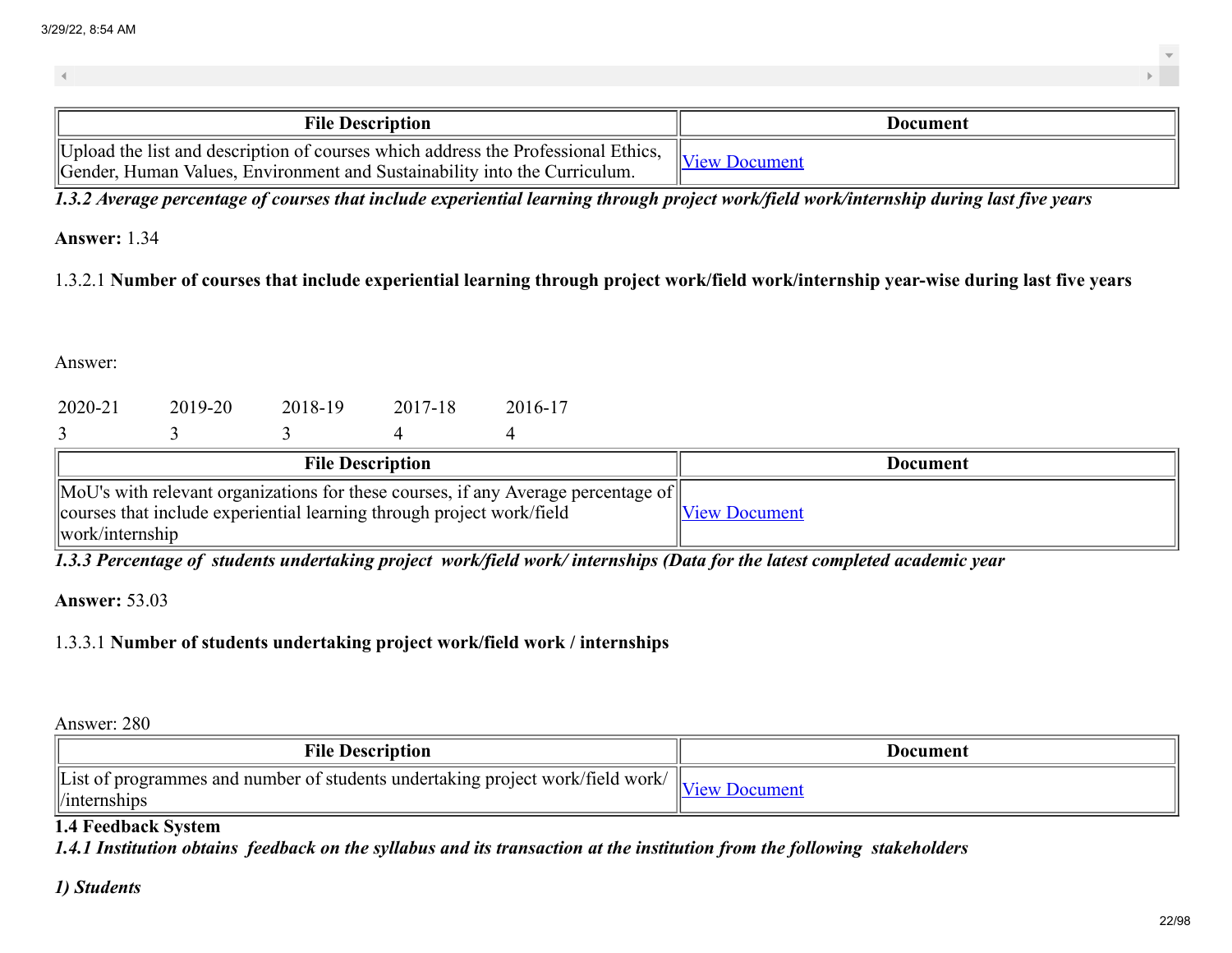| File Description | Document |
|---|---|
| Upload the list and description of courses which address the Professional Ethics, Gender, Human Values, Environment and Sustainability into the Curriculum. | View Document |

***1.3.2 Average percentage of courses that include experiential learning through project work/field work/internship during last five years***

**Answer:** 1.34

1.3.2.1 **Number of courses that include experiential learning through project work/field work/internship year-wise during last five years**

Answer:

| 2020-21 | 2019-20 | 2018-19 | 2017-18 | 2016-17 |
|---|---|---|---|---|
| 3 | 3 | 3 | 4 | 4 |

| File Description | Document |
|---|---|
| MoU's with relevant organizations for these courses, if any Average percentage of courses that include experiential learning through project work/field work/internship | View Document |

***1.3.3 Percentage of students undertaking project work/field work/ internships (Data for the latest completed academic year***

**Answer:** 53.03

1.3.3.1 **Number of students undertaking project work/field work / internships**

Answer: 280

| File Description | Document |
|---|---|
| List of programmes and number of students undertaking project work/field work/ /internships | View Document |

**1.4 Feedback System**

***1.4.1 Institution obtains feedback on the syllabus and its transaction at the institution from the following stakeholders***

***1) Students***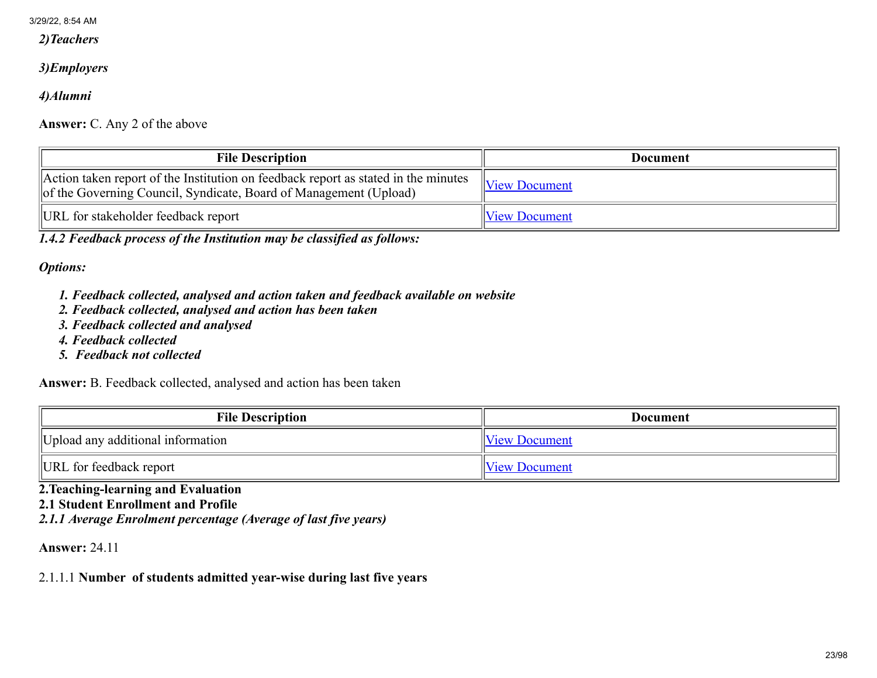*2)Teachers*

*3)Employers*

*4)Alumni*

**Answer:** C. Any 2 of the above

| File Description | Document |
|---|---|
| Action taken report of the Institution on feedback report as stated in the minutes of the Governing Council, Syndicate, Board of Management (Upload) | View Document |
| URL for stakeholder feedback report | View Document |

***1.4.2 Feedback process of the Institution may be classified as follows:***

***Options:***

1. ***Feedback collected, analysed and action taken and feedback available on website***
2. ***Feedback collected, analysed and action has been taken***
3. ***Feedback collected and analysed***
4. ***Feedback collected***
5. ***Feedback not collected***

**Answer:** B. Feedback collected, analysed and action has been taken

| File Description | Document |
|---|---|
| Upload any additional information | View Document |
| URL for feedback report | View Document |

## 2.Teaching-learning and Evaluation

### 2.1 Student Enrollment and Profile

***2.1.1 Average Enrolment percentage (Average of last five years)***

**Answer:** 24.11

2.1.1.1 **Number of students admitted year-wise during last five years**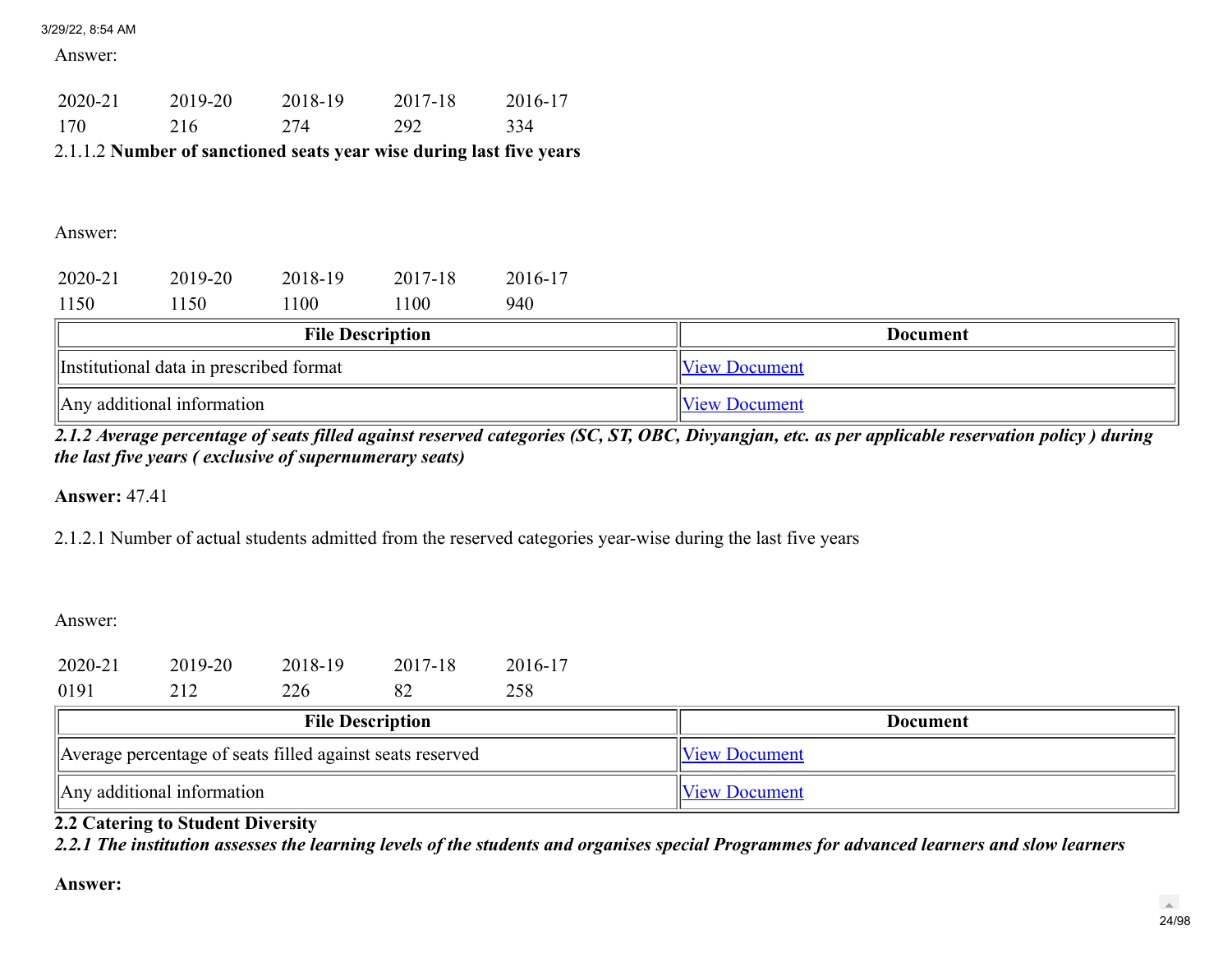Answer:

| 2020-21 | 2019-20 | 2018-19 | 2017-18 | 2016-17 |
|---|---|---|---|---|
| 170 | 216 | 274 | 292 | 334 |

2.1.1.2 **Number of sanctioned seats year wise during last five years**

Answer:

| 2020-21 | 2019-20 | 2018-19 | 2017-18 | 2016-17 |
|---|---|---|---|---|
| 1150 | 1150 | 1100 | 1100 | 940 |

| File Description | Document |
|---|---|
| Institutional data in prescribed format | View Document |
| Any additional information | View Document |

***2.1.2 Average percentage of seats filled against reserved categories (SC, ST, OBC, Divyangjan, etc. as per applicable reservation policy ) during the last five years ( exclusive of supernumerary seats)***

**Answer:** 47.41

2.1.2.1 Number of actual students admitted from the reserved categories year-wise during the last five years

Answer:

| 2020-21 | 2019-20 | 2018-19 | 2017-18 | 2016-17 |
|---|---|---|---|---|
| 0191 | 212 | 226 | 82 | 258 |

| File Description | Document |
|---|---|
| Average percentage of seats filled against seats reserved | View Document |
| Any additional information | View Document |

**2.2 Catering to Student Diversity**

***2.2.1 The institution assesses the learning levels of the students and organises special Programmes for advanced learners and slow learners***

**Answer:**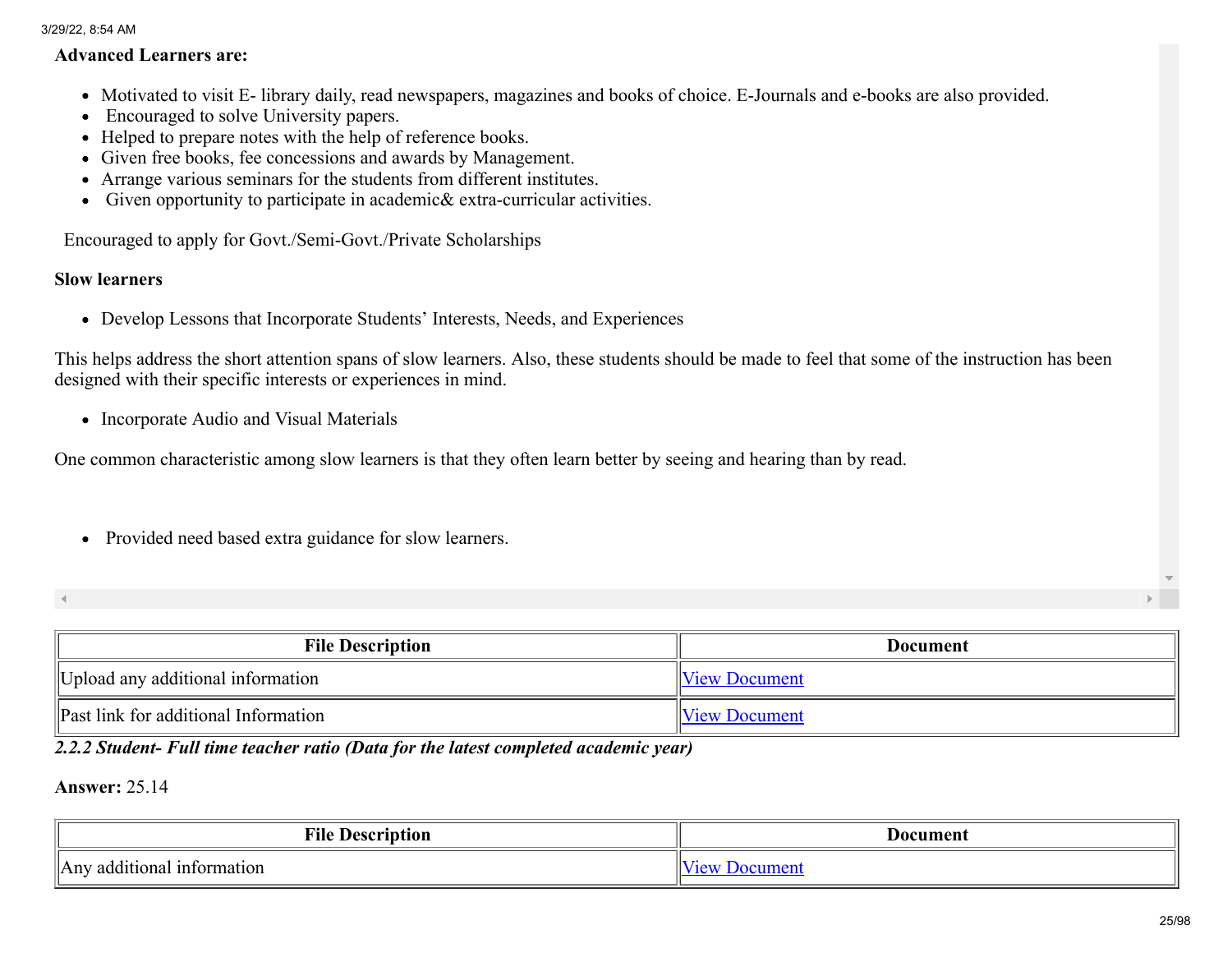**Advanced Learners are:**

- Motivated to visit E- library daily, read newspapers, magazines and books of choice. E-Journals and e-books are also provided.
- Encouraged to solve University papers.
- Helped to prepare notes with the help of reference books.
- Given free books, fee concessions and awards by Management.
- Arrange various seminars for the students from different institutes.
- Given opportunity to participate in academic& extra-curricular activities.

Encouraged to apply for Govt./Semi-Govt./Private Scholarships

**Slow learners**

- Develop Lessons that Incorporate Students' Interests, Needs, and Experiences

This helps address the short attention spans of slow learners. Also, these students should be made to feel that some of the instruction has been designed with their specific interests or experiences in mind.

- Incorporate Audio and Visual Materials

One common characteristic among slow learners is that they often learn better by seeing and hearing than by read.

- Provided need based extra guidance for slow learners.

| File Description | Document |
| --- | --- |
| Upload any additional information | View Document |
| Past link for additional Information | View Document |

***2.2.2 Student- Full time teacher ratio (Data for the latest completed academic year)***

**Answer:** 25.14

| File Description | Document |
| --- | --- |
| Any additional information | View Document |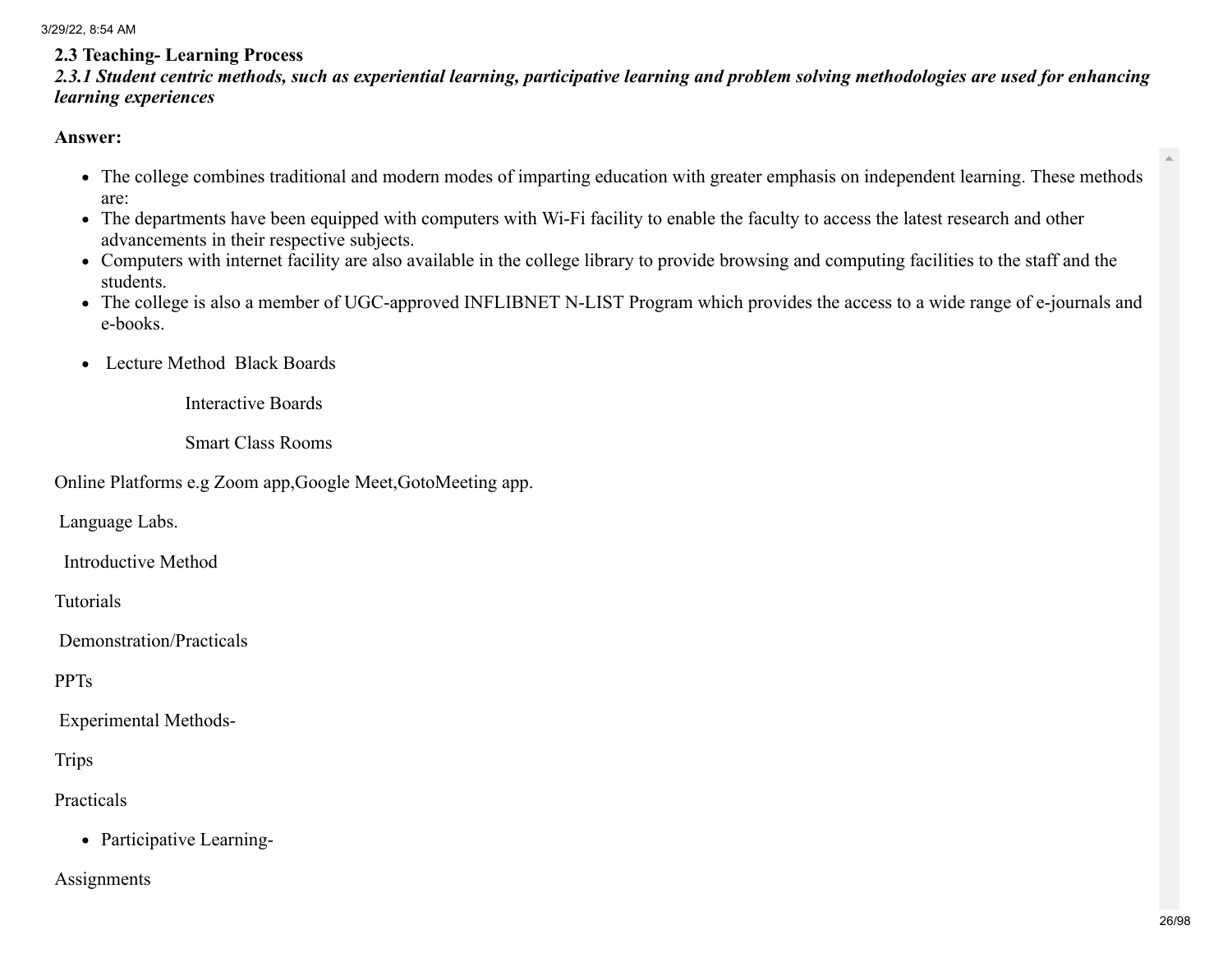**2.3 Teaching- Learning Process**

***2.3.1 Student centric methods, such as experiential learning, participative learning and problem solving methodologies are used for enhancing learning experiences***

**Answer:**

- The college combines traditional and modern modes of imparting education with greater emphasis on independent learning. These methods are:
- The departments have been equipped with computers with Wi-Fi facility to enable the faculty to access the latest research and other advancements in their respective subjects.
- Computers with internet facility are also available in the college library to provide browsing and computing facilities to the staff and the students.
- The college is also a member of UGC-approved INFLIBNET N-LIST Program which provides the access to a wide range of e-journals and e-books.

- Lecture Method  Black Boards

  Interactive Boards

  Smart Class Rooms

Online Platforms e.g Zoom app,Google Meet,GotoMeeting app.

Language Labs.

Introductive Method

Tutorials

Demonstration/Practicals

PPTs

Experimental Methods-

Trips

Practicals

- Participative Learning-

Assignments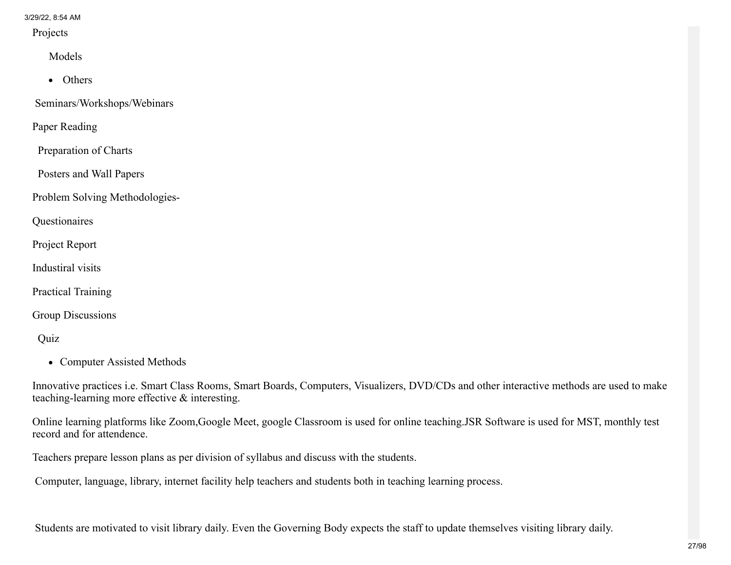Projects

Models

- Others

Seminars/Workshops/Webinars

Paper Reading

Preparation of Charts

Posters and Wall Papers

Problem Solving Methodologies-

Questionaires

Project Report

Industiral visits

Practical Training

Group Discussions

Quiz

- Computer Assisted Methods

Innovative practices i.e. Smart Class Rooms, Smart Boards, Computers, Visualizers, DVD/CDs and other interactive methods are used to make teaching-learning more effective & interesting.

Online learning platforms like Zoom,Google Meet, google Classroom is used for online teaching.JSR Software is used for MST, monthly test record and for attendence.

Teachers prepare lesson plans as per division of syllabus and discuss with the students.

Computer, language, library, internet facility help teachers and students both in teaching learning process.

Students are motivated to visit library daily. Even the Governing Body expects the staff to update themselves visiting library daily.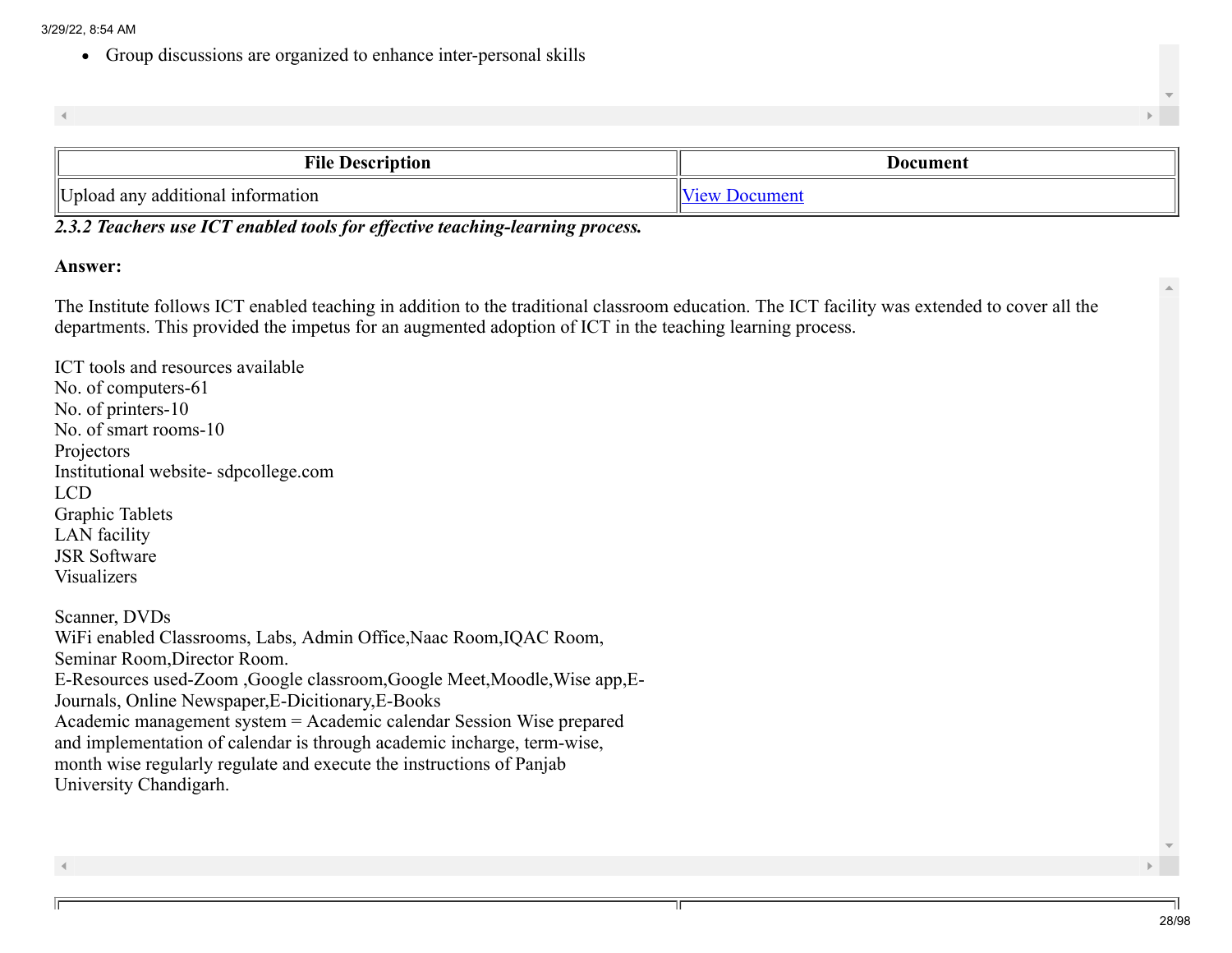- Group discussions are organized to enhance inter-personal skills

| File Description | Document |
| --- | --- |
| Upload any additional information | View Document |

***2.3.2 Teachers use ICT enabled tools for effective teaching-learning process.***

**Answer:**

The Institute follows ICT enabled teaching in addition to the traditional classroom education. The ICT facility was extended to cover all the departments. This provided the impetus for an augmented adoption of ICT in the teaching learning process.

ICT tools and resources available
No. of computers-61
No. of printers-10
No. of smart rooms-10
Projectors
Institutional website- sdpcollege.com
LCD
Graphic Tablets
LAN facility
JSR Software
Visualizers

Scanner, DVDs
WiFi enabled Classrooms, Labs, Admin Office,Naac Room,IQAC Room,
Seminar Room,Director Room.
E-Resources used-Zoom ,Google classroom,Google Meet,Moodle,Wise app,E-Journals, Online Newspaper,E-Dicitionary,E-Books
Academic management system = Academic calendar Session Wise prepared and implementation of calendar is through academic incharge, term-wise, month wise regularly regulate and execute the instructions of Panjab University Chandigarh.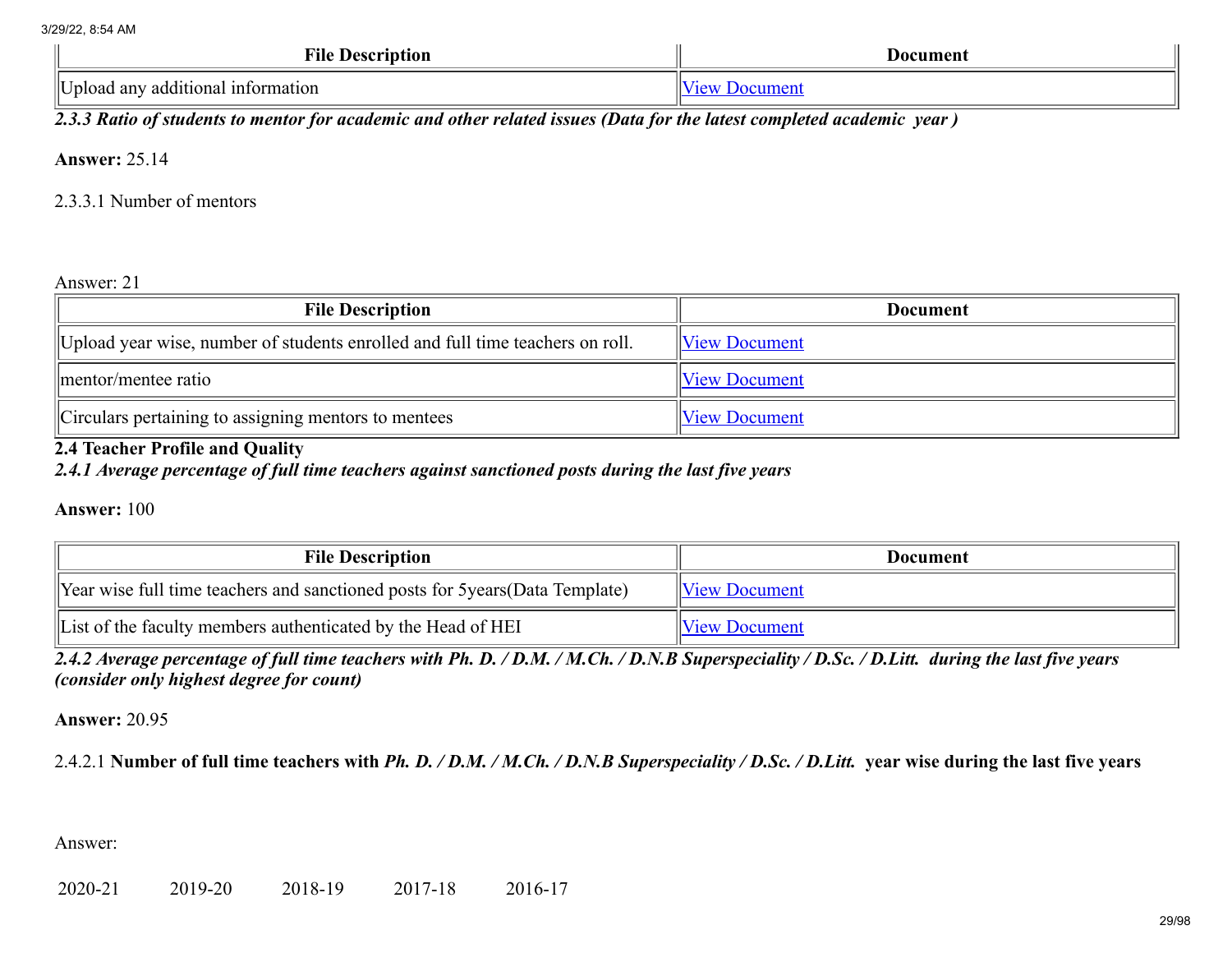| File Description | Document |
| --- | --- |
| Upload any additional information | View Document |

*2.3.3 Ratio of students to mentor for academic and other related issues (Data for the latest completed academic year )*

**Answer:** 25.14

2.3.3.1 Number of mentors

Answer: 21

| File Description | Document |
| --- | --- |
| Upload year wise, number of students enrolled and full time teachers on roll. | View Document |
| mentor/mentee ratio | View Document |
| Circulars pertaining to assigning mentors to mentees | View Document |

**2.4 Teacher Profile and Quality**

*2.4.1 Average percentage of full time teachers against sanctioned posts during the last five years*

**Answer:** 100

| File Description | Document |
| --- | --- |
| Year wise full time teachers and sanctioned posts for 5years(Data Template) | View Document |
| List of the faculty members authenticated by the Head of HEI | View Document |

*2.4.2 Average percentage of full time teachers with Ph. D. / D.M. / M.Ch. / D.N.B Superspeciality / D.Sc. / D.Litt. during the last five years (consider only highest degree for count)*

**Answer:** 20.95

2.4.2.1 **Number of full time teachers with** ***Ph. D. / D.M. / M.Ch. / D.N.B Superspeciality / D.Sc. / D.Litt.*** **year wise during the last five years**

Answer:

| 2020-21 | 2019-20 | 2018-19 | 2017-18 | 2016-17 |
| --- | --- | --- | --- | --- |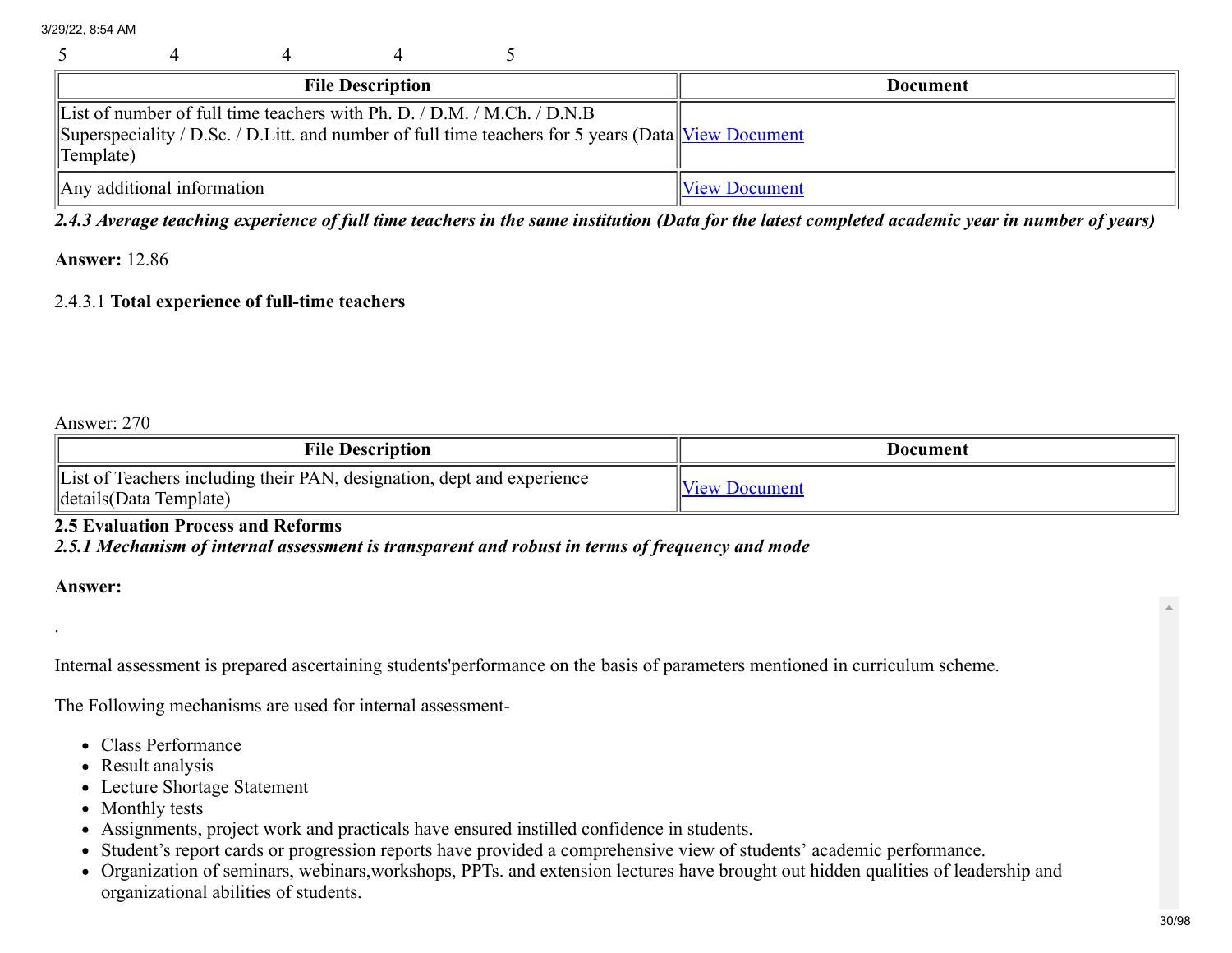| 5 | 4 | 4 | 4 | 5 |
|---|---|---|---|---|

| File Description | Document |
|---|---|
| List of number of full time teachers with Ph. D. / D.M. / M.Ch. / D.N.B Superspeciality / D.Sc. / D.Litt. and number of full time teachers for 5 years (Data Template) | View Document |
| Any additional information | View Document |

***2.4.3 Average teaching experience of full time teachers in the same institution (Data for the latest completed academic year in number of years)***

**Answer:** 12.86

2.4.3.1 **Total experience of full-time teachers**

Answer: 270

| File Description | Document |
|---|---|
| List of Teachers including their PAN, designation, dept and experience details(Data Template) | View Document |

**2.5 Evaluation Process and Reforms**

***2.5.1 Mechanism of internal assessment is transparent and robust in terms of frequency and mode***

**Answer:**

.

Internal assessment is prepared ascertaining students'performance on the basis of parameters mentioned in curriculum scheme.

The Following mechanisms are used for internal assessment-

- Class Performance
- Result analysis
- Lecture Shortage Statement
- Monthly tests
- Assignments, project work and practicals have ensured instilled confidence in students.
- Student's report cards or progression reports have provided a comprehensive view of students' academic performance.
- Organization of seminars, webinars,workshops, PPTs. and extension lectures have brought out hidden qualities of leadership and organizational abilities of students.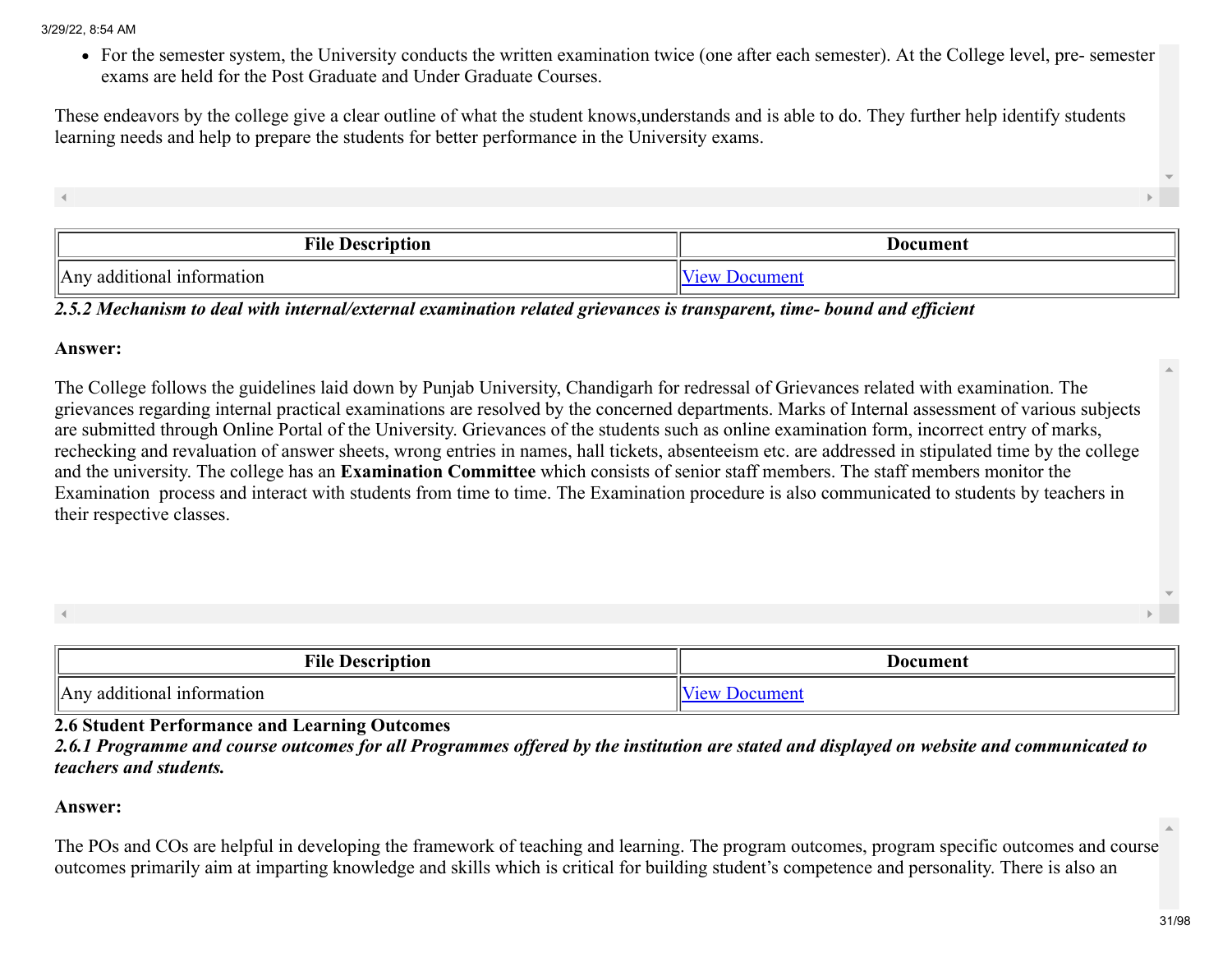- For the semester system, the University conducts the written examination twice (one after each semester). At the College level, pre- semester exams are held for the Post Graduate and Under Graduate Courses.

These endeavors by the college give a clear outline of what the student knows,understands and is able to do. They further help identify students learning needs and help to prepare the students for better performance in the University exams.

| File Description | Document |
|---|---|
| Any additional information | View Document |

*2.5.2 Mechanism to deal with internal/external examination related grievances is transparent, time- bound and efficient*

**Answer:**

The College follows the guidelines laid down by Punjab University, Chandigarh for redressal of Grievances related with examination. The grievances regarding internal practical examinations are resolved by the concerned departments. Marks of Internal assessment of various subjects are submitted through Online Portal of the University. Grievances of the students such as online examination form, incorrect entry of marks, rechecking and revaluation of answer sheets, wrong entries in names, hall tickets, absenteeism etc. are addressed in stipulated time by the college and the university. The college has an **Examination Committee** which consists of senior staff members. The staff members monitor the Examination process and interact with students from time to time. The Examination procedure is also communicated to students by teachers in their respective classes.

| File Description | Document |
|---|---|
| Any additional information | View Document |

**2.6 Student Performance and Learning Outcomes**

*2.6.1 Programme and course outcomes for all Programmes offered by the institution are stated and displayed on website and communicated to teachers and students.*

**Answer:**

The POs and COs are helpful in developing the framework of teaching and learning. The program outcomes, program specific outcomes and course outcomes primarily aim at imparting knowledge and skills which is critical for building student's competence and personality. There is also an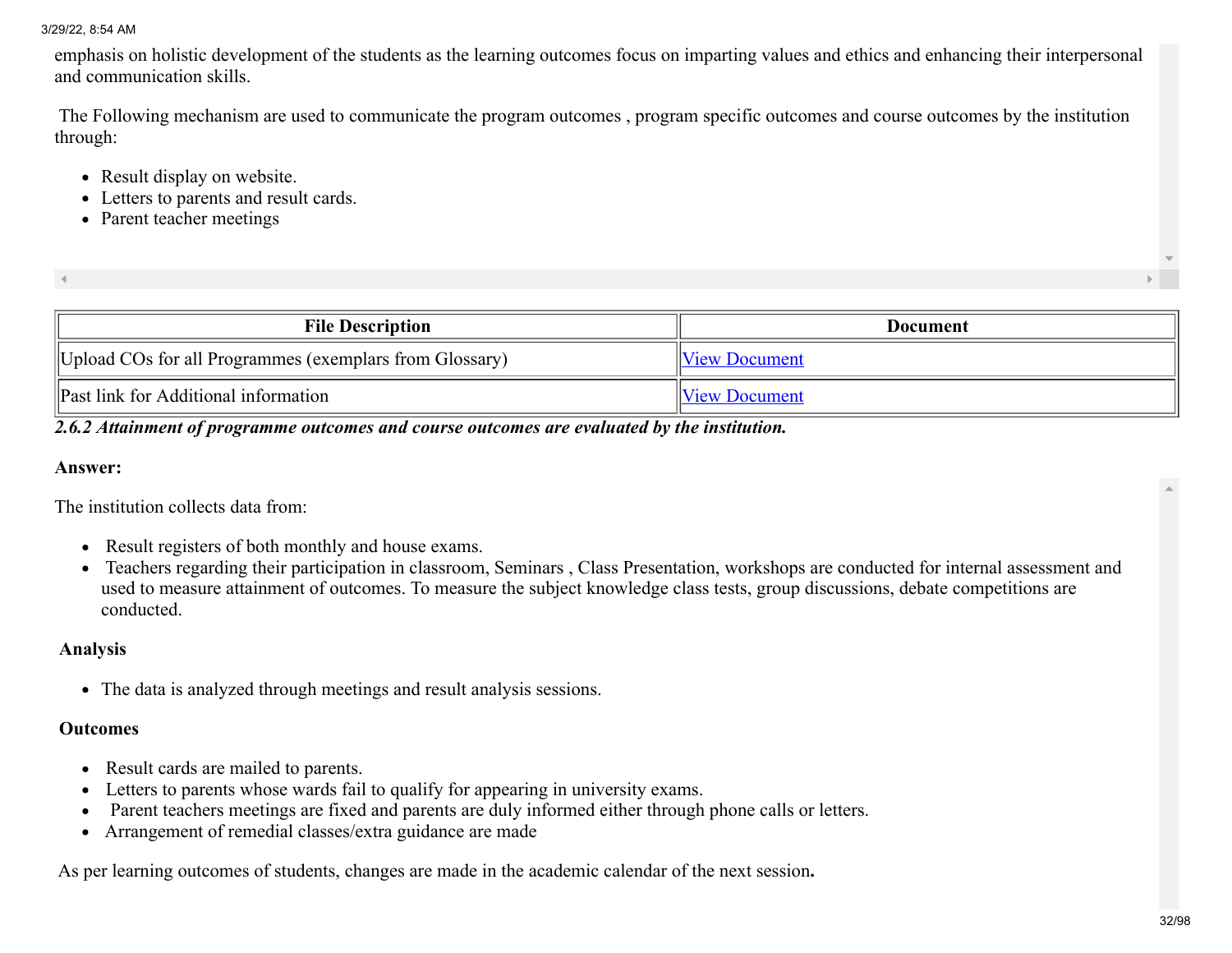emphasis on holistic development of the students as the learning outcomes focus on imparting values and ethics and enhancing their interpersonal and communication skills.

The Following mechanism are used to communicate the program outcomes , program specific outcomes and course outcomes by the institution through:

- Result display on website.
- Letters to parents and result cards.
- Parent teacher meetings

| File Description | Document |
|---|---|
| Upload COs for all Programmes (exemplars from Glossary) | View Document |
| Past link for Additional information | View Document |

***2.6.2 Attainment of programme outcomes and course outcomes are evaluated by the institution.***

**Answer:**

The institution collects data from:

- Result registers of both monthly and house exams.
- Teachers regarding their participation in classroom, Seminars , Class Presentation, workshops are conducted for internal assessment and used to measure attainment of outcomes. To measure the subject knowledge class tests, group discussions, debate competitions are conducted.

**Analysis**

- The data is analyzed through meetings and result analysis sessions.

**Outcomes**

- Result cards are mailed to parents.
- Letters to parents whose wards fail to qualify for appearing in university exams.
- Parent teachers meetings are fixed and parents are duly informed either through phone calls or letters.
- Arrangement of remedial classes/extra guidance are made

As per learning outcomes of students, changes are made in the academic calendar of the next session**.**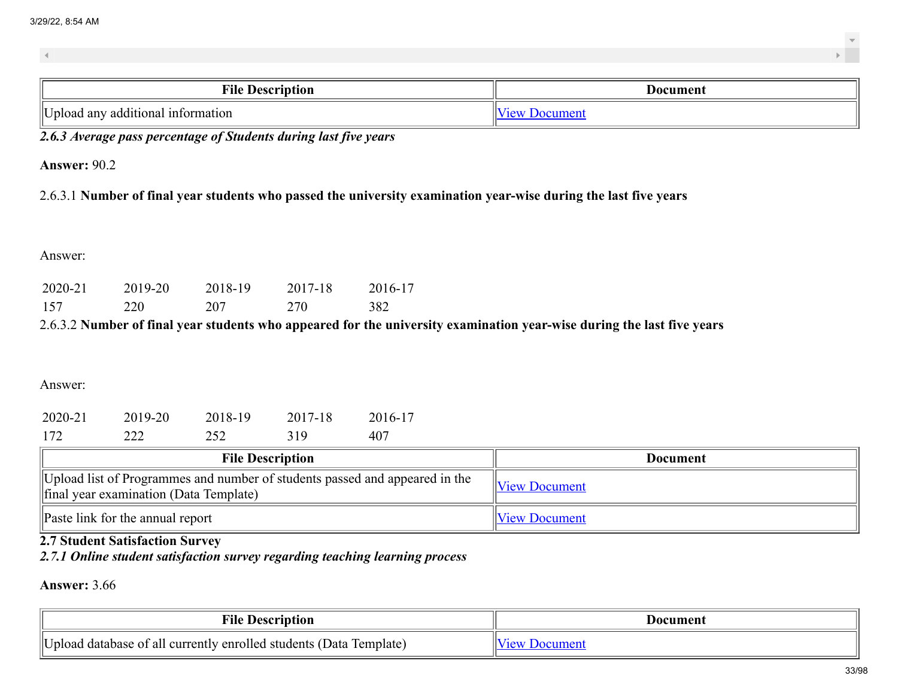| File Description | Document |
| --- | --- |
| Upload any additional information | View Document |

***2.6.3 Average pass percentage of Students during last five years***

**Answer:** 90.2

2.6.3.1 **Number of final year students who passed the university examination year-wise during the last five years**

Answer:

| 2020-21 | 2019-20 | 2018-19 | 2017-18 | 2016-17 |
| --- | --- | --- | --- | --- |
| 157 | 220 | 207 | 270 | 382 |

2.6.3.2 **Number of final year students who appeared for the university examination year-wise during the last five years**

Answer:

| 2020-21 | 2019-20 | 2018-19 | 2017-18 | 2016-17 |
| --- | --- | --- | --- | --- |
| 172 | 222 | 252 | 319 | 407 |

| File Description | Document |
| --- | --- |
| Upload list of Programmes and number of students passed and appeared in the final year examination (Data Template) | View Document |
| Paste link for the annual report | View Document |

**2.7 Student Satisfaction Survey**

***2.7.1 Online student satisfaction survey regarding teaching learning process***

**Answer:** 3.66

| File Description | Document |
| --- | --- |
| Upload database of all currently enrolled students (Data Template) | View Document |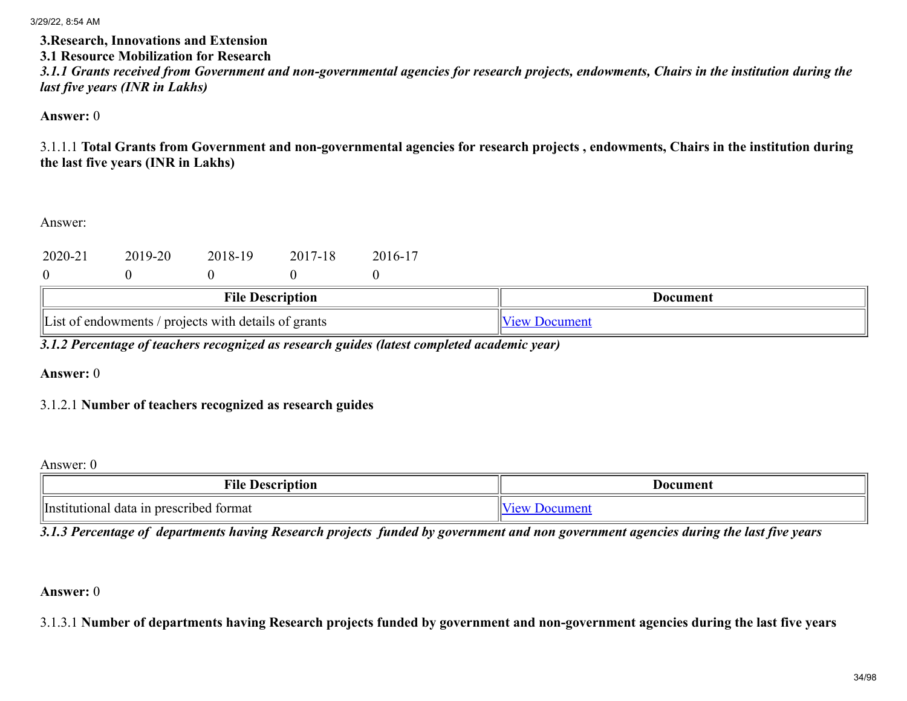**3.Research, Innovations and Extension**

**3.1 Resource Mobilization for Research**

***3.1.1 Grants received from Government and non-governmental agencies for research projects, endowments, Chairs in the institution during the last five years (INR in Lakhs)***

**Answer:** 0

3.1.1.1 **Total Grants from Government and non-governmental agencies for research projects , endowments, Chairs in the institution during the last five years (INR in Lakhs)**

Answer:

| 2020-21 | 2019-20 | 2018-19 | 2017-18 | 2016-17 |
|---|---|---|---|---|
| 0 | 0 | 0 | 0 | 0 |

| File Description | Document |
|---|---|
| List of endowments / projects with details of grants | View Document |

***3.1.2 Percentage of teachers recognized as research guides (latest completed academic year)***

**Answer:** 0

3.1.2.1 **Number of teachers recognized as research guides**

Answer: 0

| File Description | Document |
|---|---|
| Institutional data in prescribed format | View Document |

***3.1.3 Percentage of departments having Research projects funded by government and non government agencies during the last five years***

**Answer:** 0

3.1.3.1 **Number of departments having Research projects funded by government and non-government agencies during the last five years**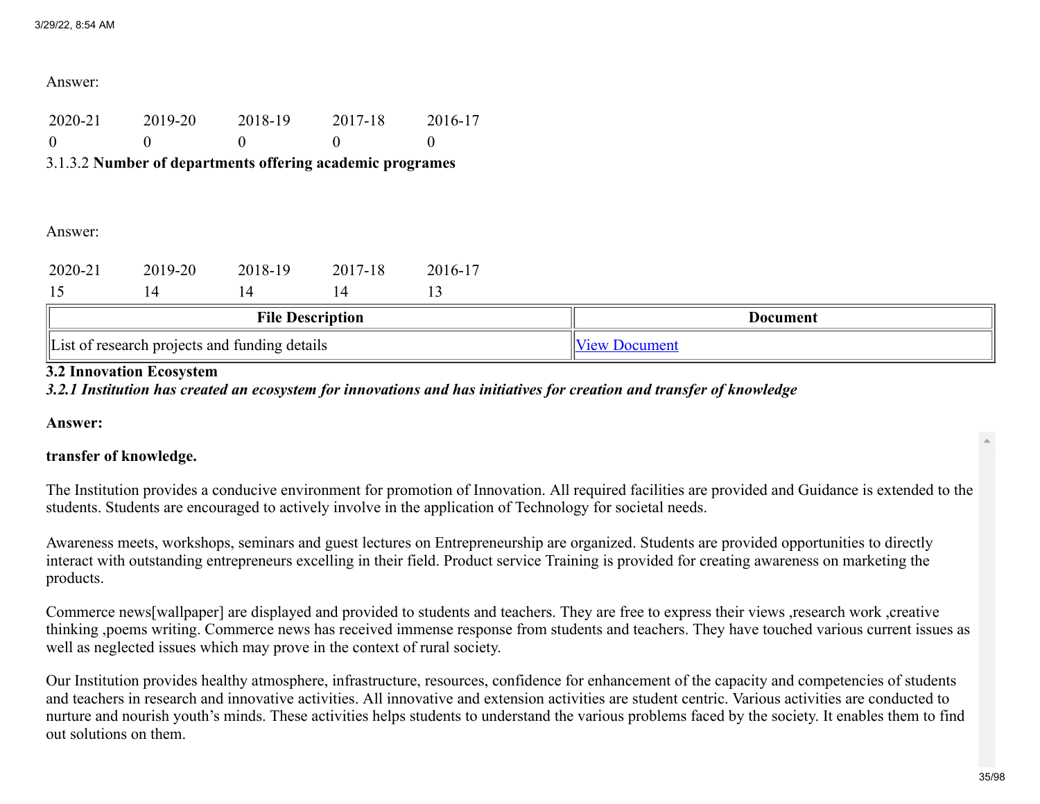Answer:

| 2020-21 | 2019-20 | 2018-19 | 2017-18 | 2016-17 |
|---|---|---|---|---|
| 0 | 0 | 0 | 0 | 0 |

3.1.3.2 **Number of departments offering academic programes**

Answer:

| 2020-21 | 2019-20 | 2018-19 | 2017-18 | 2016-17 |
|---|---|---|---|---|
| 15 | 14 | 14 | 14 | 13 |

| File Description | Document |
|---|---|
| List of research projects and funding details | View Document |

**3.2 Innovation Ecosystem**

***3.2.1 Institution has created an ecosystem for innovations and has initiatives for creation and transfer of knowledge***

**Answer:**

**transfer of knowledge.**

The Institution provides a conducive environment for promotion of Innovation. All required facilities are provided and Guidance is extended to the students. Students are encouraged to actively involve in the application of Technology for societal needs.

Awareness meets, workshops, seminars and guest lectures on Entrepreneurship are organized. Students are provided opportunities to directly interact with outstanding entrepreneurs excelling in their field. Product service Training is provided for creating awareness on marketing the products.

Commerce news[wallpaper] are displayed and provided to students and teachers. They are free to express their views ,research work ,creative thinking ,poems writing. Commerce news has received immense response from students and teachers. They have touched various current issues as well as neglected issues which may prove in the context of rural society.

Our Institution provides healthy atmosphere, infrastructure, resources, confidence for enhancement of the capacity and competencies of students and teachers in research and innovative activities. All innovative and extension activities are student centric. Various activities are conducted to nurture and nourish youth's minds. These activities helps students to understand the various problems faced by the society. It enables them to find out solutions on them.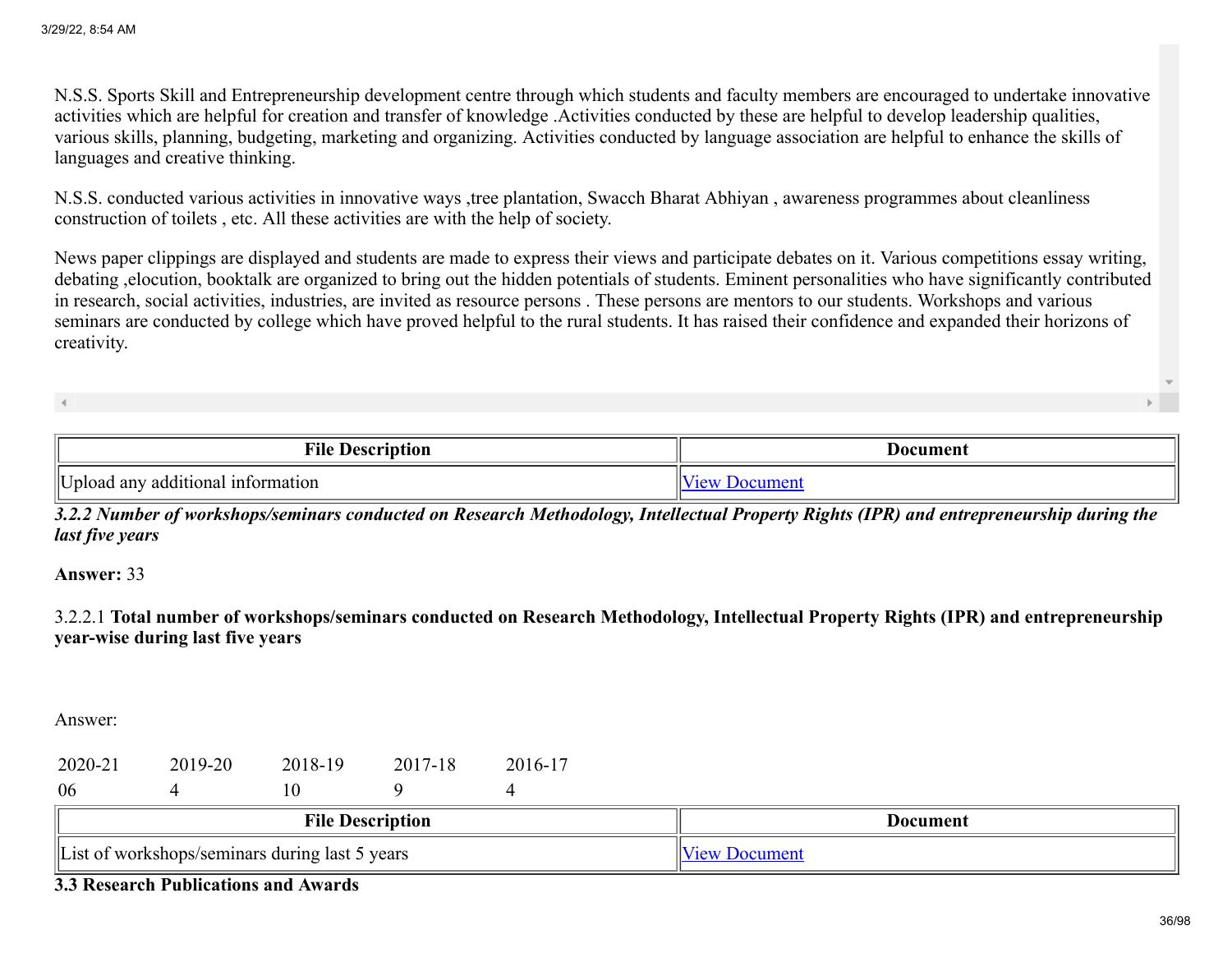N.S.S. Sports Skill and Entrepreneurship development centre through which students and faculty members are encouraged to undertake innovative activities which are helpful for creation and transfer of knowledge .Activities conducted by these are helpful to develop leadership qualities, various skills, planning, budgeting, marketing and organizing. Activities conducted by language association are helpful to enhance the skills of languages and creative thinking.

N.S.S. conducted various activities in innovative ways ,tree plantation, Swacch Bharat Abhiyan , awareness programmes about cleanliness construction of toilets , etc. All these activities are with the help of society.

News paper clippings are displayed and students are made to express their views and participate debates on it. Various competitions essay writing, debating ,elocution, booktalk are organized to bring out the hidden potentials of students. Eminent personalities who have significantly contributed in research, social activities, industries, are invited as resource persons . These persons are mentors to our students. Workshops and various seminars are conducted by college which have proved helpful to the rural students. It has raised their confidence and expanded their horizons of creativity.

| File Description | Document |
| --- | --- |
| Upload any additional information | View Document |

***3.2.2 Number of workshops/seminars conducted on Research Methodology, Intellectual Property Rights (IPR) and entrepreneurship during the last five years***

**Answer:** 33

3.2.2.1 **Total number of workshops/seminars conducted on Research Methodology, Intellectual Property Rights (IPR) and entrepreneurship year-wise during last five years**

Answer:

| 2020-21 | 2019-20 | 2018-19 | 2017-18 | 2016-17 |
| --- | --- | --- | --- | --- |
| 06 | 4 | 10 | 9 | 4 |

| File Description | Document |
| --- | --- |
| List of workshops/seminars during last 5 years | View Document |

**3.3 Research Publications and Awards**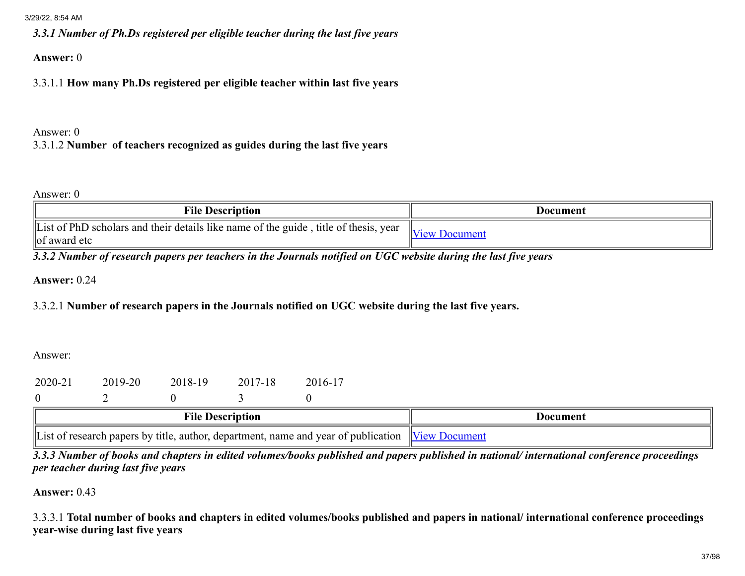*3.3.1 Number of Ph.Ds registered per eligible teacher during the last five years*

**Answer:** 0

3.3.1.1 **How many Ph.Ds registered per eligible teacher within last five years**

Answer: 0

3.3.1.2 **Number of teachers recognized as guides during the last five years**

Answer: 0

| File Description | Document |
| --- | --- |
| List of PhD scholars and their details like name of the guide , title of thesis, year of award etc | View Document |

*3.3.2 Number of research papers per teachers in the Journals notified on UGC website during the last five years*

**Answer:** 0.24

3.3.2.1 **Number of research papers in the Journals notified on UGC website during the last five years.**

Answer:

| 2020-21 | 2019-20 | 2018-19 | 2017-18 | 2016-17 |
| --- | --- | --- | --- | --- |
| 0 | 2 | 0 | 3 | 0 |

| File Description | Document |
| --- | --- |
| List of research papers by title, author, department, name and year of publication | View Document |

*3.3.3 Number of books and chapters in edited volumes/books published and papers published in national/ international conference proceedings per teacher during last five years*

**Answer:** 0.43

3.3.3.1 **Total number of books and chapters in edited volumes/books published and papers in national/ international conference proceedings year-wise during last five years**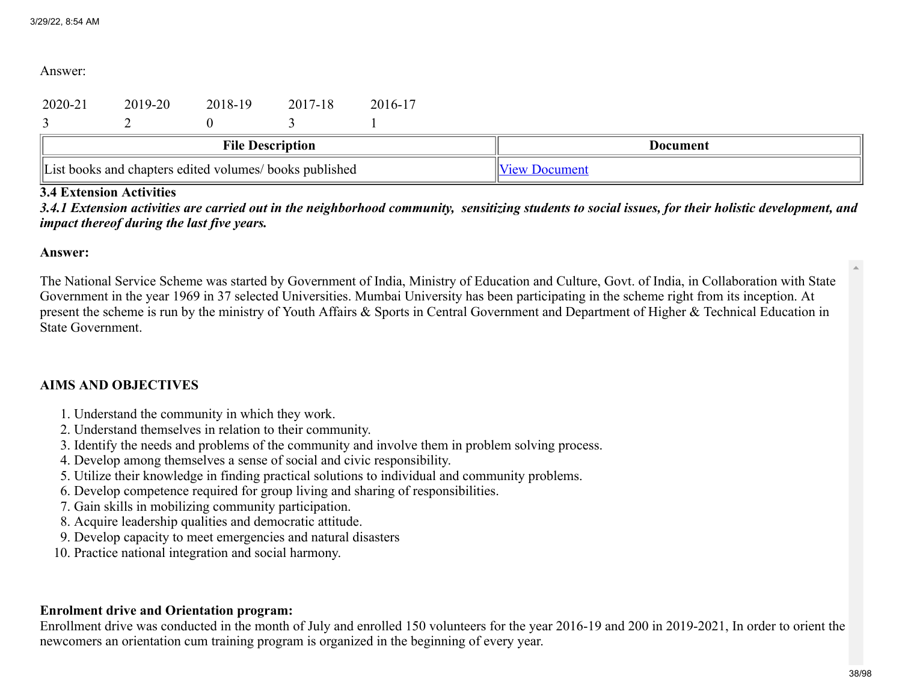Answer:

| 2020-21 | 2019-20 | 2018-19 | 2017-18 | 2016-17 |
|---|---|---|---|---|
| 3 | 2 | 0 | 3 | 1 |

| File Description | Document |
|---|---|
| List books and chapters edited volumes/ books published | View Document |

**3.4 Extension Activities**

***3.4.1 Extension activities are carried out in the neighborhood community, sensitizing students to social issues, for their holistic development, and impact thereof during the last five years.***

**Answer:**

The National Service Scheme was started by Government of India, Ministry of Education and Culture, Govt. of India, in Collaboration with State Government in the year 1969 in 37 selected Universities. Mumbai University has been participating in the scheme right from its inception. At present the scheme is run by the ministry of Youth Affairs & Sports in Central Government and Department of Higher & Technical Education in State Government.

**AIMS AND OBJECTIVES**

1. Understand the community in which they work.
2. Understand themselves in relation to their community.
3. Identify the needs and problems of the community and involve them in problem solving process.
4. Develop among themselves a sense of social and civic responsibility.
5. Utilize their knowledge in finding practical solutions to individual and community problems.
6. Develop competence required for group living and sharing of responsibilities.
7. Gain skills in mobilizing community participation.
8. Acquire leadership qualities and democratic attitude.
9. Develop capacity to meet emergencies and natural disasters
10. Practice national integration and social harmony.

**Enrolment drive and Orientation program:**

Enrollment drive was conducted in the month of July and enrolled 150 volunteers for the year 2016-19 and 200 in 2019-2021, In order to orient the newcomers an orientation cum training program is organized in the beginning of every year.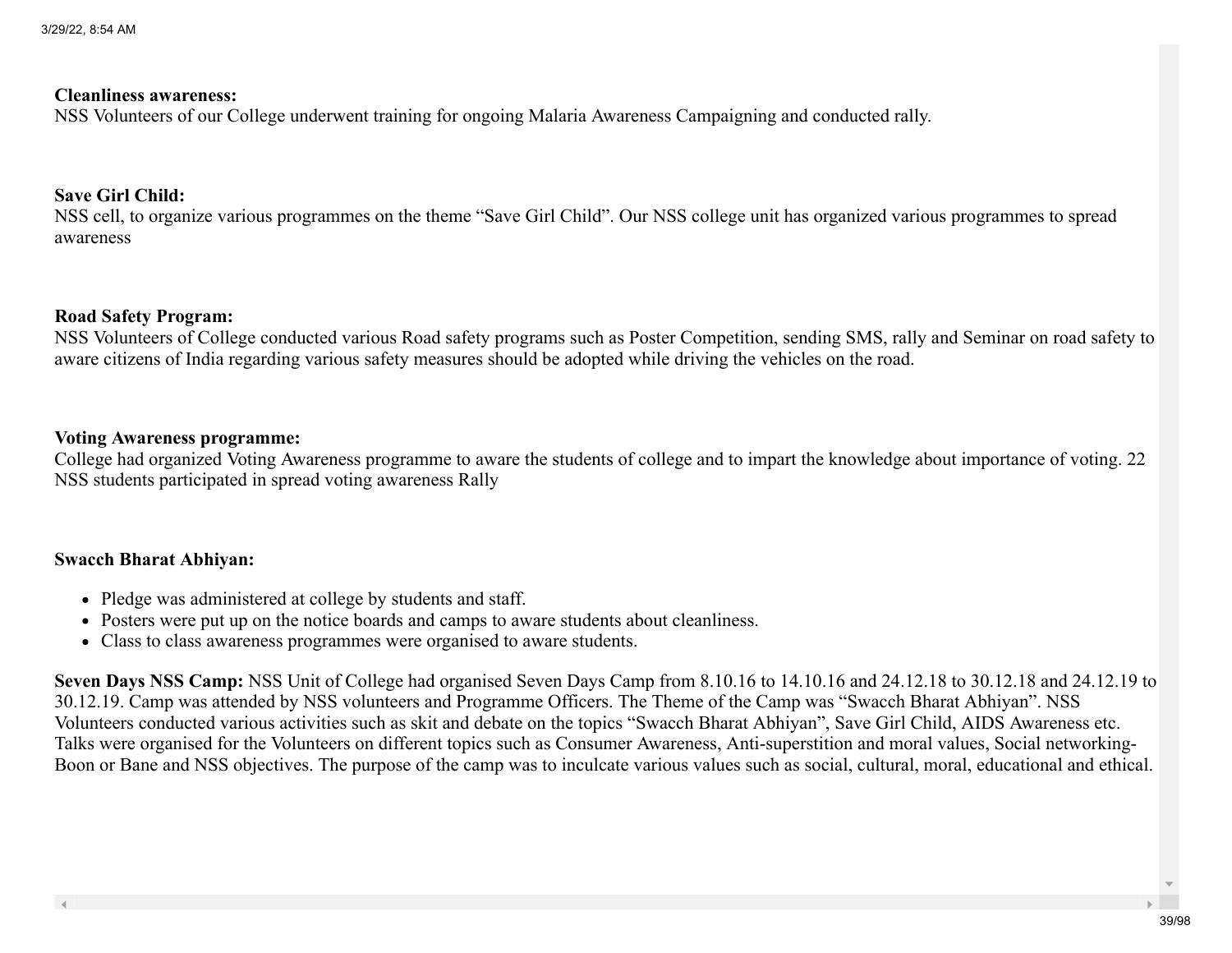**Cleanliness awareness:**
NSS Volunteers of our College underwent training for ongoing Malaria Awareness Campaigning and conducted rally.

**Save Girl Child:**
NSS cell, to organize various programmes on the theme "Save Girl Child". Our NSS college unit has organized various programmes to spread awareness

**Road Safety Program:**
NSS Volunteers of College conducted various Road safety programs such as Poster Competition, sending SMS, rally and Seminar on road safety to aware citizens of India regarding various safety measures should be adopted while driving the vehicles on the road.

**Voting Awareness programme:**
College had organized Voting Awareness programme to aware the students of college and to impart the knowledge about importance of voting. 22 NSS students participated in spread voting awareness Rally

**Swacch Bharat Abhiyan:**

- Pledge was administered at college by students and staff.
- Posters were put up on the notice boards and camps to aware students about cleanliness.
- Class to class awareness programmes were organised to aware students.

**Seven Days NSS Camp:** NSS Unit of College had organised Seven Days Camp from 8.10.16 to 14.10.16 and 24.12.18 to 30.12.18 and 24.12.19 to 30.12.19. Camp was attended by NSS volunteers and Programme Officers. The Theme of the Camp was "Swacch Bharat Abhiyan". NSS Volunteers conducted various activities such as skit and debate on the topics "Swacch Bharat Abhiyan", Save Girl Child, AIDS Awareness etc. Talks were organised for the Volunteers on different topics such as Consumer Awareness, Anti-superstition and moral values, Social networking-Boon or Bane and NSS objectives. The purpose of the camp was to inculcate various values such as social, cultural, moral, educational and ethical.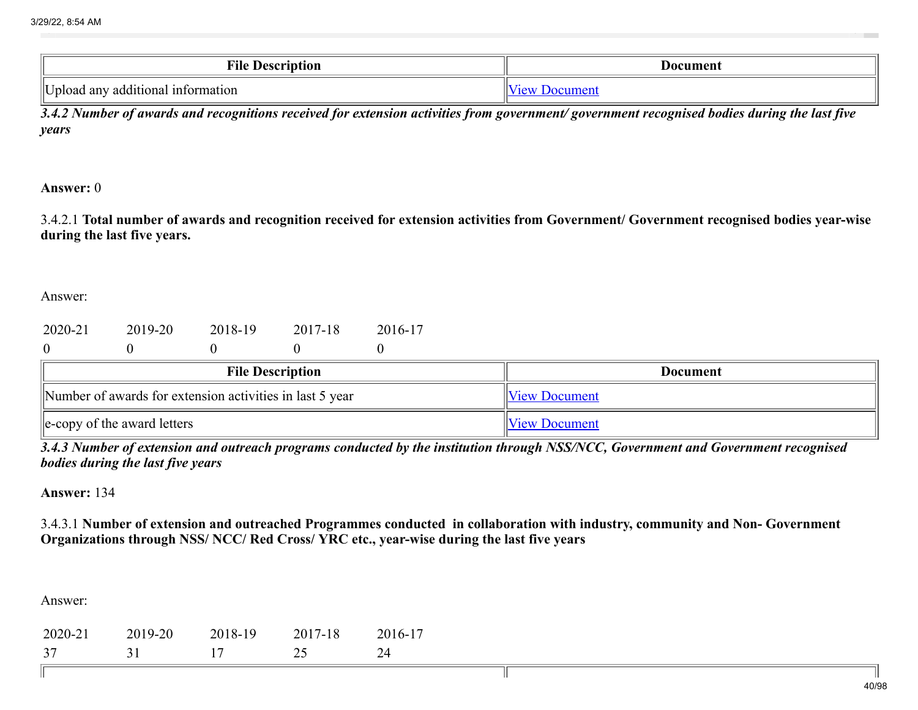| File Description | Document |
|---|---|
| Upload any additional information | View Document |

***3.4.2 Number of awards and recognitions received for extension activities from government/ government recognised bodies during the last five years***

**Answer:** 0

3.4.2.1 **Total number of awards and recognition received for extension activities from Government/ Government recognised bodies year-wise during the last five years.**

Answer:

| 2020-21 | 2019-20 | 2018-19 | 2017-18 | 2016-17 |
|---|---|---|---|---|
| 0 | 0 | 0 | 0 | 0 |

| File Description | Document |
|---|---|
| Number of awards for extension activities in last 5 year | View Document |
| e-copy of the award letters | View Document |

***3.4.3 Number of extension and outreach programs conducted by the institution through NSS/NCC, Government and Government recognised bodies during the last five years***

**Answer:** 134

3.4.3.1 **Number of extension and outreached Programmes conducted in collaboration with industry, community and Non- Government Organizations through NSS/ NCC/ Red Cross/ YRC etc., year-wise during the last five years**

Answer:

| 2020-21 | 2019-20 | 2018-19 | 2017-18 | 2016-17 |
|---|---|---|---|---|
| 37 | 31 | 17 | 25 | 24 |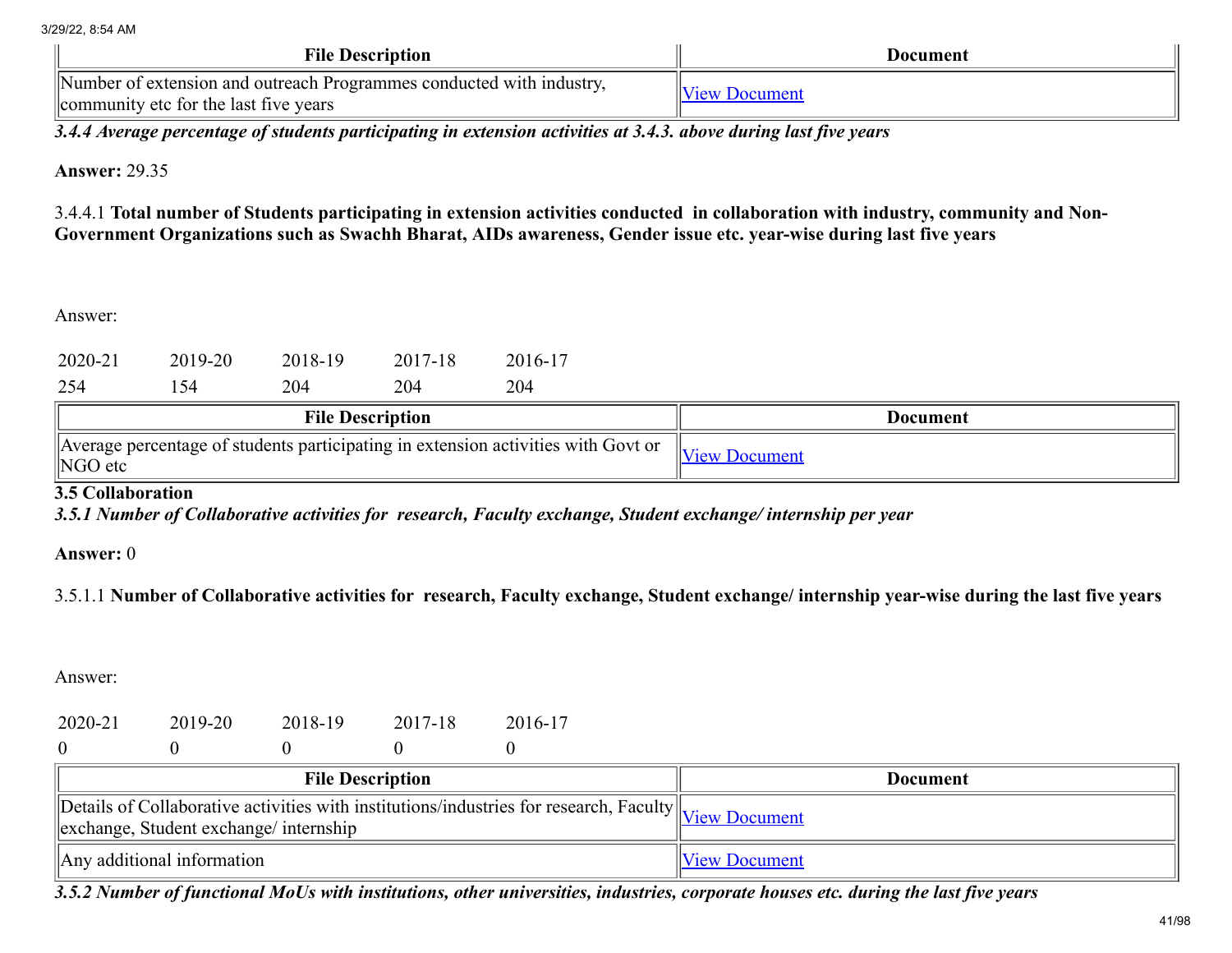| File Description | Document |
|---|---|
| Number of extension and outreach Programmes conducted with industry, community etc for the last five years | View Document |

***3.4.4 Average percentage of students participating in extension activities at 3.4.3. above during last five years***

**Answer:** 29.35

3.4.4.1 **Total number of Students participating in extension activities conducted in collaboration with industry, community and Non-Government Organizations such as Swachh Bharat, AIDs awareness, Gender issue etc. year-wise during last five years**

Answer:

| 2020-21 | 2019-20 | 2018-19 | 2017-18 | 2016-17 |
|---|---|---|---|---|
| 254 | 154 | 204 | 204 | 204 |

| File Description | Document |
|---|---|
| Average percentage of students participating in extension activities with Govt or NGO etc | View Document |

**3.5 Collaboration**

***3.5.1 Number of Collaborative activities for research, Faculty exchange, Student exchange/ internship per year***

**Answer:** 0

3.5.1.1 **Number of Collaborative activities for research, Faculty exchange, Student exchange/ internship year-wise during the last five years**

Answer:

| 2020-21 | 2019-20 | 2018-19 | 2017-18 | 2016-17 |
|---|---|---|---|---|
| 0 | 0 | 0 | 0 | 0 |

| File Description | Document |
|---|---|
| Details of Collaborative activities with institutions/industries for research, Faculty exchange, Student exchange/ internship | View Document |
| Any additional information | View Document |

***3.5.2 Number of functional MoUs with institutions, other universities, industries, corporate houses etc. during the last five years***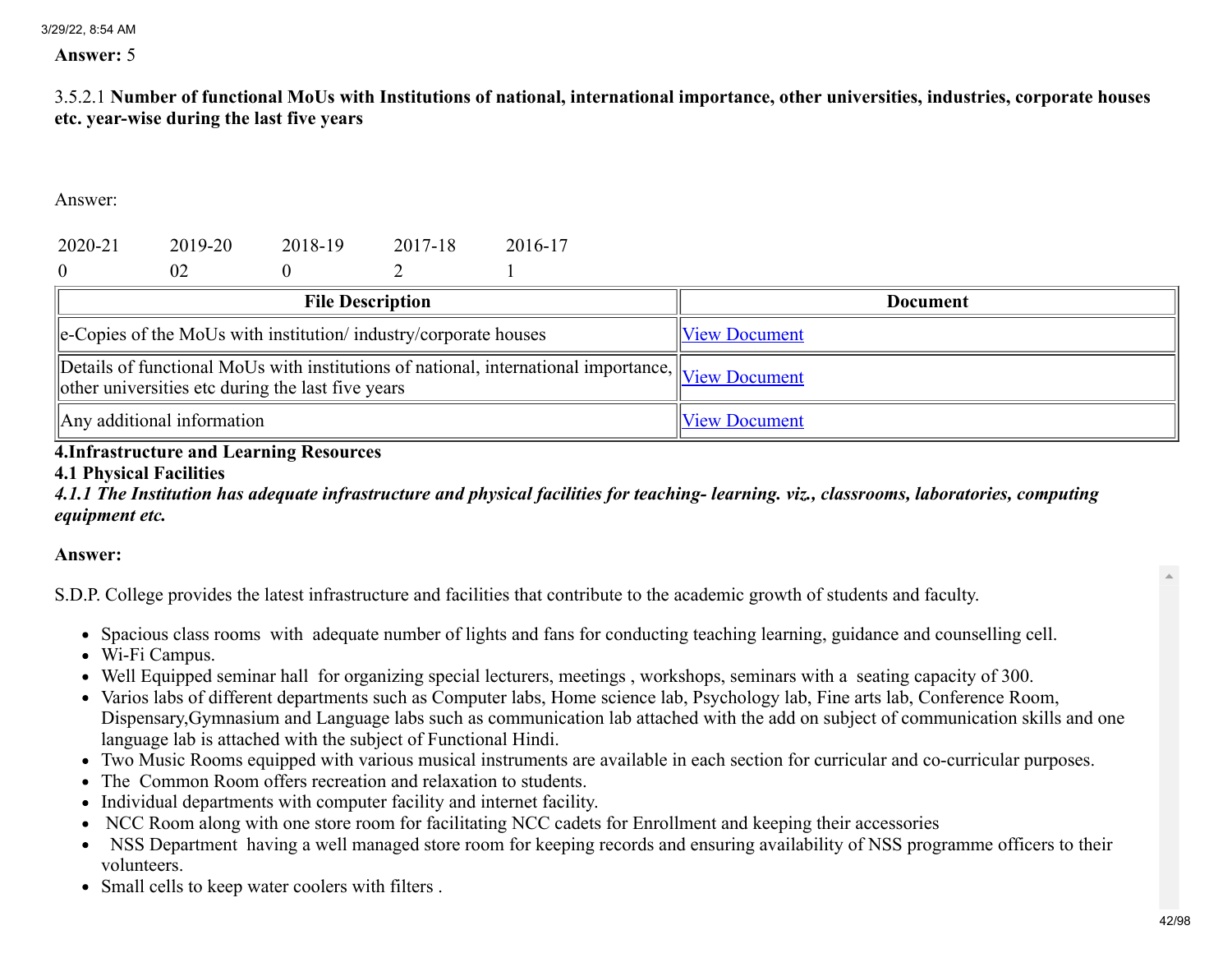**Answer:** 5

3.5.2.1 **Number of functional MoUs with Institutions of national, international importance, other universities, industries, corporate houses etc. year-wise during the last five years**

Answer:

| 2020-21 | 2019-20 | 2018-19 | 2017-18 | 2016-17 |
|---|---|---|---|---|
| 0 | 02 | 0 | 2 | 1 |

| File Description | Document |
|---|---|
| e-Copies of the MoUs with institution/ industry/corporate houses | View Document |
| Details of functional MoUs with institutions of national, international importance, other universities etc during the last five years | View Document |
| Any additional information | View Document |

## 4.Infrastructure and Learning Resources

### 4.1 Physical Facilities

***4.1.1 The Institution has adequate infrastructure and physical facilities for teaching- learning. viz., classrooms, laboratories, computing equipment etc.***

**Answer:**

S.D.P. College provides the latest infrastructure and facilities that contribute to the academic growth of students and faculty.

- Spacious class rooms with adequate number of lights and fans for conducting teaching learning, guidance and counselling cell.
- Wi-Fi Campus.
- Well Equipped seminar hall for organizing special lecturers, meetings , workshops, seminars with a seating capacity of 300.
- Varios labs of different departments such as Computer labs, Home science lab, Psychology lab, Fine arts lab, Conference Room, Dispensary,Gymnasium and Language labs such as communication lab attached with the add on subject of communication skills and one language lab is attached with the subject of Functional Hindi.
- Two Music Rooms equipped with various musical instruments are available in each section for curricular and co-curricular purposes.
- The Common Room offers recreation and relaxation to students.
- Individual departments with computer facility and internet facility.
- NCC Room along with one store room for facilitating NCC cadets for Enrollment and keeping their accessories
- NSS Department having a well managed store room for keeping records and ensuring availability of NSS programme officers to their volunteers.
- Small cells to keep water coolers with filters .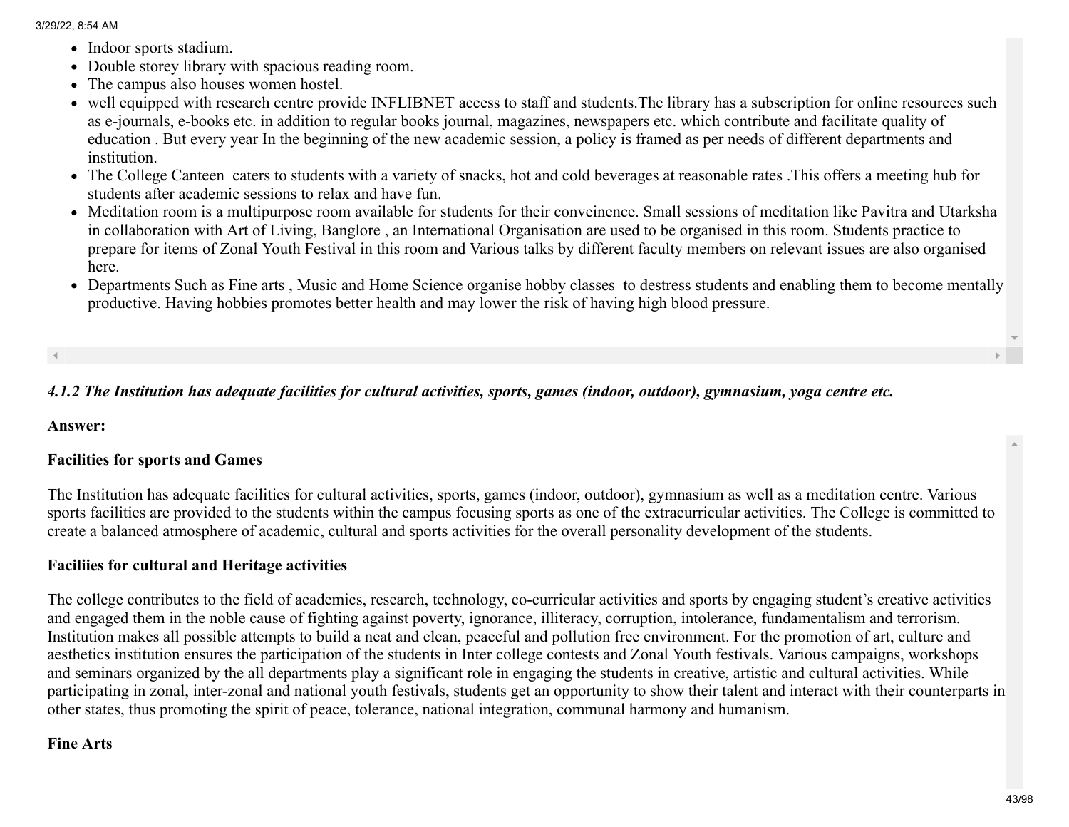- Indoor sports stadium.
- Double storey library with spacious reading room.
- The campus also houses women hostel.
- well equipped with research centre provide INFLIBNET access to staff and students.The library has a subscription for online resources such as e-journals, e-books etc. in addition to regular books journal, magazines, newspapers etc. which contribute and facilitate quality of education . But every year In the beginning of the new academic session, a policy is framed as per needs of different departments and institution.
- The College Canteen caters to students with a variety of snacks, hot and cold beverages at reasonable rates .This offers a meeting hub for students after academic sessions to relax and have fun.
- Meditation room is a multipurpose room available for students for their conveinence. Small sessions of meditation like Pavitra and Utarksha in collaboration with Art of Living, Banglore , an International Organisation are used to be organised in this room. Students practice to prepare for items of Zonal Youth Festival in this room and Various talks by different faculty members on relevant issues are also organised here.
- Departments Such as Fine arts , Music and Home Science organise hobby classes to destress students and enabling them to become mentally productive. Having hobbies promotes better health and may lower the risk of having high blood pressure.

***4.1.2 The Institution has adequate facilities for cultural activities, sports, games (indoor, outdoor), gymnasium, yoga centre etc.***

**Answer:**

**Facilities for sports and Games**

The Institution has adequate facilities for cultural activities, sports, games (indoor, outdoor), gymnasium as well as a meditation centre. Various sports facilities are provided to the students within the campus focusing sports as one of the extracurricular activities. The College is committed to create a balanced atmosphere of academic, cultural and sports activities for the overall personality development of the students.

**Faciliies for cultural and Heritage activities**

The college contributes to the field of academics, research, technology, co-curricular activities and sports by engaging student's creative activities and engaged them in the noble cause of fighting against poverty, ignorance, illiteracy, corruption, intolerance, fundamentalism and terrorism. Institution makes all possible attempts to build a neat and clean, peaceful and pollution free environment. For the promotion of art, culture and aesthetics institution ensures the participation of the students in Inter college contests and Zonal Youth festivals. Various campaigns, workshops and seminars organized by the all departments play a significant role in engaging the students in creative, artistic and cultural activities. While participating in zonal, inter-zonal and national youth festivals, students get an opportunity to show their talent and interact with their counterparts in other states, thus promoting the spirit of peace, tolerance, national integration, communal harmony and humanism.

**Fine Arts**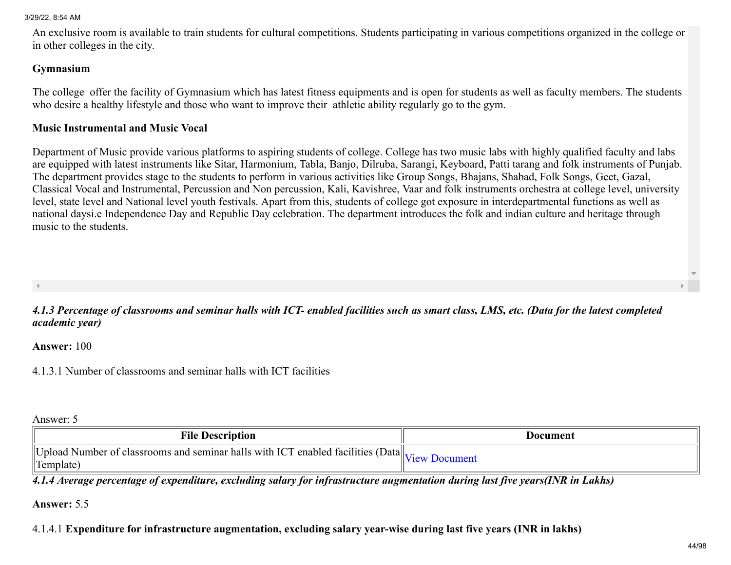An exclusive room is available to train students for cultural competitions. Students participating in various competitions organized in the college or in other colleges in the city.

**Gymnasium**

The college offer the facility of Gymnasium which has latest fitness equipments and is open for students as well as faculty members. The students who desire a healthy lifestyle and those who want to improve their athletic ability regularly go to the gym.

**Music Instrumental and Music Vocal**

Department of Music provide various platforms to aspiring students of college. College has two music labs with highly qualified faculty and labs are equipped with latest instruments like Sitar, Harmonium, Tabla, Banjo, Dilruba, Sarangi, Keyboard, Patti tarang and folk instruments of Punjab. The department provides stage to the students to perform in various activities like Group Songs, Bhajans, Shabad, Folk Songs, Geet, Gazal, Classical Vocal and Instrumental, Percussion and Non percussion, Kali, Kavishree, Vaar and folk instruments orchestra at college level, university level, state level and National level youth festivals. Apart from this, students of college got exposure in interdepartmental functions as well as national daysi.e Independence Day and Republic Day celebration. The department introduces the folk and indian culture and heritage through music to the students.

***4.1.3 Percentage of classrooms and seminar halls with ICT- enabled facilities such as smart class, LMS, etc. (Data for the latest completed academic year)***

**Answer:** 100

4.1.3.1 Number of classrooms and seminar halls with ICT facilities

Answer: 5

| File Description | Document |
| --- | --- |
| Upload Number of classrooms and seminar halls with ICT enabled facilities (Data Template) | View Document |

***4.1.4 Average percentage of expenditure, excluding salary for infrastructure augmentation during last five years(INR in Lakhs)***

**Answer:** 5.5

4.1.4.1 **Expenditure for infrastructure augmentation, excluding salary year-wise during last five years (INR in lakhs)**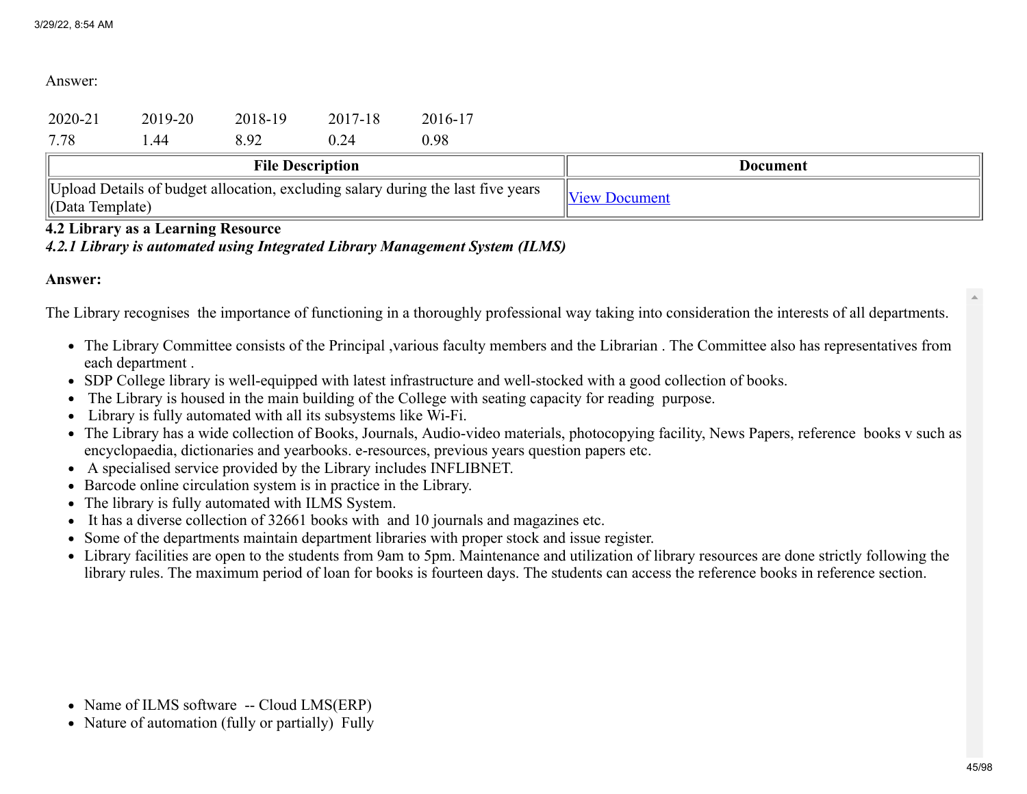Answer:

| 2020-21 | 2019-20 | 2018-19 | 2017-18 | 2016-17 |
|---|---|---|---|---|
| 7.78 | 1.44 | 8.92 | 0.24 | 0.98 |

| File Description | Document |
|---|---|
| Upload Details of budget allocation, excluding salary during the last five years (Data Template) | View Document |

**4.2 Library as a Learning Resource**

***4.2.1 Library is automated using Integrated Library Management System (ILMS)***

**Answer:**

The Library recognises  the importance of functioning in a thoroughly professional way taking into consideration the interests of all departments.

- The Library Committee consists of the Principal ,various faculty members and the Librarian . The Committee also has representatives from each department .
- SDP College library is well-equipped with latest infrastructure and well-stocked with a good collection of books.
- The Library is housed in the main building of the College with seating capacity for reading  purpose.
- Library is fully automated with all its subsystems like Wi-Fi.
- The Library has a wide collection of Books, Journals, Audio-video materials, photocopying facility, News Papers, reference  books v such as encyclopaedia, dictionaries and yearbooks. e-resources, previous years question papers etc.
- A specialised service provided by the Library includes INFLIBNET.
- Barcode online circulation system is in practice in the Library.
- The library is fully automated with ILMS System.
- It has a diverse collection of 32661 books with  and 10 journals and magazines etc.
- Some of the departments maintain department libraries with proper stock and issue register.
- Library facilities are open to the students from 9am to 5pm. Maintenance and utilization of library resources are done strictly following the library rules. The maximum period of loan for books is fourteen days. The students can access the reference books in reference section.

- Name of ILMS software  -- Cloud LMS(ERP)
- Nature of automation (fully or partially)  Fully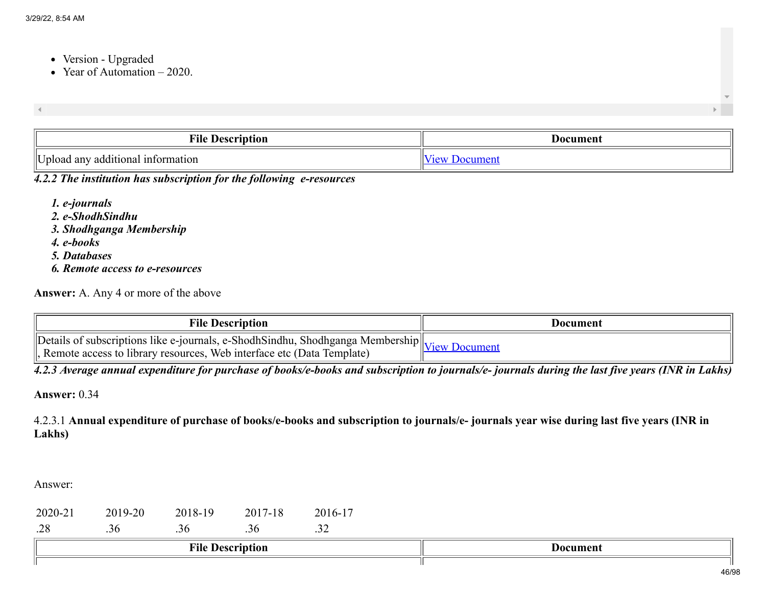- Version - Upgraded
- Year of Automation – 2020.

| File Description | Document |
| --- | --- |
| Upload any additional information | View Document |

***4.2.2 The institution has subscription for the following e-resources***

1. ***e-journals***
2. ***e-ShodhSindhu***
3. ***Shodhganga Membership***
4. ***e-books***
5. ***Databases***
6. ***Remote access to e-resources***

**Answer:** A. Any 4 or more of the above

| File Description | Document |
| --- | --- |
| Details of subscriptions like e-journals, e-ShodhSindhu, Shodhganga Membership , Remote access to library resources, Web interface etc (Data Template) | View Document |

***4.2.3 Average annual expenditure for purchase of books/e-books and subscription to journals/e- journals during the last five years (INR in Lakhs)***

**Answer:** 0.34

4.2.3.1 **Annual expenditure of purchase of books/e-books and subscription to journals/e- journals year wise during last five years (INR in Lakhs)**

Answer:

| 2020-21 | 2019-20 | 2018-19 | 2017-18 | 2016-17 |
| --- | --- | --- | --- | --- |
| .28 | .36 | .36 | .36 | .32 |

| File Description | Document |
| --- | --- |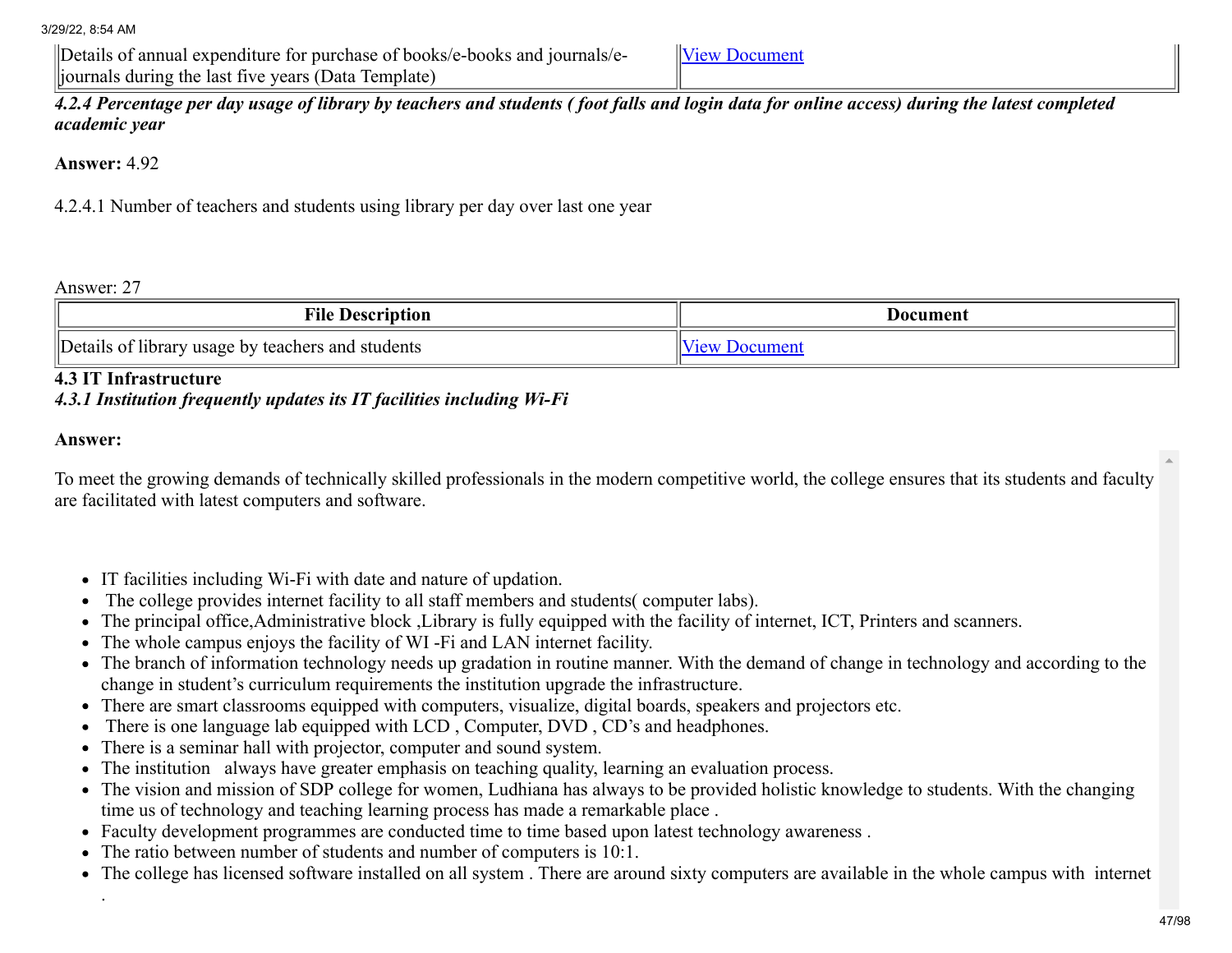| Details of annual expenditure for purchase of books/e-books and journals/e-journals during the last five years (Data Template) | View Document |
| --- | --- |

***4.2.4 Percentage per day usage of library by teachers and students ( foot falls and login data for online access) during the latest completed academic year***

**Answer:** 4.92

4.2.4.1 Number of teachers and students using library per day over last one year

Answer: 27

| File Description | Document |
| --- | --- |
| Details of library usage by teachers and students | View Document |

**4.3 IT Infrastructure**

***4.3.1 Institution frequently updates its IT facilities including Wi-Fi***

**Answer:**

To meet the growing demands of technically skilled professionals in the modern competitive world, the college ensures that its students and faculty are facilitated with latest computers and software.

- IT facilities including Wi-Fi with date and nature of updation.
- The college provides internet facility to all staff members and students( computer labs).
- The principal office,Administrative block ,Library is fully equipped with the facility of internet, ICT, Printers and scanners.
- The whole campus enjoys the facility of WI -Fi and LAN internet facility.
- The branch of information technology needs up gradation in routine manner. With the demand of change in technology and according to the change in student's curriculum requirements the institution upgrade the infrastructure.
- There are smart classrooms equipped with computers, visualize, digital boards, speakers and projectors etc.
- There is one language lab equipped with LCD , Computer, DVD , CD's and headphones.
- There is a seminar hall with projector, computer and sound system.
- The institution always have greater emphasis on teaching quality, learning an evaluation process.
- The vision and mission of SDP college for women, Ludhiana has always to be provided holistic knowledge to students. With the changing time us of technology and teaching learning process has made a remarkable place .
- Faculty development programmes are conducted time to time based upon latest technology awareness .
- The ratio between number of students and number of computers is 10:1.
- The college has licensed software installed on all system . There are around sixty computers are available in the whole campus with internet .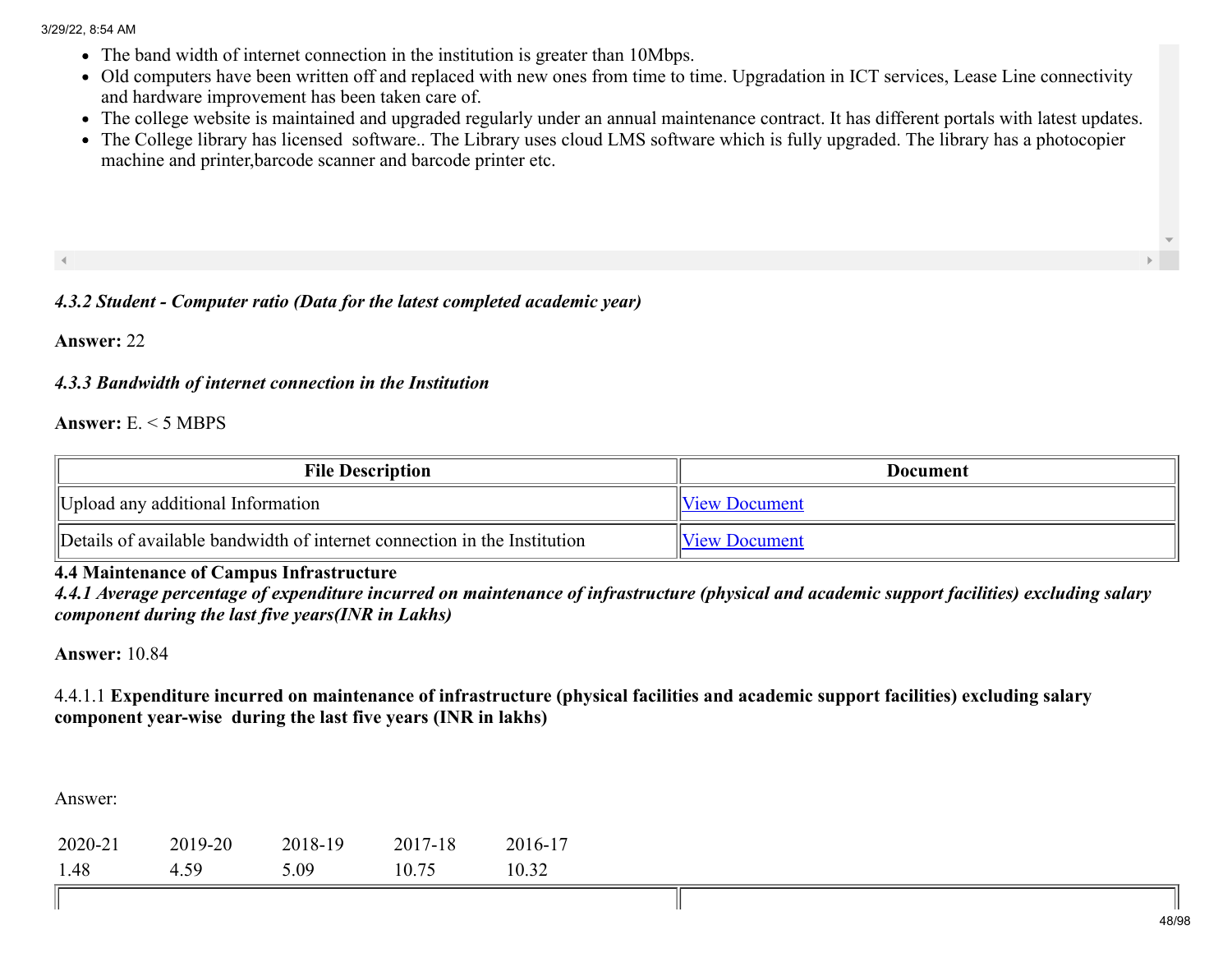- The band width of internet connection in the institution is greater than 10Mbps.
- Old computers have been written off and replaced with new ones from time to time. Upgradation in ICT services, Lease Line connectivity and hardware improvement has been taken care of.
- The college website is maintained and upgraded regularly under an annual maintenance contract. It has different portals with latest updates.
- The College library has licensed software.. The Library uses cloud LMS software which is fully upgraded. The library has a photocopier machine and printer,barcode scanner and barcode printer etc.

***4.3.2 Student - Computer ratio (Data for the latest completed academic year)***

**Answer:** 22

***4.3.3 Bandwidth of internet connection in the Institution***

**Answer:** E. < 5 MBPS

| File Description | Document |
| --- | --- |
| Upload any additional Information | View Document |
| Details of available bandwidth of internet connection in the Institution | View Document |

**4.4 Maintenance of Campus Infrastructure**

***4.4.1 Average percentage of expenditure incurred on maintenance of infrastructure (physical and academic support facilities) excluding salary component during the last five years(INR in Lakhs)***

**Answer:** 10.84

4.4.1.1 **Expenditure incurred on maintenance of infrastructure (physical facilities and academic support facilities) excluding salary component year-wise during the last five years (INR in lakhs)**

Answer:

| 2020-21 | 2019-20 | 2018-19 | 2017-18 | 2016-17 |
| --- | --- | --- | --- | --- |
| 1.48 | 4.59 | 5.09 | 10.75 | 10.32 |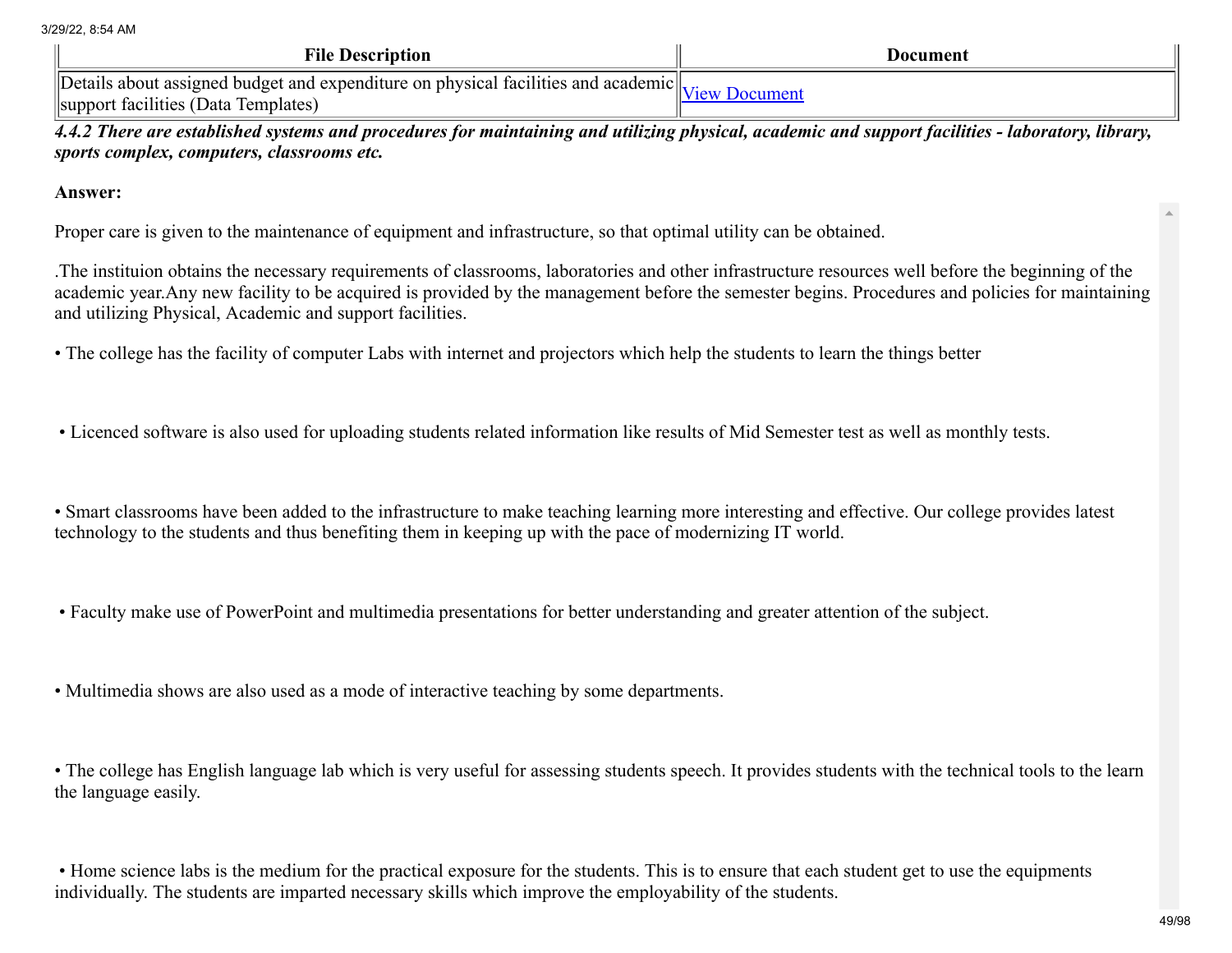| File Description | Document |
| --- | --- |
| Details about assigned budget and expenditure on physical facilities and academic support facilities (Data Templates) | View Document |

***4.4.2 There are established systems and procedures for maintaining and utilizing physical, academic and support facilities - laboratory, library, sports complex, computers, classrooms etc.***

**Answer:**

Proper care is given to the maintenance of equipment and infrastructure, so that optimal utility can be obtained.

.The instituion obtains the necessary requirements of classrooms, laboratories and other infrastructure resources well before the beginning of the academic year.Any new facility to be acquired is provided by the management before the semester begins. Procedures and policies for maintaining and utilizing Physical, Academic and support facilities.

• The college has the facility of computer Labs with internet and projectors which help the students to learn the things better

• Licenced software is also used for uploading students related information like results of Mid Semester test as well as monthly tests.

• Smart classrooms have been added to the infrastructure to make teaching learning more interesting and effective. Our college provides latest technology to the students and thus benefiting them in keeping up with the pace of modernizing IT world.

• Faculty make use of PowerPoint and multimedia presentations for better understanding and greater attention of the subject.

• Multimedia shows are also used as a mode of interactive teaching by some departments.

• The college has English language lab which is very useful for assessing students speech. It provides students with the technical tools to the learn the language easily.

• Home science labs is the medium for the practical exposure for the students. This is to ensure that each student get to use the equipments individually. The students are imparted necessary skills which improve the employability of the students.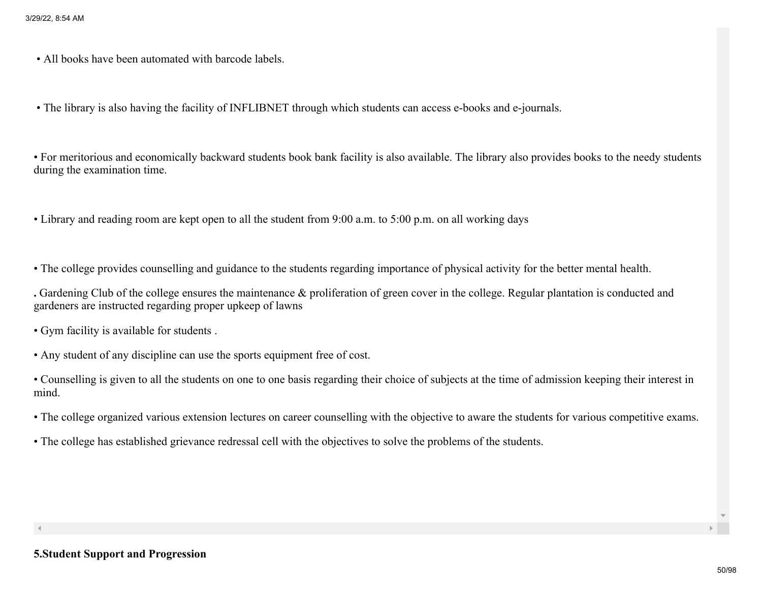• All books have been automated with barcode labels.

• The library is also having the facility of INFLIBNET through which students can access e-books and e-journals.

• For meritorious and economically backward students book bank facility is also available. The library also provides books to the needy students during the examination time.

• Library and reading room are kept open to all the student from 9:00 a.m. to 5:00 p.m. on all working days

• The college provides counselling and guidance to the students regarding importance of physical activity for the better mental health.

**.** Gardening Club of the college ensures the maintenance & proliferation of green cover in the college. Regular plantation is conducted and gardeners are instructed regarding proper upkeep of lawns

• Gym facility is available for students .

• Any student of any discipline can use the sports equipment free of cost.

• Counselling is given to all the students on one to one basis regarding their choice of subjects at the time of admission keeping their interest in mind.

• The college organized various extension lectures on career counselling with the objective to aware the students for various competitive exams.

• The college has established grievance redressal cell with the objectives to solve the problems of the students.

**5.Student Support and Progression**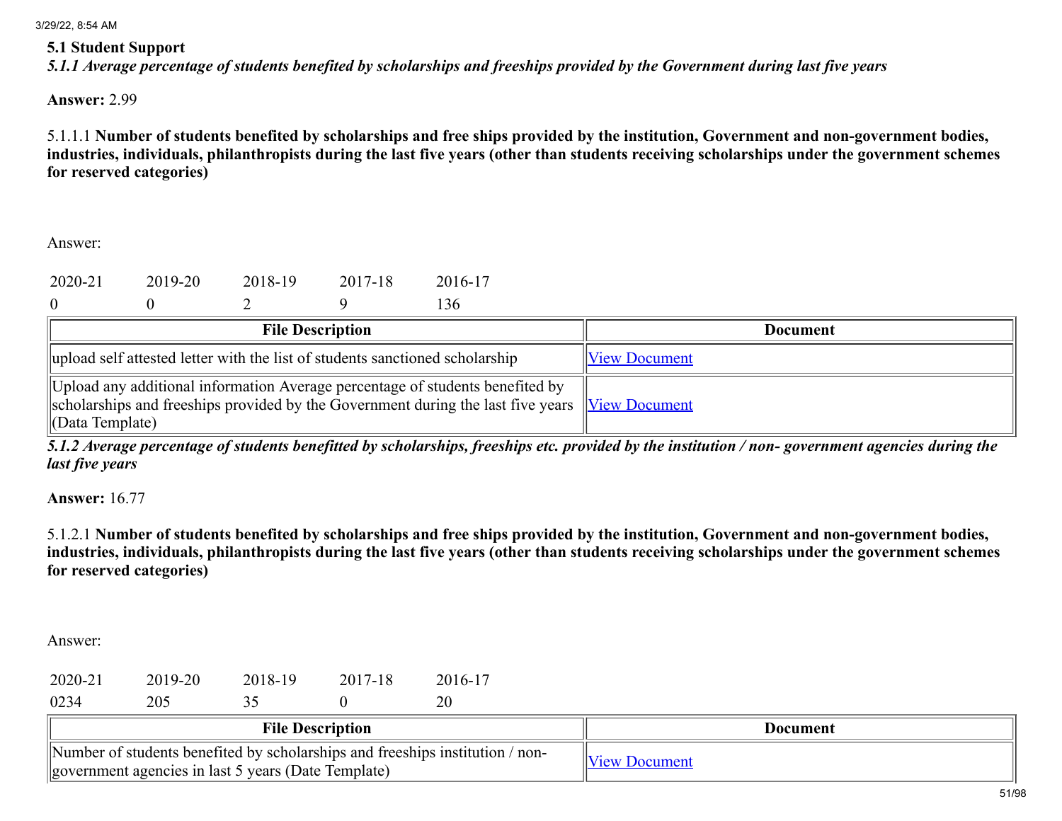**5.1 Student Support**

*5.1.1 Average percentage of students benefited by scholarships and freeships provided by the Government during last five years*

**Answer:** 2.99

5.1.1.1 **Number of students benefited by scholarships and free ships provided by the institution, Government and non-government bodies, industries, individuals, philanthropists during the last five years (other than students receiving scholarships under the government schemes for reserved categories)**

Answer:

| 2020-21 | 2019-20 | 2018-19 | 2017-18 | 2016-17 |
|---|---|---|---|---|
| 0 | 0 | 2 | 9 | 136 |

| File Description | Document |
|---|---|
| upload self attested letter with the list of students sanctioned scholarship | View Document |
| Upload any additional information Average percentage of students benefited by scholarships and freeships provided by the Government during the last five years (Data Template) | View Document |

*5.1.2 Average percentage of students benefitted by scholarships, freeships etc. provided by the institution / non- government agencies during the last five years*

**Answer:** 16.77

5.1.2.1 **Number of students benefited by scholarships and free ships provided by the institution, Government and non-government bodies, industries, individuals, philanthropists during the last five years (other than students receiving scholarships under the government schemes for reserved categories)**

Answer:

| 2020-21 | 2019-20 | 2018-19 | 2017-18 | 2016-17 |
|---|---|---|---|---|
| 0234 | 205 | 35 | 0 | 20 |

| File Description | Document |
|---|---|
| Number of students benefited by scholarships and freeships institution / non-government agencies in last 5 years (Date Template) | View Document |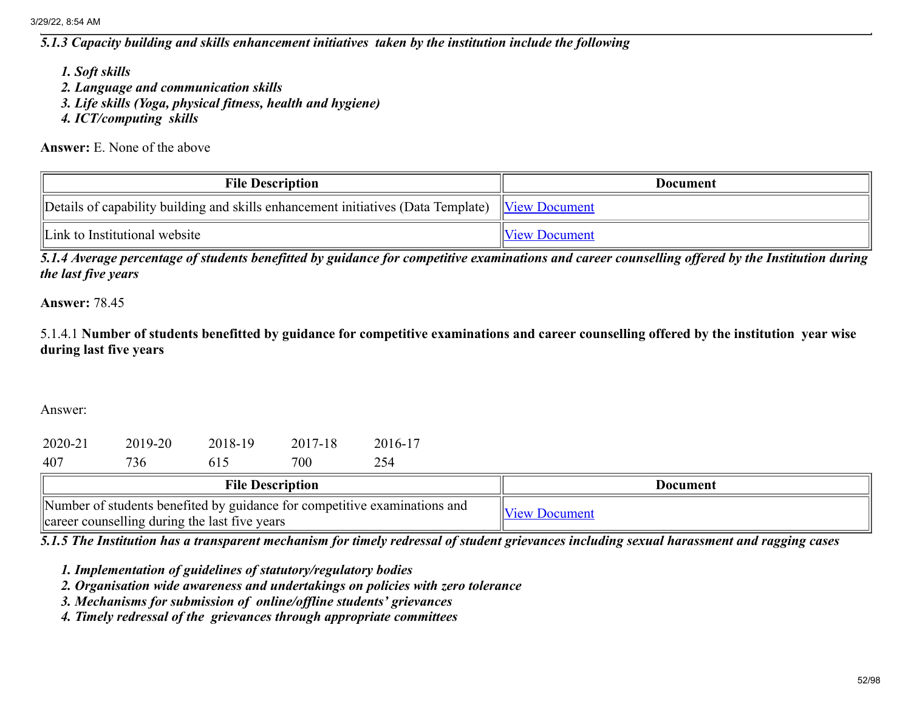*5.1.3 Capacity building and skills enhancement initiatives taken by the institution include the following*

1. *Soft skills*
2. *Language and communication skills*
3. *Life skills (Yoga, physical fitness, health and hygiene)*
4. *ICT/computing skills*

**Answer:** E. None of the above

| File Description | Document |
|---|---|
| Details of capability building and skills enhancement initiatives (Data Template) | View Document |
| Link to Institutional website | View Document |

*5.1.4 Average percentage of students benefitted by guidance for competitive examinations and career counselling offered by the Institution during the last five years*

**Answer:** 78.45

5.1.4.1 **Number of students benefitted by guidance for competitive examinations and career counselling offered by the institution year wise during last five years**

Answer:

| 2020-21 | 2019-20 | 2018-19 | 2017-18 | 2016-17 |
|---|---|---|---|---|
| 407 | 736 | 615 | 700 | 254 |

| File Description | Document |
|---|---|
| Number of students benefited by guidance for competitive examinations and career counselling during the last five years | View Document |

*5.1.5 The Institution has a transparent mechanism for timely redressal of student grievances including sexual harassment and ragging cases*

1. *Implementation of guidelines of statutory/regulatory bodies*
2. *Organisation wide awareness and undertakings on policies with zero tolerance*
3. *Mechanisms for submission of online/offline students' grievances*
4. *Timely redressal of the grievances through appropriate committees*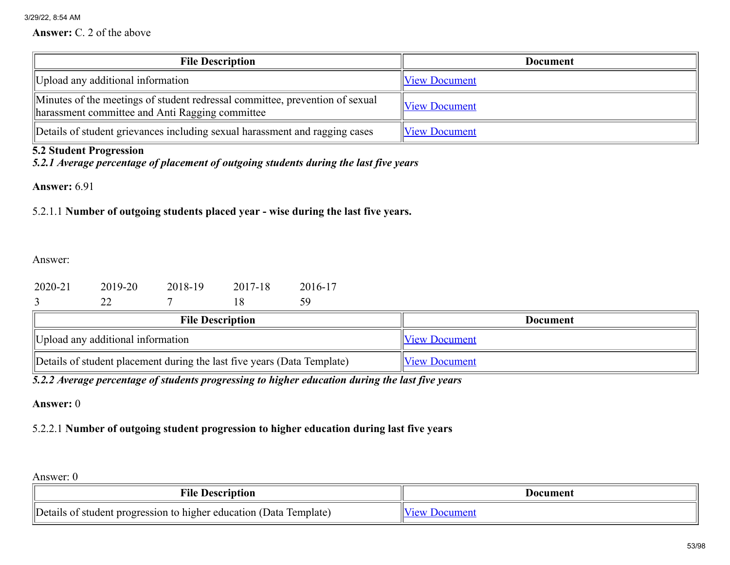**Answer:** C. 2 of the above

| File Description | Document |
| --- | --- |
| Upload any additional information | View Document |
| Minutes of the meetings of student redressal committee, prevention of sexual harassment committee and Anti Ragging committee | View Document |
| Details of student grievances including sexual harassment and ragging cases | View Document |

### 5.2 Student Progression

***5.2.1 Average percentage of placement of outgoing students during the last five years***

**Answer:** 6.91

5.2.1.1 **Number of outgoing students placed year - wise during the last five years.**

Answer:

| 2020-21 | 2019-20 | 2018-19 | 2017-18 | 2016-17 |
| --- | --- | --- | --- | --- |
| 3 | 22 | 7 | 18 | 59 |

| File Description | Document |
| --- | --- |
| Upload any additional information | View Document |
| Details of student placement during the last five years (Data Template) | View Document |

***5.2.2 Average percentage of students progressing to higher education during the last five years***

**Answer:** 0

5.2.2.1 **Number of outgoing student progression to higher education during last five years**

Answer: 0

| File Description | Document |
| --- | --- |
| Details of student progression to higher education (Data Template) | View Document |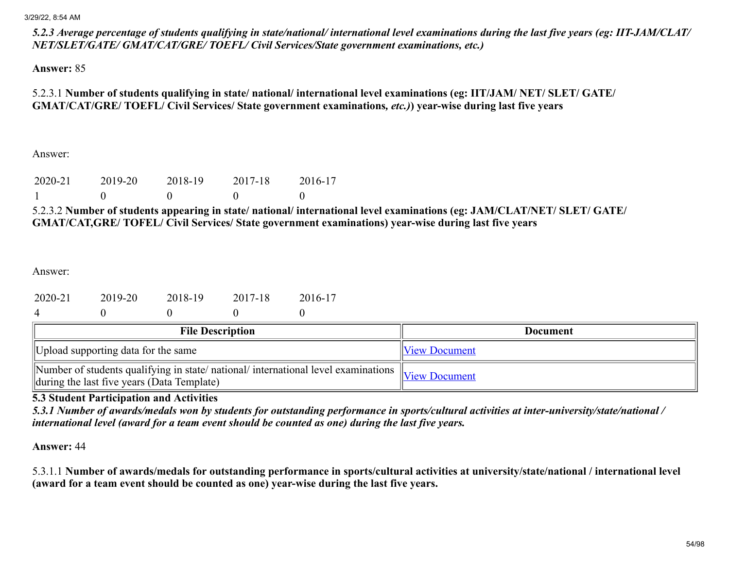*5.2.3 Average percentage of students qualifying in state/national/ international level examinations during the last five years (eg: IIT-JAM/CLAT/ NET/SLET/GATE/ GMAT/CAT/GRE/ TOEFL/ Civil Services/State government examinations, etc.)*

**Answer:** 85

5.2.3.1 **Number of students qualifying in state/ national/ international level examinations (eg: IIT/JAM/ NET/ SLET/ GATE/ GMAT/CAT/GRE/ TOEFL/ Civil Services/ State government examinations, *etc.)*) year-wise during last five years**

Answer:

| 2020-21 | 2019-20 | 2018-19 | 2017-18 | 2016-17 |
|---|---|---|---|---|
| 1 | 0 | 0 | 0 | 0 |

5.2.3.2 **Number of students appearing in state/ national/ international level examinations (eg: JAM/CLAT/NET/ SLET/ GATE/ GMAT/CAT,GRE/ TOFEL/ Civil Services/ State government examinations) year-wise during last five years**

Answer:

| 2020-21 | 2019-20 | 2018-19 | 2017-18 | 2016-17 |
|---|---|---|---|---|
| 4 | 0 | 0 | 0 | 0 |

| File Description | Document |
|---|---|
| Upload supporting data for the same | View Document |
| Number of students qualifying in state/ national/ international level examinations during the last five years (Data Template) | View Document |

**5.3 Student Participation and Activities**

*5.3.1 Number of awards/medals won by students for outstanding performance in sports/cultural activities at inter-university/state/national / international level (award for a team event should be counted as one) during the last five years.*

**Answer:** 44

5.3.1.1 **Number of awards/medals for outstanding performance in sports/cultural activities at university/state/national / international level (award for a team event should be counted as one) year-wise during the last five years.**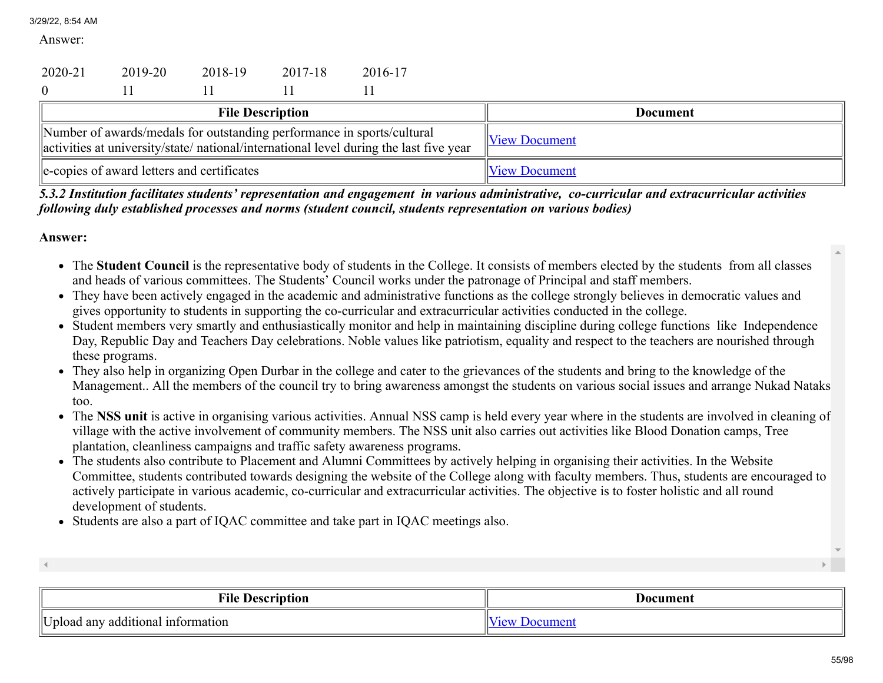Answer:

| 2020-21 | 2019-20 | 2018-19 | 2017-18 | 2016-17 |
|---|---|---|---|---|
| 0 | 11 | 11 | 11 | 11 |

| File Description | Document |
|---|---|
| Number of awards/medals for outstanding performance in sports/cultural activities at university/state/ national/international level during the last five year | View Document |
| e-copies of award letters and certificates | View Document |

***5.3.2 Institution facilitates students' representation and engagement in various administrative, co-curricular and extracurricular activities following duly established processes and norms (student council, students representation on various bodies)***

**Answer:**

- The **Student Council** is the representative body of students in the College. It consists of members elected by the students from all classes and heads of various committees. The Students' Council works under the patronage of Principal and staff members.
- They have been actively engaged in the academic and administrative functions as the college strongly believes in democratic values and gives opportunity to students in supporting the co-curricular and extracurricular activities conducted in the college.
- Student members very smartly and enthusiastically monitor and help in maintaining discipline during college functions like Independence Day, Republic Day and Teachers Day celebrations. Noble values like patriotism, equality and respect to the teachers are nourished through these programs.
- They also help in organizing Open Durbar in the college and cater to the grievances of the students and bring to the knowledge of the Management.. All the members of the council try to bring awareness amongst the students on various social issues and arrange Nukad Nataks too.
- The **NSS unit** is active in organising various activities. Annual NSS camp is held every year where in the students are involved in cleaning of village with the active involvement of community members. The NSS unit also carries out activities like Blood Donation camps, Tree plantation, cleanliness campaigns and traffic safety awareness programs.
- The students also contribute to Placement and Alumni Committees by actively helping in organising their activities. In the Website Committee, students contributed towards designing the website of the College along with faculty members. Thus, students are encouraged to actively participate in various academic, co-curricular and extracurricular activities. The objective is to foster holistic and all round development of students.
- Students are also a part of IQAC committee and take part in IQAC meetings also.

| File Description | Document |
|---|---|
| Upload any additional information | View Document |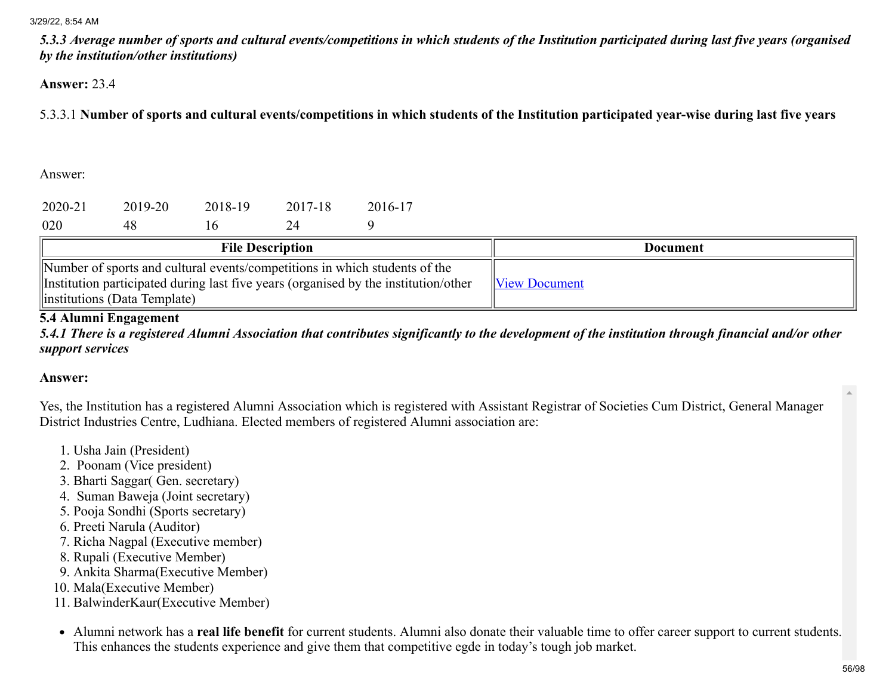*5.3.3 Average number of sports and cultural events/competitions in which students of the Institution participated during last five years (organised by the institution/other institutions)*

**Answer:** 23.4

5.3.3.1 **Number of sports and cultural events/competitions in which students of the Institution participated year-wise during last five years**

Answer:

| 2020-21 | 2019-20 | 2018-19 | 2017-18 | 2016-17 |
|---|---|---|---|---|
| 020 | 48 | 16 | 24 | 9 |

| File Description | Document |
|---|---|
| Number of sports and cultural events/competitions in which students of the Institution participated during last five years (organised by the institution/other institutions (Data Template) | View Document |

**5.4 Alumni Engagement**

*5.4.1 There is a registered Alumni Association that contributes significantly to the development of the institution through financial and/or other support services*

**Answer:**

Yes, the Institution has a registered Alumni Association which is registered with Assistant Registrar of Societies Cum District, General Manager District Industries Centre, Ludhiana. Elected members of registered Alumni association are:

1. Usha Jain (President)
2. Poonam (Vice president)
3. Bharti Saggar( Gen. secretary)
4. Suman Baweja (Joint secretary)
5. Pooja Sondhi (Sports secretary)
6. Preeti Narula (Auditor)
7. Richa Nagpal (Executive member)
8. Rupali (Executive Member)
9. Ankita Sharma(Executive Member)
10. Mala(Executive Member)
11. BalwinderKaur(Executive Member)

- Alumni network has a **real life benefit** for current students. Alumni also donate their valuable time to offer career support to current students. This enhances the students experience and give them that competitive egde in today's tough job market.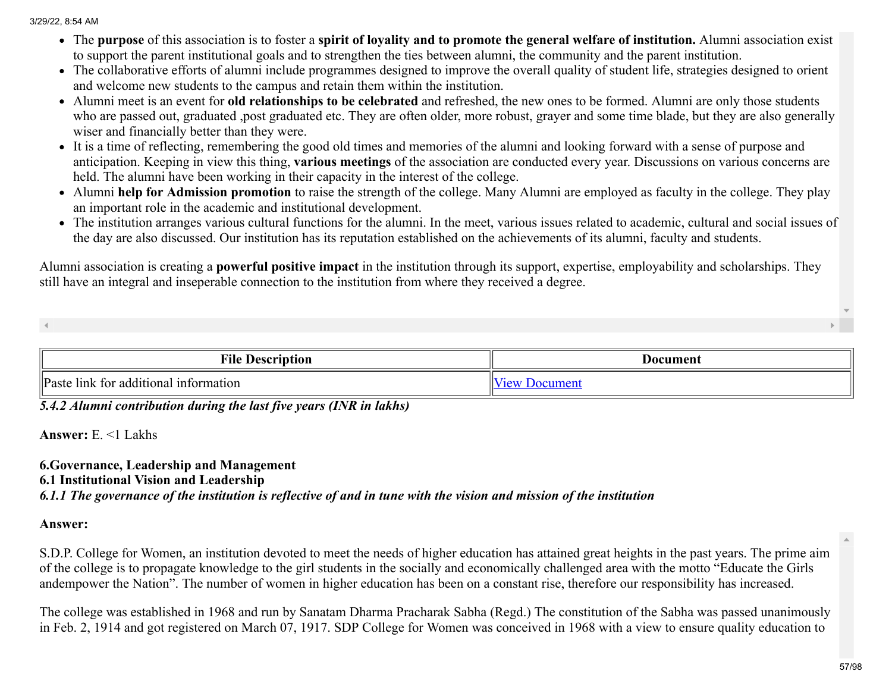- The **purpose** of this association is to foster a **spirit of loyality and to promote the general welfare of institution.** Alumni association exist to support the parent institutional goals and to strengthen the ties between alumni, the community and the parent institution.
- The collaborative efforts of alumni include programmes designed to improve the overall quality of student life, strategies designed to orient and welcome new students to the campus and retain them within the institution.
- Alumni meet is an event for **old relationships to be celebrated** and refreshed, the new ones to be formed. Alumni are only those students who are passed out, graduated ,post graduated etc. They are often older, more robust, grayer and some time blade, but they are also generally wiser and financially better than they were.
- It is a time of reflecting, remembering the good old times and memories of the alumni and looking forward with a sense of purpose and anticipation. Keeping in view this thing, **various meetings** of the association are conducted every year. Discussions on various concerns are held. The alumni have been working in their capacity in the interest of the college.
- Alumni **help for Admission promotion** to raise the strength of the college. Many Alumni are employed as faculty in the college. They play an important role in the academic and institutional development.
- The institution arranges various cultural functions for the alumni. In the meet, various issues related to academic, cultural and social issues of the day are also discussed. Our institution has its reputation established on the achievements of its alumni, faculty and students.

Alumni association is creating a **powerful positive impact** in the institution through its support, expertise, employability and scholarships. They still have an integral and inseperable connection to the institution from where they received a degree.

| File Description | Document |
| --- | --- |
| Paste link for additional information | View Document |

*5.4.2 Alumni contribution during the last five years (INR in lakhs)*

**Answer:** E. <1 Lakhs

**6.Governance, Leadership and Management**

**6.1 Institutional Vision and Leadership**

***6.1.1 The governance of the institution is reflective of and in tune with the vision and mission of the institution***

**Answer:**

S.D.P. College for Women, an institution devoted to meet the needs of higher education has attained great heights in the past years. The prime aim of the college is to propagate knowledge to the girl students in the socially and economically challenged area with the motto "Educate the Girls andempower the Nation". The number of women in higher education has been on a constant rise, therefore our responsibility has increased.

The college was established in 1968 and run by Sanatam Dharma Pracharak Sabha (Regd.) The constitution of the Sabha was passed unanimously in Feb. 2, 1914 and got registered on March 07, 1917. SDP College for Women was conceived in 1968 with a view to ensure quality education to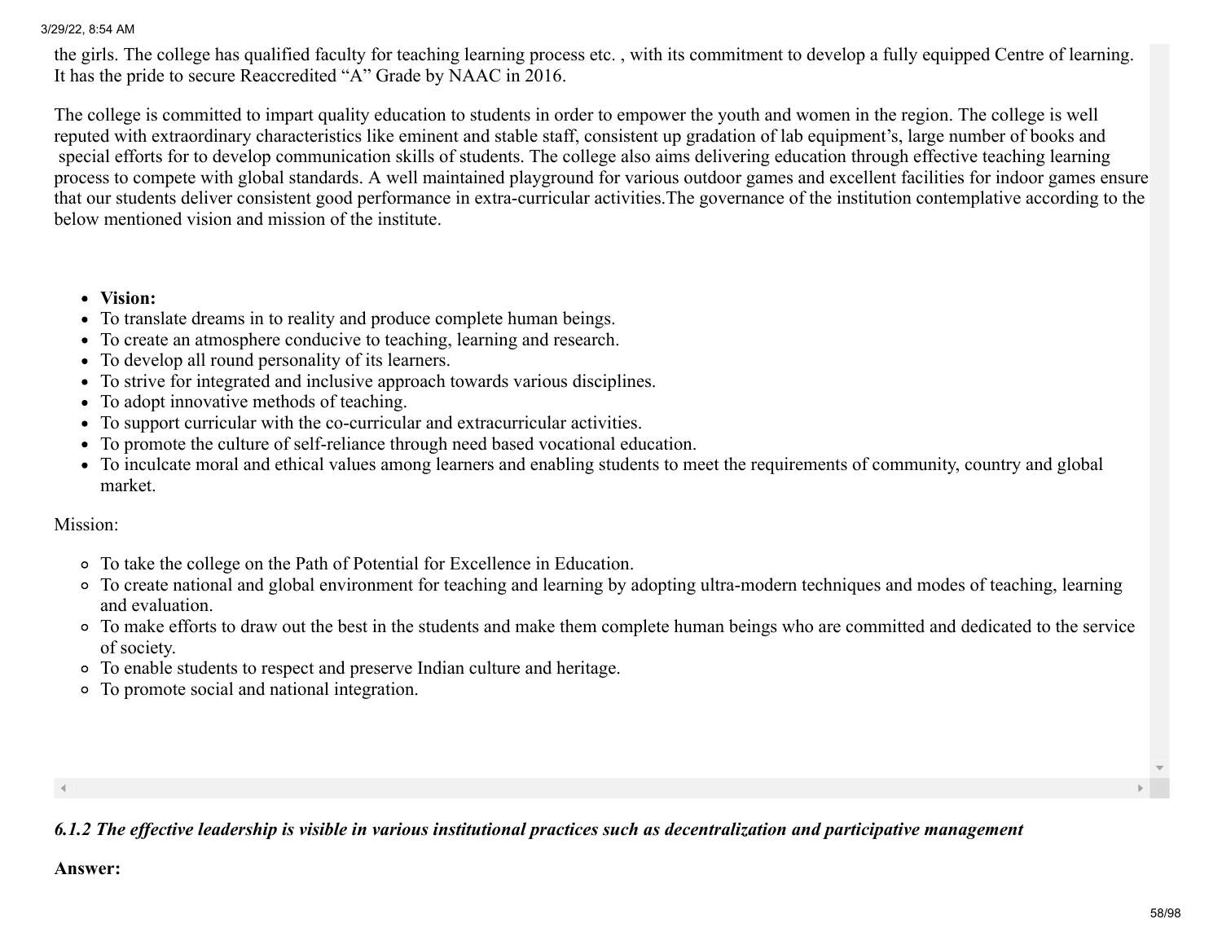the girls. The college has qualified faculty for teaching learning process etc. , with its commitment to develop a fully equipped Centre of learning. It has the pride to secure Reaccredited "A" Grade by NAAC in 2016.

The college is committed to impart quality education to students in order to empower the youth and women in the region. The college is well reputed with extraordinary characteristics like eminent and stable staff, consistent up gradation of lab equipment's, large number of books and special efforts for to develop communication skills of students. The college also aims delivering education through effective teaching learning process to compete with global standards. A well maintained playground for various outdoor games and excellent facilities for indoor games ensure that our students deliver consistent good performance in extra-curricular activities.The governance of the institution contemplative according to the below mentioned vision and mission of the institute.

- **Vision:**
- To translate dreams in to reality and produce complete human beings.
- To create an atmosphere conducive to teaching, learning and research.
- To develop all round personality of its learners.
- To strive for integrated and inclusive approach towards various disciplines.
- To adopt innovative methods of teaching.
- To support curricular with the co-curricular and extracurricular activities.
- To promote the culture of self-reliance through need based vocational education.
- To inculcate moral and ethical values among learners and enabling students to meet the requirements of community, country and global market.

Mission:

- To take the college on the Path of Potential for Excellence in Education.
- To create national and global environment for teaching and learning by adopting ultra-modern techniques and modes of teaching, learning and evaluation.
- To make efforts to draw out the best in the students and make them complete human beings who are committed and dedicated to the service of society.
- To enable students to respect and preserve Indian culture and heritage.
- To promote social and national integration.

***6.1.2 The effective leadership is visible in various institutional practices such as decentralization and participative management***

**Answer:**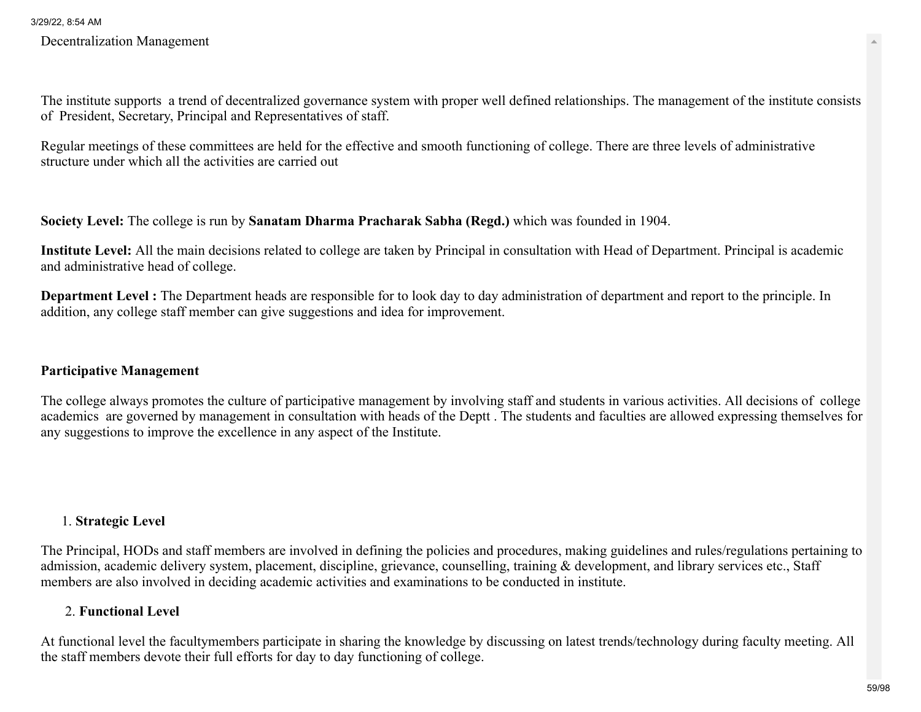Decentralization Management

The institute supports a trend of decentralized governance system with proper well defined relationships. The management of the institute consists of President, Secretary, Principal and Representatives of staff.

Regular meetings of these committees are held for the effective and smooth functioning of college. There are three levels of administrative structure under which all the activities are carried out

**Society Level:** The college is run by **Sanatam Dharma Pracharak Sabha (Regd.)** which was founded in 1904.

**Institute Level:** All the main decisions related to college are taken by Principal in consultation with Head of Department. Principal is academic and administrative head of college.

**Department Level :** The Department heads are responsible for to look day to day administration of department and report to the principle. In addition, any college staff member can give suggestions and idea for improvement.

**Participative Management**

The college always promotes the culture of participative management by involving staff and students in various activities. All decisions of college academics are governed by management in consultation with heads of the Deptt . The students and faculties are allowed expressing themselves for any suggestions to improve the excellence in any aspect of the Institute.

1. **Strategic Level**

The Principal, HODs and staff members are involved in defining the policies and procedures, making guidelines and rules/regulations pertaining to admission, academic delivery system, placement, discipline, grievance, counselling, training & development, and library services etc., Staff members are also involved in deciding academic activities and examinations to be conducted in institute.

2. **Functional Level**

At functional level the facultymembers participate in sharing the knowledge by discussing on latest trends/technology during faculty meeting. All the staff members devote their full efforts for day to day functioning of college.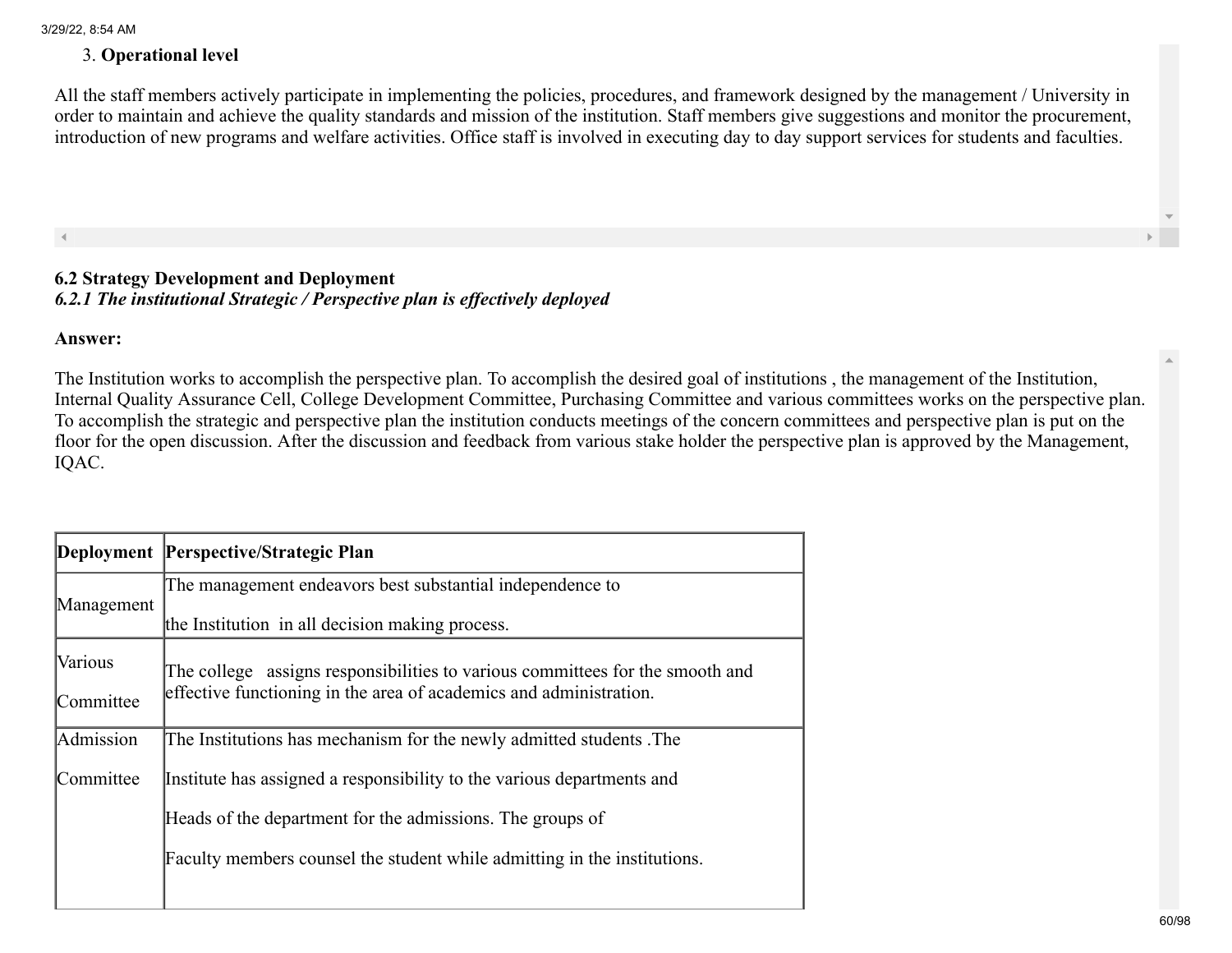3. **Operational level**

All the staff members actively participate in implementing the policies, procedures, and framework designed by the management / University in order to maintain and achieve the quality standards and mission of the institution. Staff members give suggestions and monitor the procurement, introduction of new programs and welfare activities. Office staff is involved in executing day to day support services for students and faculties.

**6.2 Strategy Development and Deployment**
***6.2.1 The institutional Strategic / Perspective plan is effectively deployed***

**Answer:**

The Institution works to accomplish the perspective plan. To accomplish the desired goal of institutions , the management of the Institution, Internal Quality Assurance Cell, College Development Committee, Purchasing Committee and various committees works on the perspective plan. To accomplish the strategic and perspective plan the institution conducts meetings of the concern committees and perspective plan is put on the floor for the open discussion. After the discussion and feedback from various stake holder the perspective plan is approved by the Management, IQAC.

| Deployment | Perspective/Strategic Plan |
|---|---|
| Management | The management endeavors best substantial independence to the Institution in all decision making process. |
| Various Committee | The college assigns responsibilities to various committees for the smooth and effective functioning in the area of academics and administration. |
| Admission Committee | The Institutions has mechanism for the newly admitted students .The Institute has assigned a responsibility to the various departments and Heads of the department for the admissions. The groups of Faculty members counsel the student while admitting in the institutions. |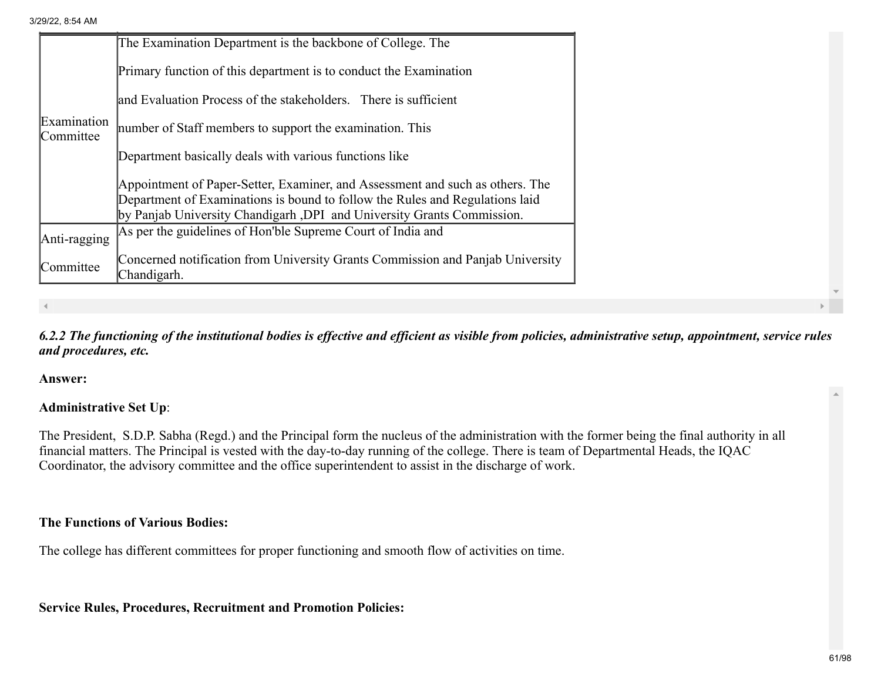| | |
|---|---|
| Examination Committee | The Examination Department is the backbone of College. The Primary function of this department is to conduct the Examination and Evaluation Process of the stakeholders. There is sufficient number of Staff members to support the examination. This Department basically deals with various functions like Appointment of Paper-Setter, Examiner, and Assessment and such as others. The Department of Examinations is bound to follow the Rules and Regulations laid by Panjab University Chandigarh ,DPI and University Grants Commission. |
| Anti-ragging Committee | As per the guidelines of Hon'ble Supreme Court of India and Concerned notification from University Grants Commission and Panjab University Chandigarh. |

***6.2.2 The functioning of the institutional bodies is effective and efficient as visible from policies, administrative setup, appointment, service rules and procedures, etc.***

**Answer:**

**Administrative Set Up**:

The President, S.D.P. Sabha (Regd.) and the Principal form the nucleus of the administration with the former being the final authority in all financial matters. The Principal is vested with the day-to-day running of the college. There is team of Departmental Heads, the IQAC Coordinator, the advisory committee and the office superintendent to assist in the discharge of work.

**The Functions of Various Bodies:**

The college has different committees for proper functioning and smooth flow of activities on time.

**Service Rules, Procedures, Recruitment and Promotion Policies:**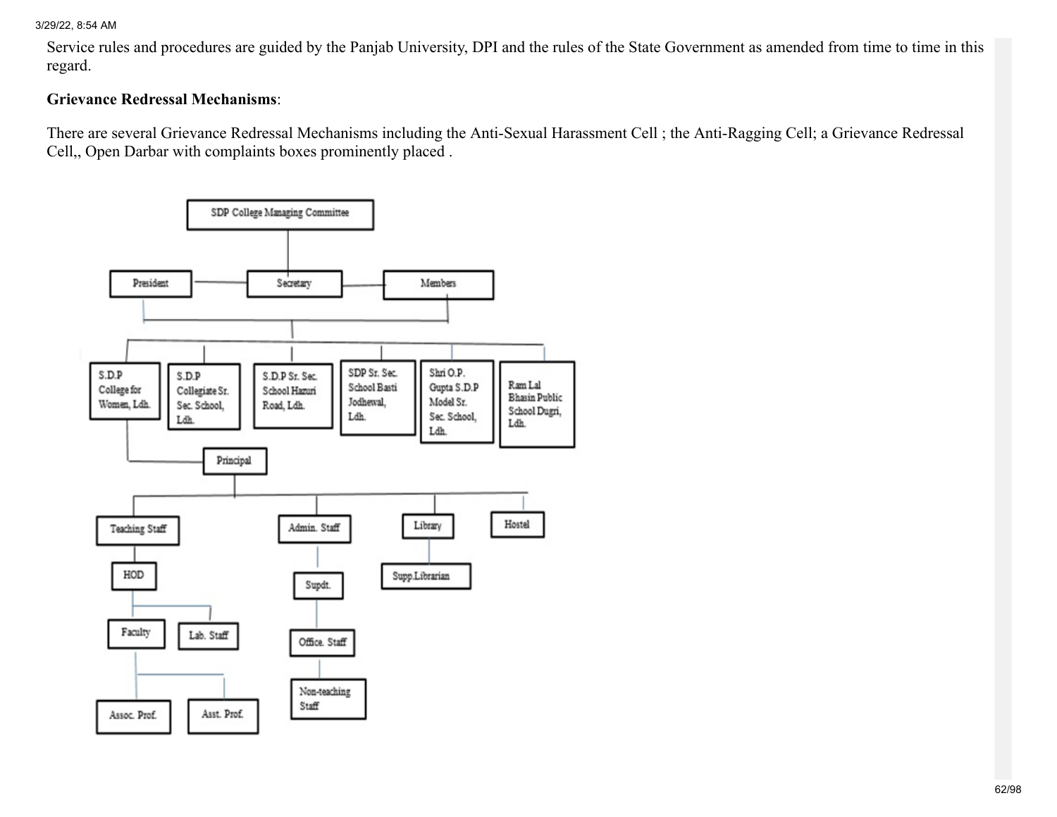Service rules and procedures are guided by the Panjab University, DPI and the rules of the State Government as amended from time to time in this regard.

**Grievance Redressal Mechanisms**:

There are several Grievance Redressal Mechanisms including the Anti-Sexual Harassment Cell ; the Anti-Ragging Cell; a Grievance Redressal Cell,, Open Darbar with complaints boxes prominently placed .

SDP College Managing Committee

President | Secretary | Members

S.D.P College for Women, Ldh. | S.D.P Collegiate Sr. Sec. School, Ldh. | S.D.P Sr. Sec. School Hazuri Road, Ldh. | SDP Sr. Sec. School Basti Jodhewal, Ldh. | Shri O.P. Gupta S.D.P Model Sr. Sec. School, Ldh. | Ram Lal Bhasin Public School Dugri, Ldh.

Principal

Teaching Staff | Admin. Staff | Library | Hostel

HOD | Supdt. | Supp.Librarian

Faculty | Lab. Staff | Office. Staff

Assoc. Prof. | Asst. Prof. | Non-teaching Staff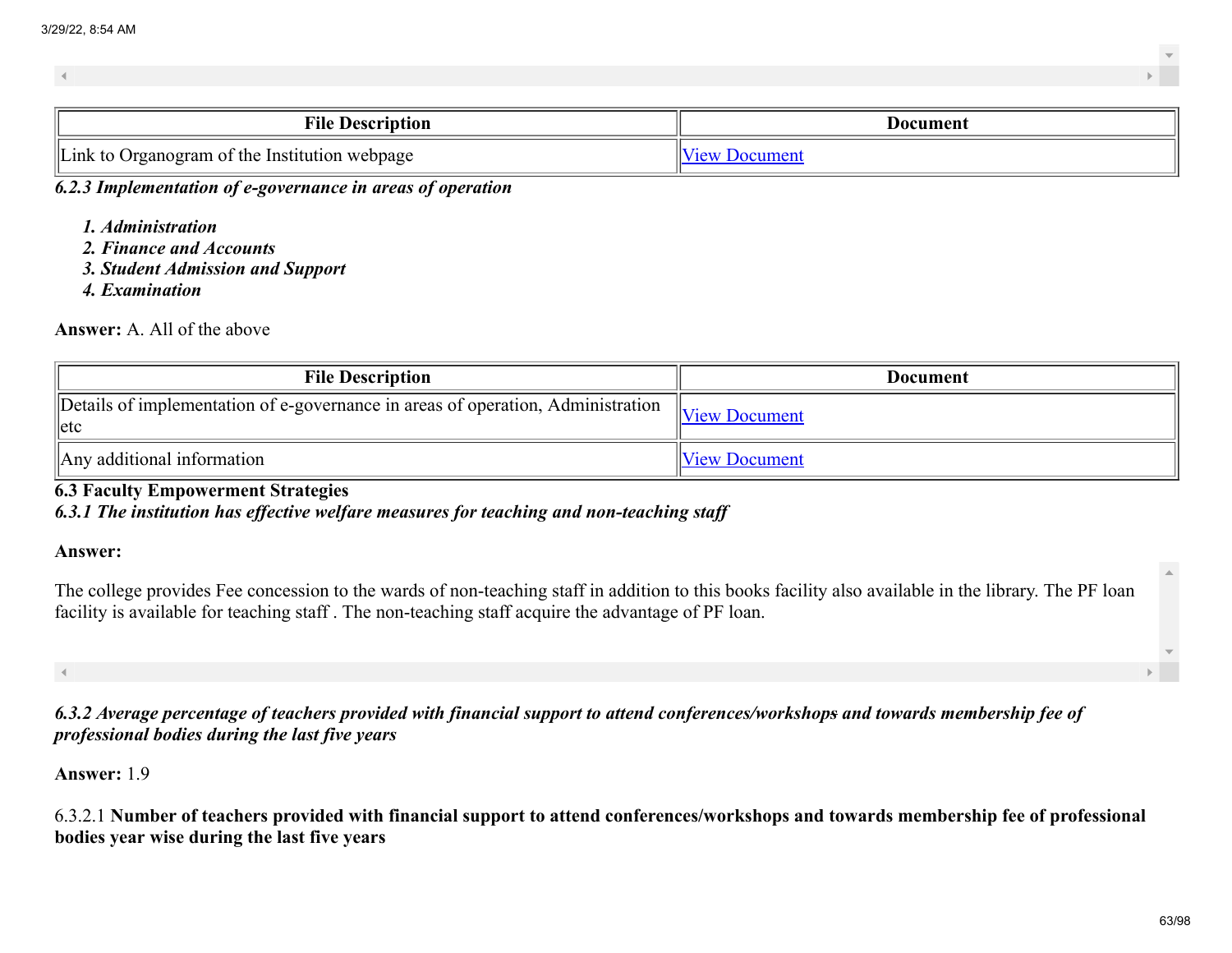| File Description | Document |
|---|---|
| Link to Organogram of the Institution webpage | View Document |

***6.2.3 Implementation of e-governance in areas of operation***

1. ***Administration***
2. ***Finance and Accounts***
3. ***Student Admission and Support***
4. ***Examination***

**Answer:** A. All of the above

| File Description | Document |
|---|---|
| Details of implementation of e-governance in areas of operation, Administration etc | View Document |
| Any additional information | View Document |

**6.3 Faculty Empowerment Strategies**

***6.3.1 The institution has effective welfare measures for teaching and non-teaching staff***

**Answer:**

The college provides Fee concession to the wards of non-teaching staff in addition to this books facility also available in the library. The PF loan facility is available for teaching staff . The non-teaching staff acquire the advantage of PF loan.

***6.3.2 Average percentage of teachers provided with financial support to attend conferences/workshops and towards membership fee of professional bodies during the last five years***

**Answer:** 1.9

6.3.2.1 **Number of teachers provided with financial support to attend conferences/workshops and towards membership fee of professional bodies year wise during the last five years**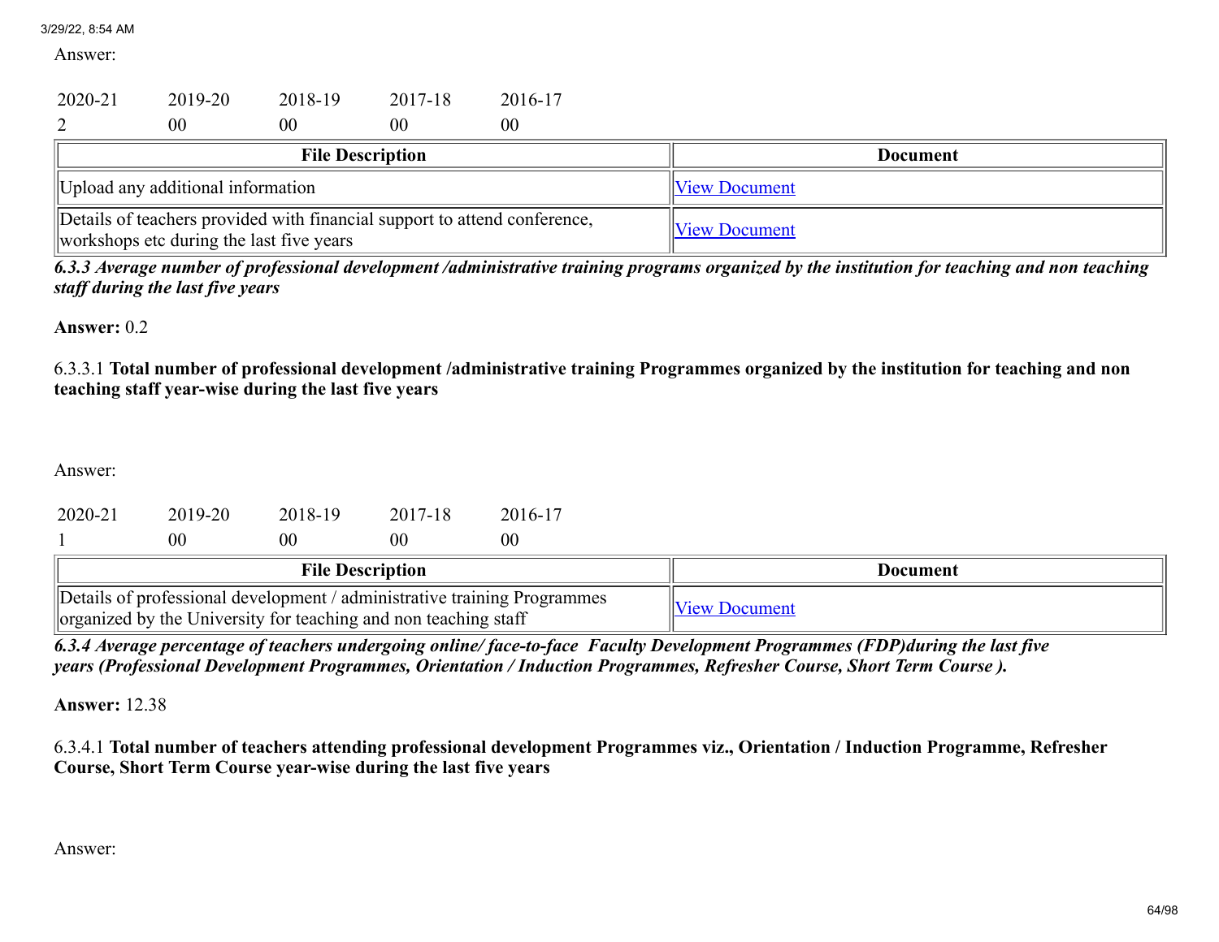Answer:

| 2020-21 | 2019-20 | 2018-19 | 2017-18 | 2016-17 |
|---|---|---|---|---|
| 2 | 00 | 00 | 00 | 00 |

| File Description | Document |
|---|---|
| Upload any additional information | View Document |
| Details of teachers provided with financial support to attend conference, workshops etc during the last five years | View Document |

***6.3.3 Average number of professional development /administrative training programs organized by the institution for teaching and non teaching staff during the last five years***

**Answer:** 0.2

6.3.3.1 **Total number of professional development /administrative training Programmes organized by the institution for teaching and non teaching staff year-wise during the last five years**

Answer:

| 2020-21 | 2019-20 | 2018-19 | 2017-18 | 2016-17 |
|---|---|---|---|---|
| 1 | 00 | 00 | 00 | 00 |

| File Description | Document |
|---|---|
| Details of professional development / administrative training Programmes organized by the University for teaching and non teaching staff | View Document |

***6.3.4 Average percentage of teachers undergoing online/ face-to-face Faculty Development Programmes (FDP)during the last five years (Professional Development Programmes, Orientation / Induction Programmes, Refresher Course, Short Term Course ).***

**Answer:** 12.38

6.3.4.1 **Total number of teachers attending professional development Programmes viz., Orientation / Induction Programme, Refresher Course, Short Term Course year-wise during the last five years**

Answer: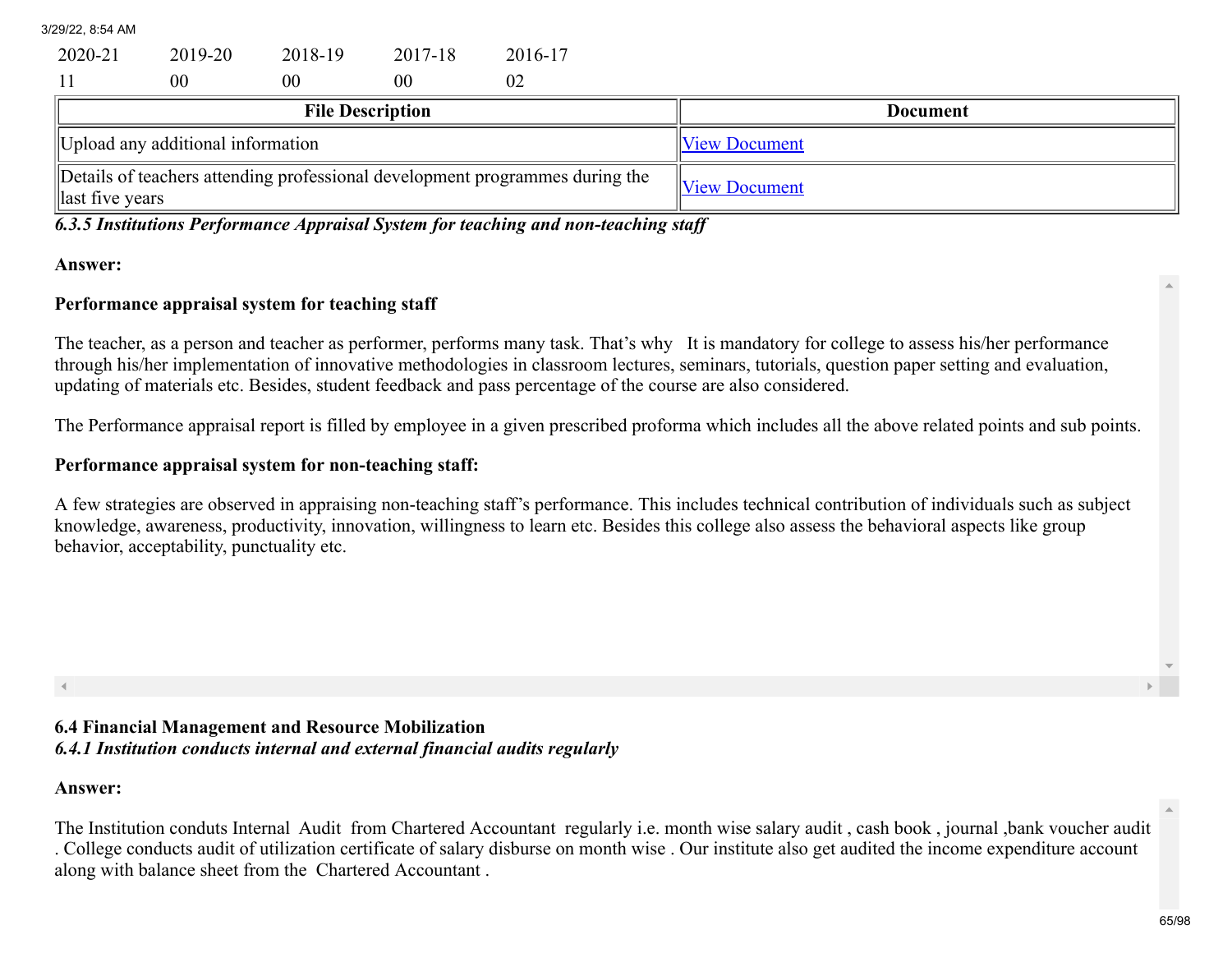| 2020-21 | 2019-20 | 2018-19 | 2017-18 | 2016-17 |
|---|---|---|---|---|
| 11 | 00 | 00 | 00 | 02 |

| File Description | Document |
|---|---|
| Upload any additional information | View Document |
| Details of teachers attending professional development programmes during the last five years | View Document |

***6.3.5 Institutions Performance Appraisal System for teaching and non-teaching staff***

**Answer:**

**Performance appraisal system for teaching staff**

The teacher, as a person and teacher as performer, performs many task. That's why  It is mandatory for college to assess his/her performance through his/her implementation of innovative methodologies in classroom lectures, seminars, tutorials, question paper setting and evaluation, updating of materials etc. Besides, student feedback and pass percentage of the course are also considered.

The Performance appraisal report is filled by employee in a given prescribed proforma which includes all the above related points and sub points.

**Performance appraisal system for non-teaching staff:**

A few strategies are observed in appraising non-teaching staff's performance. This includes technical contribution of individuals such as subject knowledge, awareness, productivity, innovation, willingness to learn etc. Besides this college also assess the behavioral aspects like group behavior, acceptability, punctuality etc.

**6.4 Financial Management and Resource Mobilization**

***6.4.1 Institution conducts internal and external financial audits regularly***

**Answer:**

The Institution conduts Internal  Audit  from Chartered Accountant  regularly i.e. month wise salary audit , cash book , journal ,bank voucher audit . College conducts audit of utilization certificate of salary disburse on month wise . Our institute also get audited the income expenditure account along with balance sheet from the  Chartered Accountant .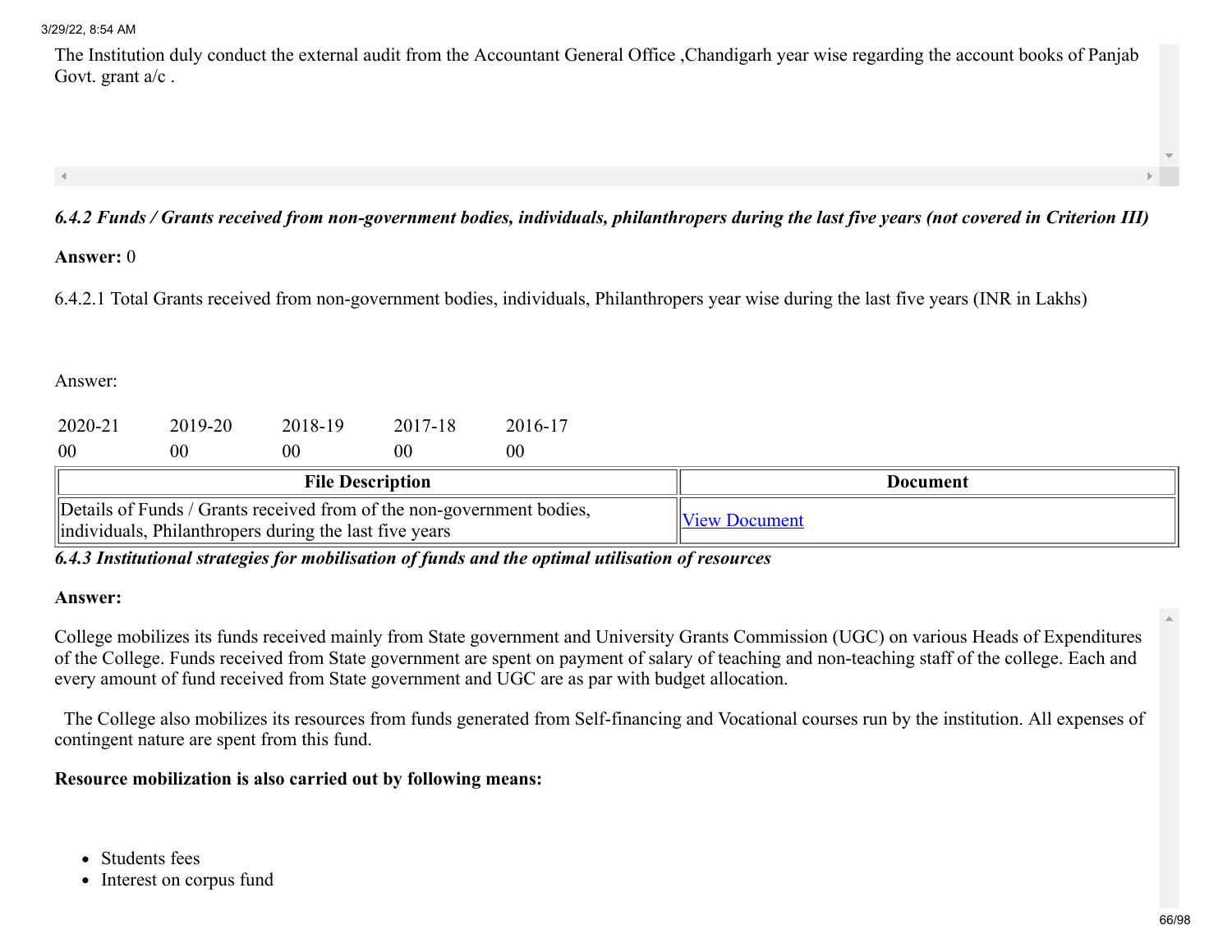The Institution duly conduct the external audit from the Accountant General Office ,Chandigarh year wise regarding the account books of Panjab Govt. grant a/c .

***6.4.2 Funds / Grants received from non-government bodies, individuals, philanthropers during the last five years (not covered in Criterion III)***

**Answer:** 0

6.4.2.1 Total Grants received from non-government bodies, individuals, Philanthropers year wise during the last five years (INR in Lakhs)

Answer:

| 2020-21 | 2019-20 | 2018-19 | 2017-18 | 2016-17 |
|---|---|---|---|---|
| 00 | 00 | 00 | 00 | 00 |

| File Description | Document |
|---|---|
| Details of Funds / Grants received from of the non-government bodies, individuals, Philanthropers during the last five years | View Document |

***6.4.3 Institutional strategies for mobilisation of funds and the optimal utilisation of resources***

**Answer:**

College mobilizes its funds received mainly from State government and University Grants Commission (UGC) on various Heads of Expenditures of the College. Funds received from State government are spent on payment of salary of teaching and non-teaching staff of the college. Each and every amount of fund received from State government and UGC are as par with budget allocation.

The College also mobilizes its resources from funds generated from Self-financing and Vocational courses run by the institution. All expenses of contingent nature are spent from this fund.

**Resource mobilization is also carried out by following means:**

- Students fees
- Interest on corpus fund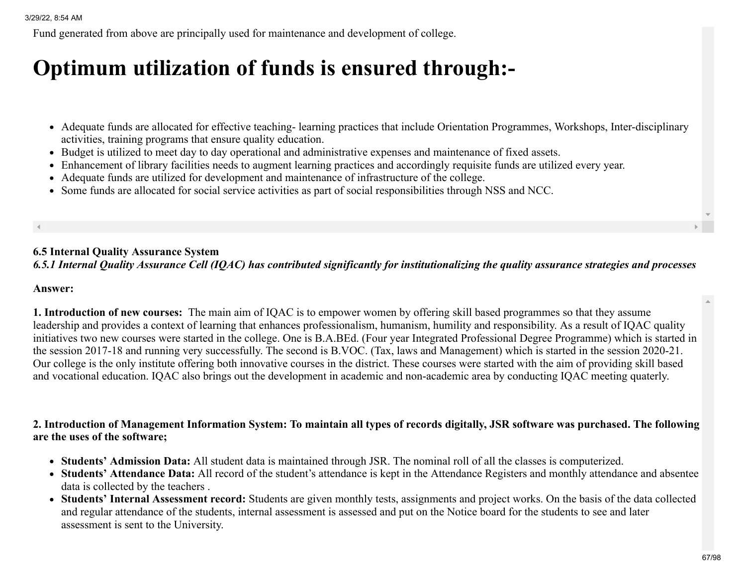Fund generated from above are principally used for maintenance and development of college.

# Optimum utilization of funds is ensured through:-

- Adequate funds are allocated for effective teaching- learning practices that include Orientation Programmes, Workshops, Inter-disciplinary activities, training programs that ensure quality education.
- Budget is utilized to meet day to day operational and administrative expenses and maintenance of fixed assets.
- Enhancement of library facilities needs to augment learning practices and accordingly requisite funds are utilized every year.
- Adequate funds are utilized for development and maintenance of infrastructure of the college.
- Some funds are allocated for social service activities as part of social responsibilities through NSS and NCC.

**6.5 Internal Quality Assurance System**

***6.5.1 Internal Quality Assurance Cell (IQAC) has contributed significantly for institutionalizing the quality assurance strategies and processes***

**Answer:**

**1. Introduction of new courses:** The main aim of IQAC is to empower women by offering skill based programmes so that they assume leadership and provides a context of learning that enhances professionalism, humanism, humility and responsibility. As a result of IQAC quality initiatives two new courses were started in the college. One is B.A.BEd. (Four year Integrated Professional Degree Programme) which is started in the session 2017-18 and running very successfully. The second is B.VOC. (Tax, laws and Management) which is started in the session 2020-21. Our college is the only institute offering both innovative courses in the district. These courses were started with the aim of providing skill based and vocational education. IQAC also brings out the development in academic and non-academic area by conducting IQAC meeting quaterly.

**2. Introduction of Management Information System: To maintain all types of records digitally, JSR software was purchased. The following are the uses of the software;**

- **Students' Admission Data:** All student data is maintained through JSR. The nominal roll of all the classes is computerized.
- **Students' Attendance Data:** All record of the student's attendance is kept in the Attendance Registers and monthly attendance and absentee data is collected by the teachers .
- **Students' Internal Assessment record:** Students are given monthly tests, assignments and project works. On the basis of the data collected and regular attendance of the students, internal assessment is assessed and put on the Notice board for the students to see and later assessment is sent to the University.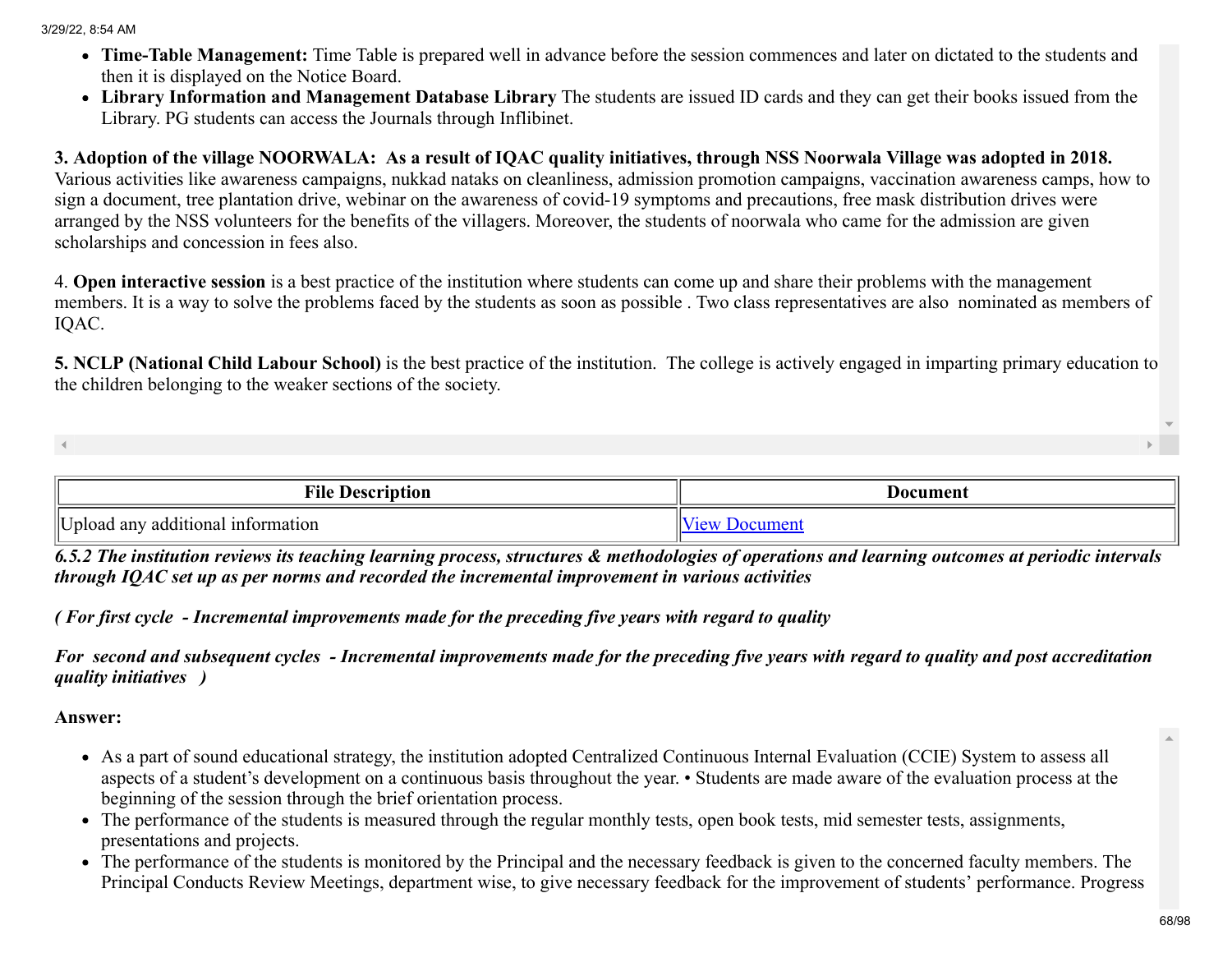- **Time-Table Management:** Time Table is prepared well in advance before the session commences and later on dictated to the students and then it is displayed on the Notice Board.
- **Library Information and Management Database Library** The students are issued ID cards and they can get their books issued from the Library. PG students can access the Journals through Inflibinet.

**3. Adoption of the village NOORWALA: As a result of IQAC quality initiatives, through NSS Noorwala Village was adopted in 2018.** Various activities like awareness campaigns, nukkad nataks on cleanliness, admission promotion campaigns, vaccination awareness camps, how to sign a document, tree plantation drive, webinar on the awareness of covid-19 symptoms and precautions, free mask distribution drives were arranged by the NSS volunteers for the benefits of the villagers. Moreover, the students of noorwala who came for the admission are given scholarships and concession in fees also.

4. **Open interactive session** is a best practice of the institution where students can come up and share their problems with the management members. It is a way to solve the problems faced by the students as soon as possible . Two class representatives are also nominated as members of IQAC.

**5. NCLP (National Child Labour School)** is the best practice of the institution. The college is actively engaged in imparting primary education to the children belonging to the weaker sections of the society.

| File Description | Document |
|---|---|
| Upload any additional information | View Document |

***6.5.2 The institution reviews its teaching learning process, structures & methodologies of operations and learning outcomes at periodic intervals through IQAC set up as per norms and recorded the incremental improvement in various activities***

***( For first cycle - Incremental improvements made for the preceding five years with regard to quality***

***For second and subsequent cycles - Incremental improvements made for the preceding five years with regard to quality and post accreditation quality initiatives )***

**Answer:**

- As a part of sound educational strategy, the institution adopted Centralized Continuous Internal Evaluation (CCIE) System to assess all aspects of a student's development on a continuous basis throughout the year. • Students are made aware of the evaluation process at the beginning of the session through the brief orientation process.
- The performance of the students is measured through the regular monthly tests, open book tests, mid semester tests, assignments, presentations and projects.
- The performance of the students is monitored by the Principal and the necessary feedback is given to the concerned faculty members. The Principal Conducts Review Meetings, department wise, to give necessary feedback for the improvement of students' performance. Progress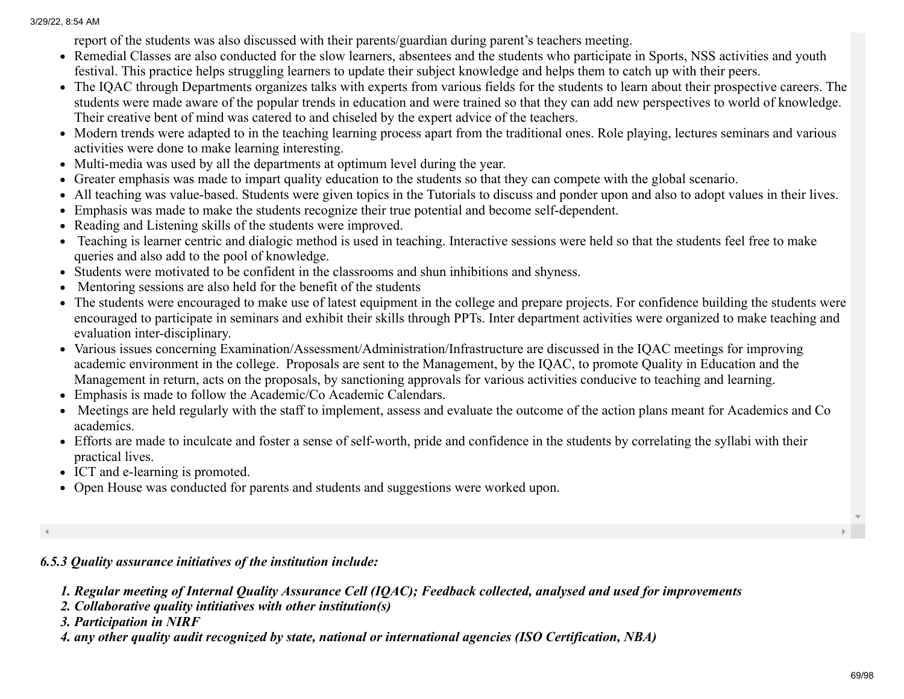report of the students was also discussed with their parents/guardian during parent's teachers meeting.

- Remedial Classes are also conducted for the slow learners, absentees and the students who participate in Sports, NSS activities and youth festival. This practice helps struggling learners to update their subject knowledge and helps them to catch up with their peers.
- The IQAC through Departments organizes talks with experts from various fields for the students to learn about their prospective careers. The students were made aware of the popular trends in education and were trained so that they can add new perspectives to world of knowledge. Their creative bent of mind was catered to and chiseled by the expert advice of the teachers.
- Modern trends were adapted to in the teaching learning process apart from the traditional ones. Role playing, lectures seminars and various activities were done to make learning interesting.
- Multi-media was used by all the departments at optimum level during the year.
- Greater emphasis was made to impart quality education to the students so that they can compete with the global scenario.
- All teaching was value-based. Students were given topics in the Tutorials to discuss and ponder upon and also to adopt values in their lives.
- Emphasis was made to make the students recognize their true potential and become self-dependent.
- Reading and Listening skills of the students were improved.
- Teaching is learner centric and dialogic method is used in teaching. Interactive sessions were held so that the students feel free to make queries and also add to the pool of knowledge.
- Students were motivated to be confident in the classrooms and shun inhibitions and shyness.
- Mentoring sessions are also held for the benefit of the students
- The students were encouraged to make use of latest equipment in the college and prepare projects. For confidence building the students were encouraged to participate in seminars and exhibit their skills through PPTs. Inter department activities were organized to make teaching and evaluation inter-disciplinary.
- Various issues concerning Examination/Assessment/Administration/Infrastructure are discussed in the IQAC meetings for improving academic environment in the college. Proposals are sent to the Management, by the IQAC, to promote Quality in Education and the Management in return, acts on the proposals, by sanctioning approvals for various activities conducive to teaching and learning.
- Emphasis is made to follow the Academic/Co Academic Calendars.
- Meetings are held regularly with the staff to implement, assess and evaluate the outcome of the action plans meant for Academics and Co academics.
- Efforts are made to inculcate and foster a sense of self-worth, pride and confidence in the students by correlating the syllabi with their practical lives.
- ICT and e-learning is promoted.
- Open House was conducted for parents and students and suggestions were worked upon.

***6.5.3 Quality assurance initiatives of the institution include:***

1. ***Regular meeting of Internal Quality Assurance Cell (IQAC); Feedback collected, analysed and used for improvements***
2. ***Collaborative quality intitiatives with other institution(s)***
3. ***Participation in NIRF***
4. ***any other quality audit recognized by state, national or international agencies (ISO Certification, NBA)***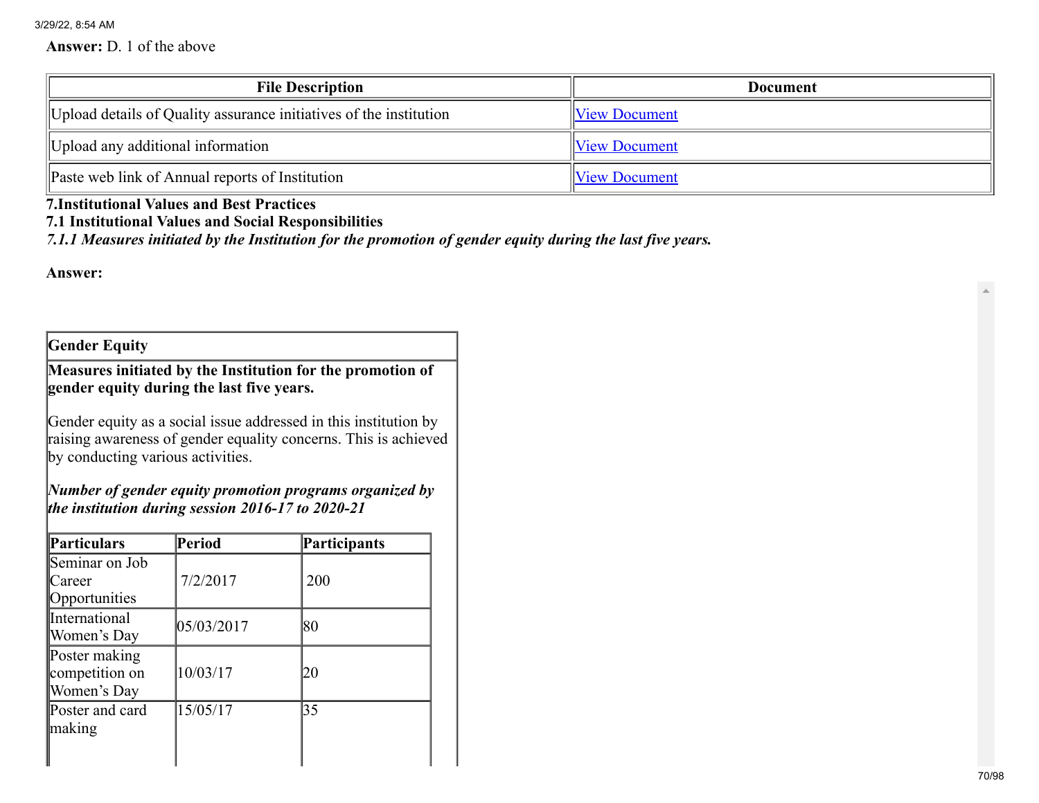**Answer:** D. 1 of the above

| File Description | Document |
| --- | --- |
| Upload details of Quality assurance initiatives of the institution | View Document |
| Upload any additional information | View Document |
| Paste web link of Annual reports of Institution | View Document |

## 7.Institutional Values and Best Practices

### 7.1 Institutional Values and Social Responsibilities

***7.1.1 Measures initiated by the Institution for the promotion of gender equity during the last five years.***

**Answer:**

**Gender Equity**

**Measures initiated by the Institution for the promotion of gender equity during the last five years.**

Gender equity as a social issue addressed in this institution by raising awareness of gender equality concerns. This is achieved by conducting various activities.

***Number of gender equity promotion programs organized by the institution during session 2016-17 to 2020-21***

| Particulars | Period | Participants |
| --- | --- | --- |
| Seminar on Job Career Opportunities | 7/2/2017 | 200 |
| International Women's Day | 05/03/2017 | 80 |
| Poster making competition on Women's Day | 10/03/17 | 20 |
| Poster and card making | 15/05/17 | 35 |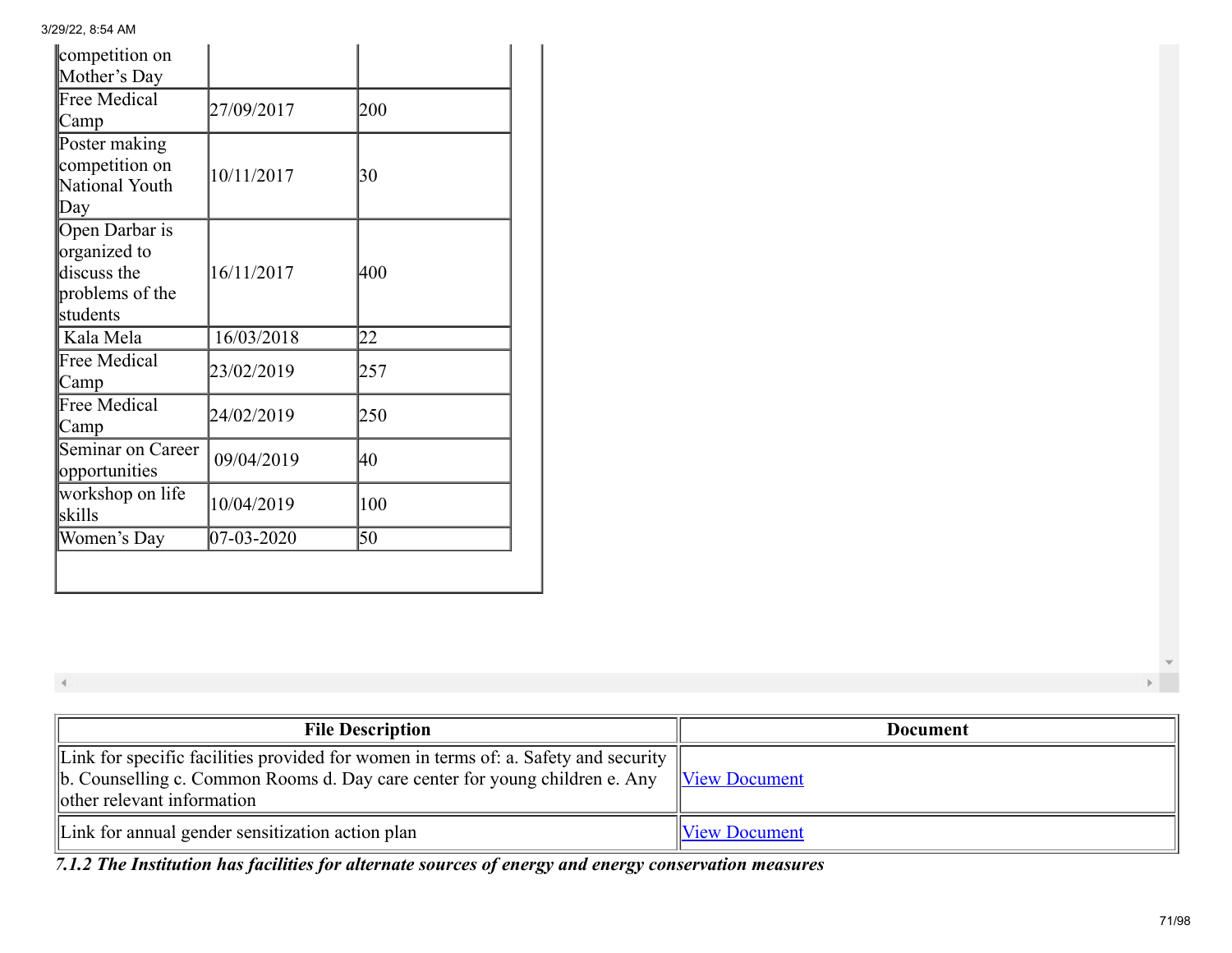| | | |
|---|---|---|
| competition on Mother's Day | | |
| Free Medical Camp | 27/09/2017 | 200 |
| Poster making competition on National Youth Day | 10/11/2017 | 30 |
| Open Darbar is organized to discuss the problems of the students | 16/11/2017 | 400 |
| Kala Mela | 16/03/2018 | 22 |
| Free Medical Camp | 23/02/2019 | 257 |
| Free Medical Camp | 24/02/2019 | 250 |
| Seminar on Career opportunities | 09/04/2019 | 40 |
| workshop on life skills | 10/04/2019 | 100 |
| Women's Day | 07-03-2020 | 50 |

| File Description | Document |
|---|---|
| Link for specific facilities provided for women in terms of: a. Safety and security b. Counselling c. Common Rooms d. Day care center for young children e. Any other relevant information | View Document |
| Link for annual gender sensitization action plan | View Document |

***7.1.2 The Institution has facilities for alternate sources of energy and energy conservation measures***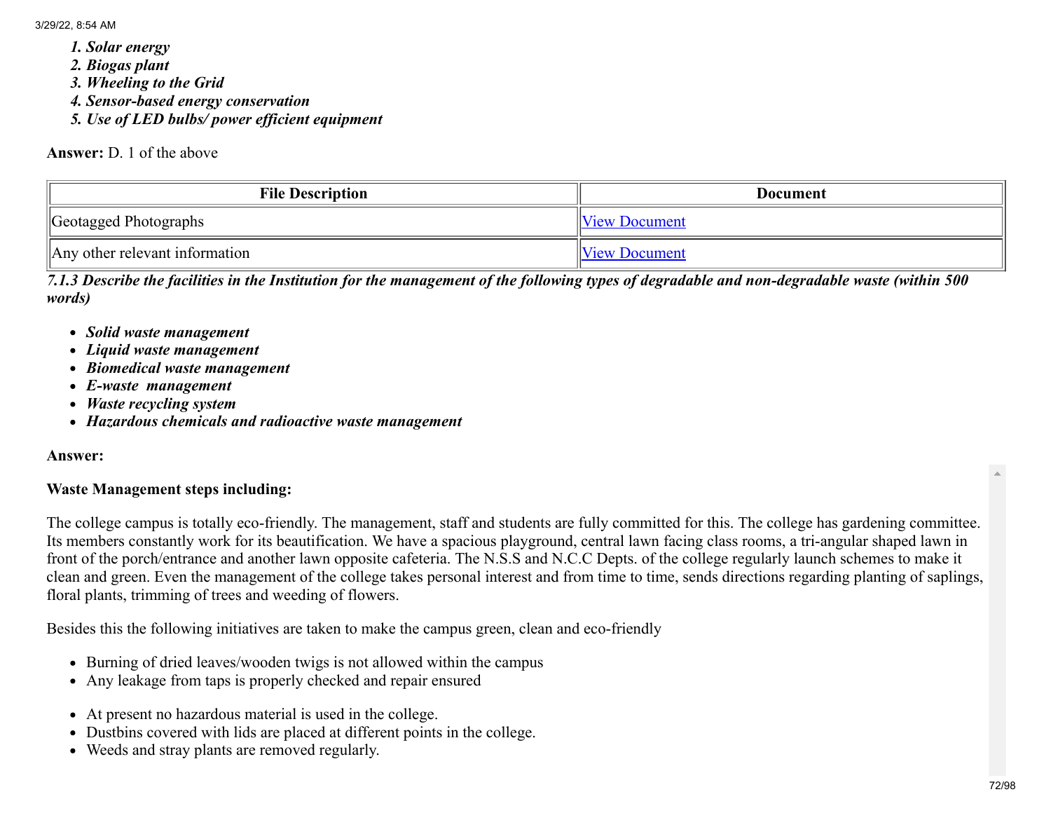1. *Solar energy*
2. *Biogas plant*
3. *Wheeling to the Grid*
4. *Sensor-based energy conservation*
5. *Use of LED bulbs/ power efficient equipment*

**Answer:** D. 1 of the above

| File Description | Document |
|---|---|
| Geotagged Photographs | View Document |
| Any other relevant information | View Document |

***7.1.3 Describe the facilities in the Institution for the management of the following types of degradable and non-degradable waste (within 500 words)***

- ***Solid waste management***
- ***Liquid waste management***
- ***Biomedical waste management***
- ***E-waste management***
- ***Waste recycling system***
- ***Hazardous chemicals and radioactive waste management***

**Answer:**

**Waste Management steps including:**

The college campus is totally eco-friendly. The management, staff and students are fully committed for this. The college has gardening committee. Its members constantly work for its beautification. We have a spacious playground, central lawn facing class rooms, a tri-angular shaped lawn in front of the porch/entrance and another lawn opposite cafeteria. The N.S.S and N.C.C Depts. of the college regularly launch schemes to make it clean and green. Even the management of the college takes personal interest and from time to time, sends directions regarding planting of saplings, floral plants, trimming of trees and weeding of flowers.

Besides this the following initiatives are taken to make the campus green, clean and eco-friendly

- Burning of dried leaves/wooden twigs is not allowed within the campus
- Any leakage from taps is properly checked and repair ensured

- At present no hazardous material is used in the college.
- Dustbins covered with lids are placed at different points in the college.
- Weeds and stray plants are removed regularly.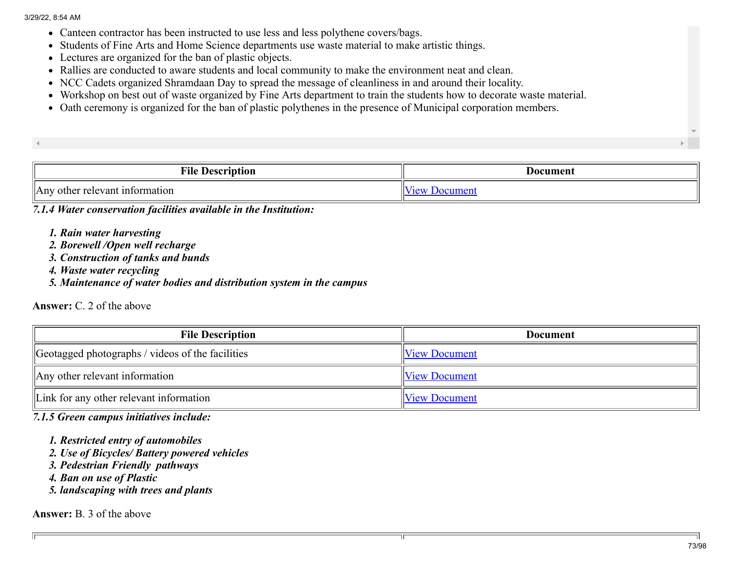- Canteen contractor has been instructed to use less and less polythene covers/bags.
- Students of Fine Arts and Home Science departments use waste material to make artistic things.
- Lectures are organized for the ban of plastic objects.
- Rallies are conducted to aware students and local community to make the environment neat and clean.
- NCC Cadets organized Shramdaan Day to spread the message of cleanliness in and around their locality.
- Workshop on best out of waste organized by Fine Arts department to train the students how to decorate waste material.
- Oath ceremony is organized for the ban of plastic polythenes in the presence of Municipal corporation members.

| File Description | Document |
|---|---|
| Any other relevant information | View Document |

***7.1.4 Water conservation facilities available in the Institution:***

1. ***Rain water harvesting***
2. ***Borewell /Open well recharge***
3. ***Construction of tanks and bunds***
4. ***Waste water recycling***
5. ***Maintenance of water bodies and distribution system in the campus***

**Answer:** C. 2 of the above

| File Description | Document |
|---|---|
| Geotagged photographs / videos of the facilities | View Document |
| Any other relevant information | View Document |
| Link for any other relevant information | View Document |

***7.1.5 Green campus initiatives include:***

1. ***Restricted entry of automobiles***
2. ***Use of Bicycles/ Battery powered vehicles***
3. ***Pedestrian Friendly pathways***
4. ***Ban on use of Plastic***
5. ***landscaping with trees and plants***

**Answer:** B. 3 of the above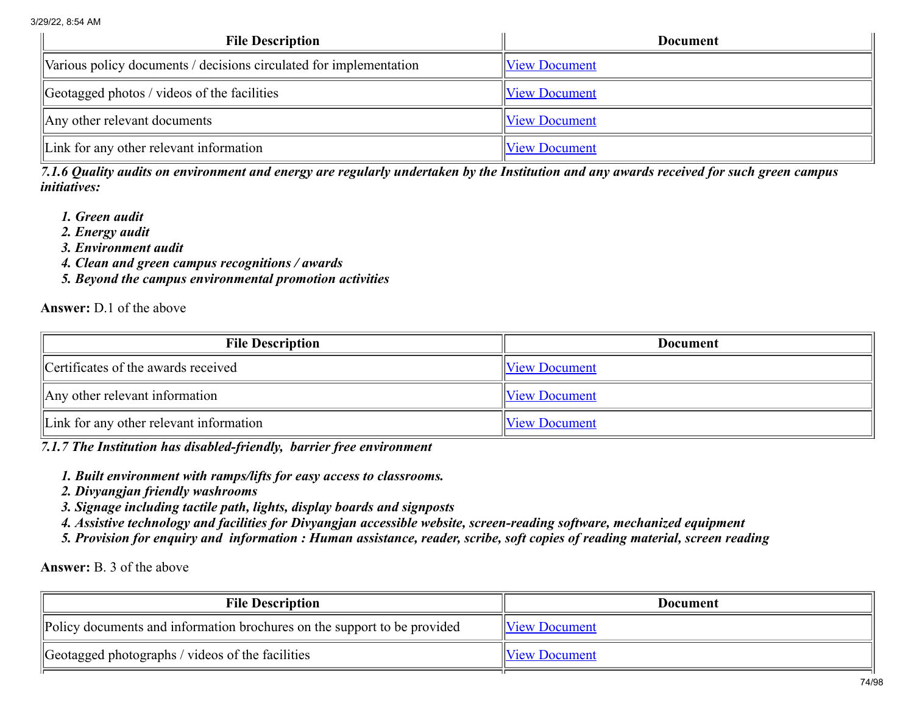| File Description | Document |
| --- | --- |
| Various policy documents / decisions circulated for implementation | View Document |
| Geotagged photos / videos of the facilities | View Document |
| Any other relevant documents | View Document |
| Link for any other relevant information | View Document |

***7.1.6 Quality audits on environment and energy are regularly undertaken by the Institution and any awards received for such green campus initiatives:***

1. ***Green audit***
2. ***Energy audit***
3. ***Environment audit***
4. ***Clean and green campus recognitions / awards***
5. ***Beyond the campus environmental promotion activities***

**Answer:** D.1 of the above

| File Description | Document |
| --- | --- |
| Certificates of the awards received | View Document |
| Any other relevant information | View Document |
| Link for any other relevant information | View Document |

***7.1.7 The Institution has disabled-friendly, barrier free environment***

1. ***Built environment with ramps/lifts for easy access to classrooms.***
2. ***Divyangjan friendly washrooms***
3. ***Signage including tactile path, lights, display boards and signposts***
4. ***Assistive technology and facilities for Divyangjan accessible website, screen-reading software, mechanized equipment***
5. ***Provision for enquiry and information : Human assistance, reader, scribe, soft copies of reading material, screen reading***

**Answer:** B. 3 of the above

| File Description | Document |
| --- | --- |
| Policy documents and information brochures on the support to be provided | View Document |
| Geotagged photographs / videos of the facilities | View Document |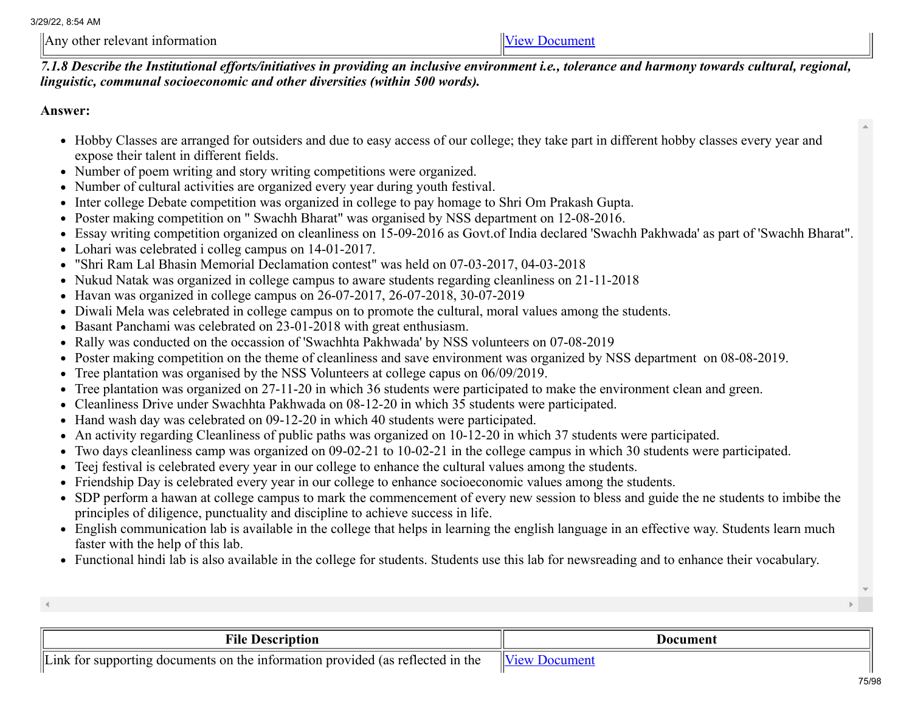| Any other relevant information | [View Document] |
|---|---|

***7.1.8 Describe the Institutional efforts/initiatives in providing an inclusive environment i.e., tolerance and harmony towards cultural, regional, linguistic, communal socioeconomic and other diversities (within 500 words).***

**Answer:**

- Hobby Classes are arranged for outsiders and due to easy access of our college; they take part in different hobby classes every year and expose their talent in different fields.
- Number of poem writing and story writing competitions were organized.
- Number of cultural activities are organized every year during youth festival.
- Inter college Debate competition was organized in college to pay homage to Shri Om Prakash Gupta.
- Poster making competition on " Swachh Bharat" was organised by NSS department on 12-08-2016.
- Essay writing competition organized on cleanliness on 15-09-2016 as Govt.of India declared 'Swachh Pakhwada' as part of 'Swachh Bharat".
- Lohari was celebrated i colleg campus on 14-01-2017.
- "Shri Ram Lal Bhasin Memorial Declamation contest" was held on 07-03-2017, 04-03-2018
- Nukud Natak was organized in college campus to aware students regarding cleanliness on 21-11-2018
- Havan was organized in college campus on 26-07-2017, 26-07-2018, 30-07-2019
- Diwali Mela was celebrated in college campus on to promote the cultural, moral values among the students.
- Basant Panchami was celebrated on 23-01-2018 with great enthusiasm.
- Rally was conducted on the occassion of 'Swachhta Pakhwada' by NSS volunteers on 07-08-2019
- Poster making competition on the theme of cleanliness and save environment was organized by NSS department on 08-08-2019.
- Tree plantation was organised by the NSS Volunteers at college capus on 06/09/2019.
- Tree plantation was organized on 27-11-20 in which 36 students were participated to make the environment clean and green.
- Cleanliness Drive under Swachhta Pakhwada on 08-12-20 in which 35 students were participated.
- Hand wash day was celebrated on 09-12-20 in which 40 students were participated.
- An activity regarding Cleanliness of public paths was organized on 10-12-20 in which 37 students were participated.
- Two days cleanliness camp was organized on 09-02-21 to 10-02-21 in the college campus in which 30 students were participated.
- Teej festival is celebrated every year in our college to enhance the cultural values among the students.
- Friendship Day is celebrated every year in our college to enhance socioeconomic values among the students.
- SDP perform a hawan at college campus to mark the commencement of every new session to bless and guide the ne students to imbibe the principles of diligence, punctuality and discipline to achieve success in life.
- English communication lab is available in the college that helps in learning the english language in an effective way. Students learn much faster with the help of this lab.
- Functional hindi lab is also available in the college for students. Students use this lab for newsreading and to enhance their vocabulary.

| File Description | Document |
|---|---|
| Link for supporting documents on the information provided (as reflected in the | [View Document] |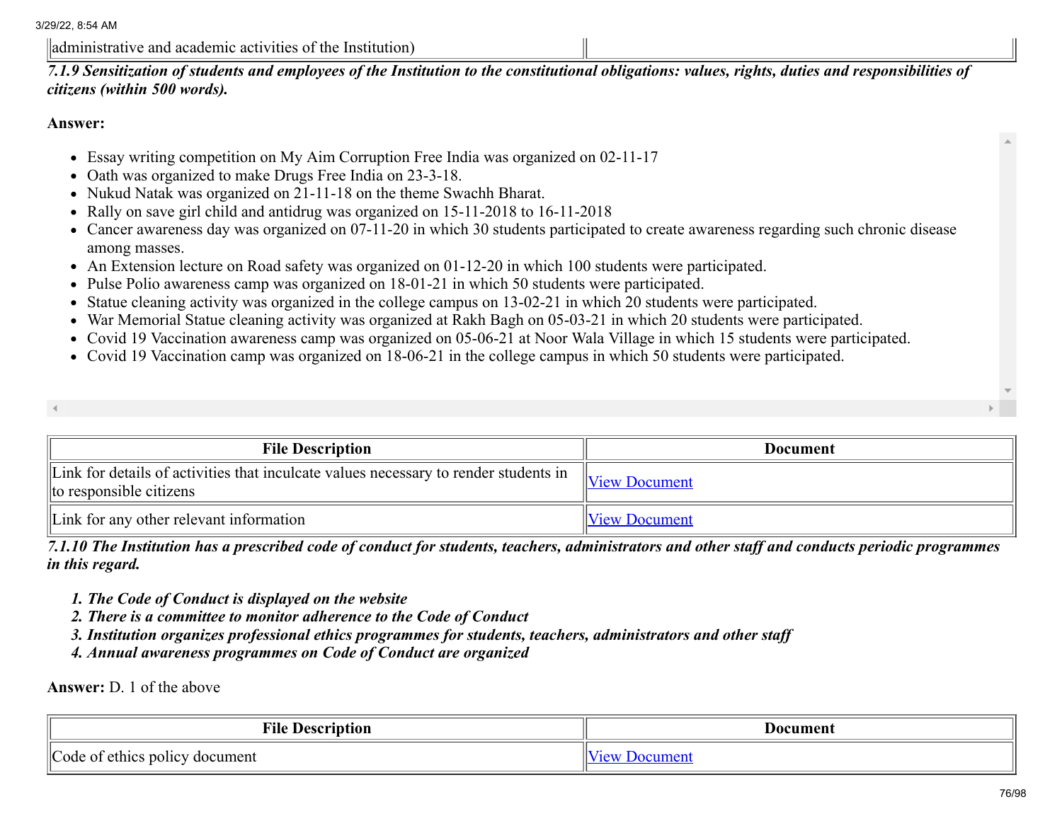| administrative and academic activities of the Institution) | |
|---|---|

***7.1.9 Sensitization of students and employees of the Institution to the constitutional obligations: values, rights, duties and responsibilities of citizens (within 500 words).***

**Answer:**

- Essay writing competition on My Aim Corruption Free India was organized on 02-11-17
- Oath was organized to make Drugs Free India on 23-3-18.
- Nukud Natak was organized on 21-11-18 on the theme Swachh Bharat.
- Rally on save girl child and antidrug was organized on 15-11-2018 to 16-11-2018
- Cancer awareness day was organized on 07-11-20 in which 30 students participated to create awareness regarding such chronic disease among masses.
- An Extension lecture on Road safety was organized on 01-12-20 in which 100 students were participated.
- Pulse Polio awareness camp was organized on 18-01-21 in which 50 students were participated.
- Statue cleaning activity was organized in the college campus on 13-02-21 in which 20 students were participated.
- War Memorial Statue cleaning activity was organized at Rakh Bagh on 05-03-21 in which 20 students were participated.
- Covid 19 Vaccination awareness camp was organized on 05-06-21 at Noor Wala Village in which 15 students were participated.
- Covid 19 Vaccination camp was organized on 18-06-21 in the college campus in which 50 students were participated.

| File Description | Document |
|---|---|
| Link for details of activities that inculcate values necessary to render students in to responsible citizens | View Document |
| Link for any other relevant information | View Document |

***7.1.10 The Institution has a prescribed code of conduct for students, teachers, administrators and other staff and conducts periodic programmes in this regard.***

1. ***The Code of Conduct is displayed on the website***
2. ***There is a committee to monitor adherence to the Code of Conduct***
3. ***Institution organizes professional ethics programmes for students, teachers, administrators and other staff***
4. ***Annual awareness programmes on Code of Conduct are organized***

**Answer:** D. 1 of the above

| File Description | Document |
|---|---|
| Code of ethics policy document | View Document |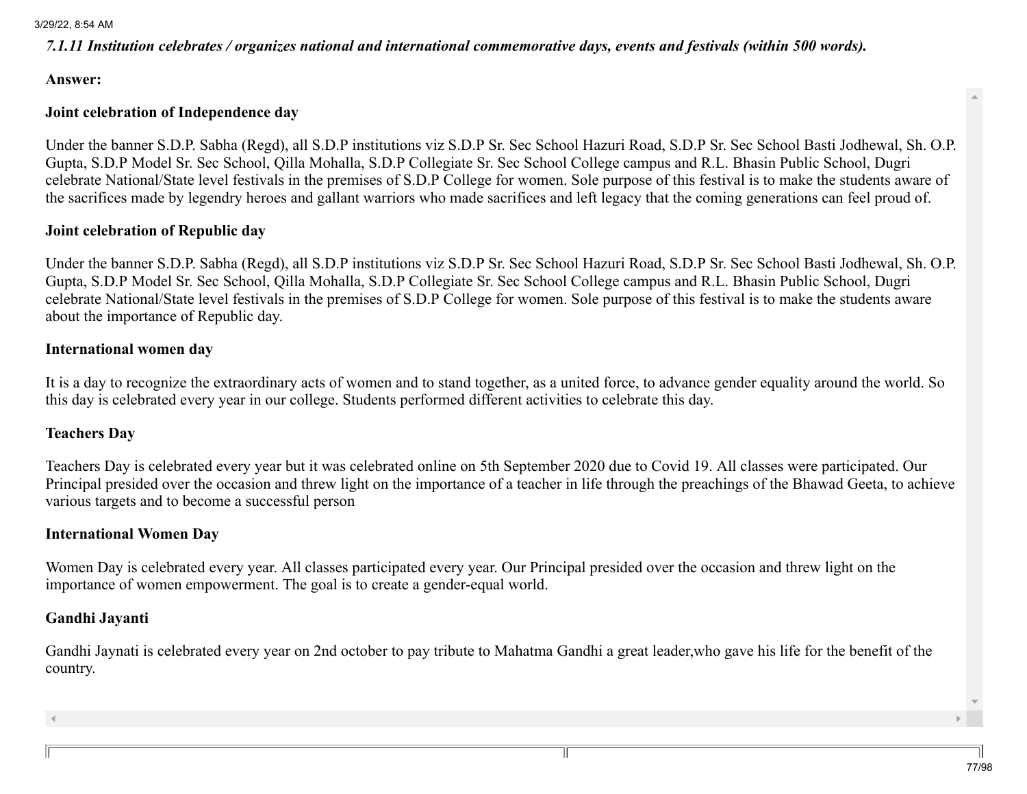*7.1.11 Institution celebrates / organizes national and international commemorative days, events and festivals (within 500 words).*

**Answer:**

**Joint celebration of Independence day**

Under the banner S.D.P. Sabha (Regd), all S.D.P institutions viz S.D.P Sr. Sec School Hazuri Road, S.D.P Sr. Sec School Basti Jodhewal, Sh. O.P. Gupta, S.D.P Model Sr. Sec School, Qilla Mohalla, S.D.P Collegiate Sr. Sec School College campus and R.L. Bhasin Public School, Dugri celebrate National/State level festivals in the premises of S.D.P College for women. Sole purpose of this festival is to make the students aware of the sacrifices made by legendry heroes and gallant warriors who made sacrifices and left legacy that the coming generations can feel proud of.

**Joint celebration of Republic day**

Under the banner S.D.P. Sabha (Regd), all S.D.P institutions viz S.D.P Sr. Sec School Hazuri Road, S.D.P Sr. Sec School Basti Jodhewal, Sh. O.P. Gupta, S.D.P Model Sr. Sec School, Qilla Mohalla, S.D.P Collegiate Sr. Sec School College campus and R.L. Bhasin Public School, Dugri celebrate National/State level festivals in the premises of S.D.P College for women. Sole purpose of this festival is to make the students aware about the importance of Republic day.

**International women day**

It is a day to recognize the extraordinary acts of women and to stand together, as a united force, to advance gender equality around the world. So this day is celebrated every year in our college. Students performed different activities to celebrate this day.

**Teachers Day**

Teachers Day is celebrated every year but it was celebrated online on 5th September 2020 due to Covid 19. All classes were participated. Our Principal presided over the occasion and threw light on the importance of a teacher in life through the preachings of the Bhawad Geeta, to achieve various targets and to become a successful person

**International Women Day**

Women Day is celebrated every year. All classes participated every year. Our Principal presided over the occasion and threw light on the importance of women empowerment. The goal is to create a gender-equal world.

**Gandhi Jayanti**

Gandhi Jaynati is celebrated every year on 2nd october to pay tribute to Mahatma Gandhi a great leader,who gave his life for the benefit of the country.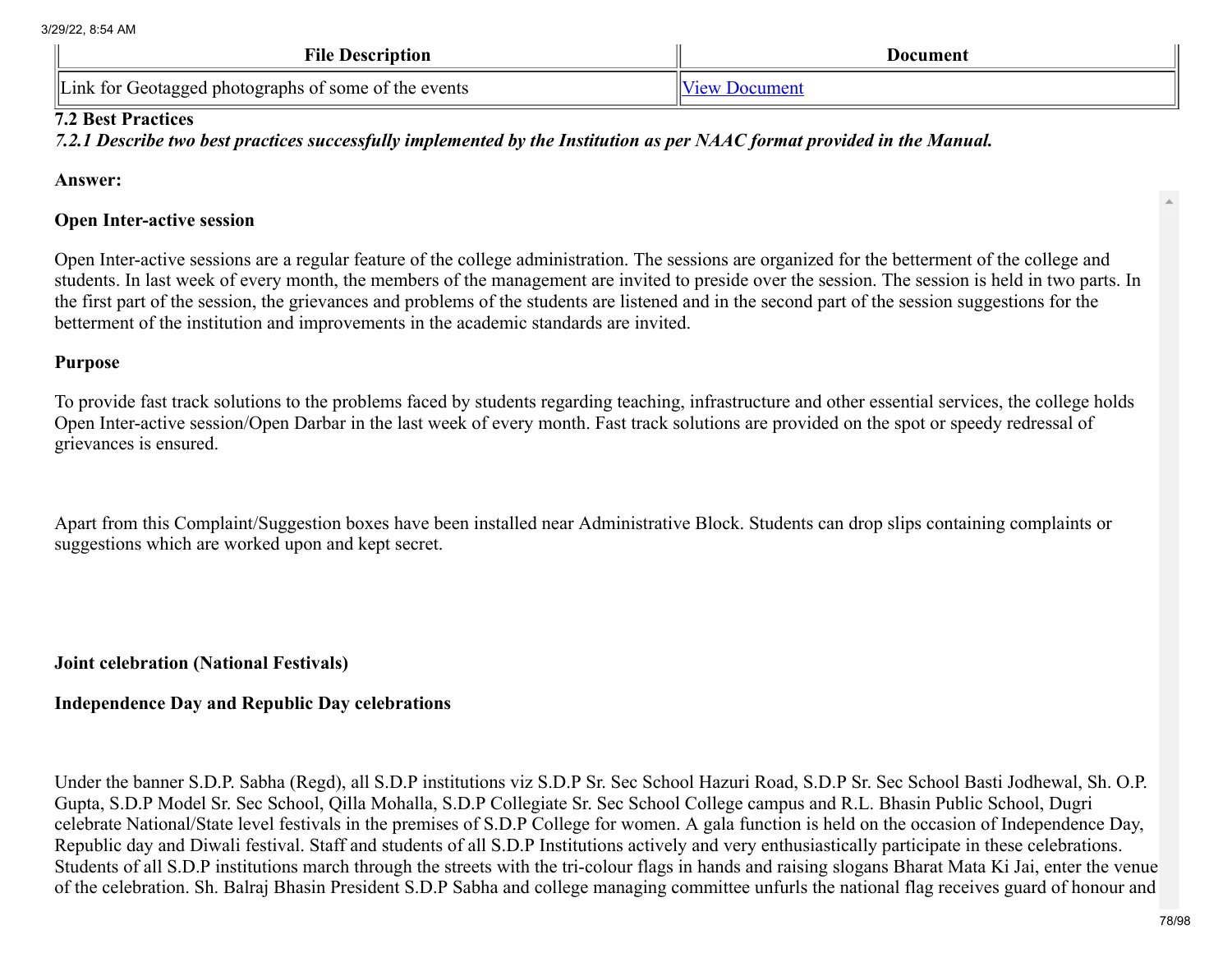| File Description | Document |
|---|---|
| Link for Geotagged photographs of some of the events | View Document |

**7.2 Best Practices**

***7.2.1 Describe two best practices successfully implemented by the Institution as per NAAC format provided in the Manual.***

**Answer:**

**Open Inter-active session**

Open Inter-active sessions are a regular feature of the college administration. The sessions are organized for the betterment of the college and students. In last week of every month, the members of the management are invited to preside over the session. The session is held in two parts. In the first part of the session, the grievances and problems of the students are listened and in the second part of the session suggestions for the betterment of the institution and improvements in the academic standards are invited.

**Purpose**

To provide fast track solutions to the problems faced by students regarding teaching, infrastructure and other essential services, the college holds Open Inter-active session/Open Darbar in the last week of every month. Fast track solutions are provided on the spot or speedy redressal of grievances is ensured.

Apart from this Complaint/Suggestion boxes have been installed near Administrative Block. Students can drop slips containing complaints or suggestions which are worked upon and kept secret.

**Joint celebration (National Festivals)**

**Independence Day and Republic Day celebrations**

Under the banner S.D.P. Sabha (Regd), all S.D.P institutions viz S.D.P Sr. Sec School Hazuri Road, S.D.P Sr. Sec School Basti Jodhewal, Sh. O.P. Gupta, S.D.P Model Sr. Sec School, Qilla Mohalla, S.D.P Collegiate Sr. Sec School College campus and R.L. Bhasin Public School, Dugri celebrate National/State level festivals in the premises of S.D.P College for women. A gala function is held on the occasion of Independence Day, Republic day and Diwali festival. Staff and students of all S.D.P Institutions actively and very enthusiastically participate in these celebrations. Students of all S.D.P institutions march through the streets with the tri-colour flags in hands and raising slogans Bharat Mata Ki Jai, enter the venue of the celebration. Sh. Balraj Bhasin President S.D.P Sabha and college managing committee unfurls the national flag receives guard of honour and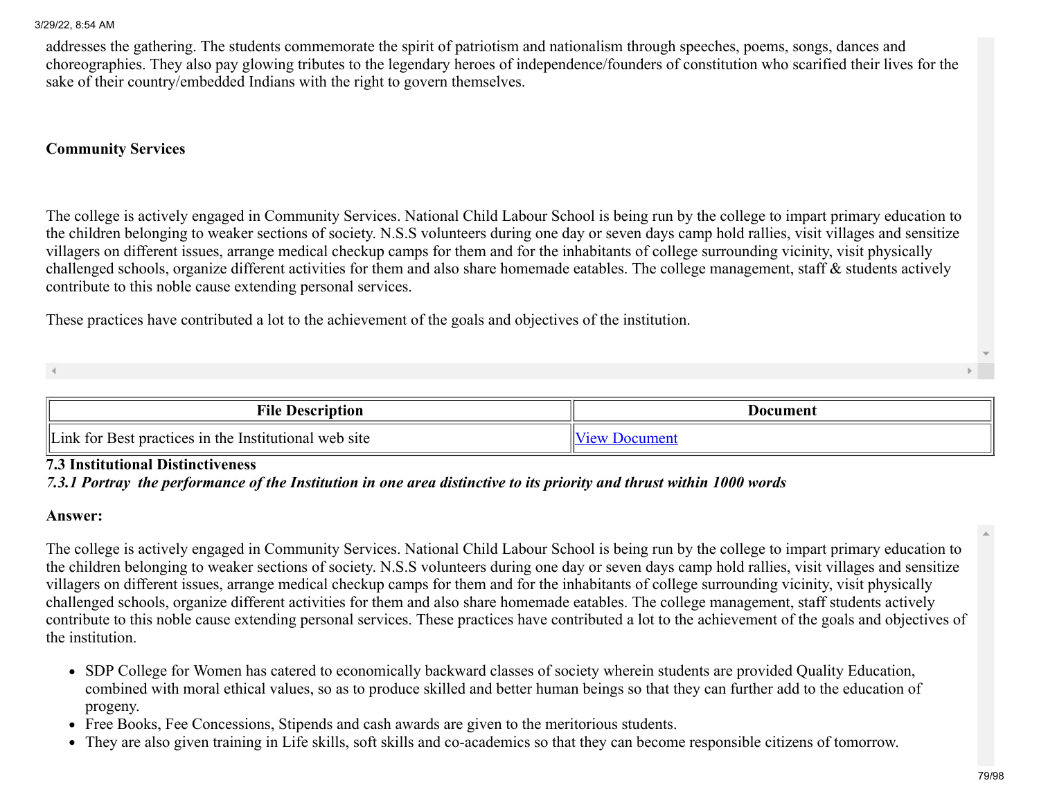addresses the gathering. The students commemorate the spirit of patriotism and nationalism through speeches, poems, songs, dances and choreographies. They also pay glowing tributes to the legendary heroes of independence/founders of constitution who scarified their lives for the sake of their country/embedded Indians with the right to govern themselves.

**Community Services**

The college is actively engaged in Community Services. National Child Labour School is being run by the college to impart primary education to the children belonging to weaker sections of society. N.S.S volunteers during one day or seven days camp hold rallies, visit villages and sensitize villagers on different issues, arrange medical checkup camps for them and for the inhabitants of college surrounding vicinity, visit physically challenged schools, organize different activities for them and also share homemade eatables. The college management, staff & students actively contribute to this noble cause extending personal services.

These practices have contributed a lot to the achievement of the goals and objectives of the institution.

| File Description | Document |
|---|---|
| Link for Best practices in the Institutional web site | View Document |

**7.3 Institutional Distinctiveness**

***7.3.1 Portray the performance of the Institution in one area distinctive to its priority and thrust within 1000 words***

**Answer:**

The college is actively engaged in Community Services. National Child Labour School is being run by the college to impart primary education to the children belonging to weaker sections of society. N.S.S volunteers during one day or seven days camp hold rallies, visit villages and sensitize villagers on different issues, arrange medical checkup camps for them and for the inhabitants of college surrounding vicinity, visit physically challenged schools, organize different activities for them and also share homemade eatables. The college management, staff students actively contribute to this noble cause extending personal services. These practices have contributed a lot to the achievement of the goals and objectives of the institution.

- SDP College for Women has catered to economically backward classes of society wherein students are provided Quality Education, combined with moral ethical values, so as to produce skilled and better human beings so that they can further add to the education of progeny.
- Free Books, Fee Concessions, Stipends and cash awards are given to the meritorious students.
- They are also given training in Life skills, soft skills and co-academics so that they can become responsible citizens of tomorrow.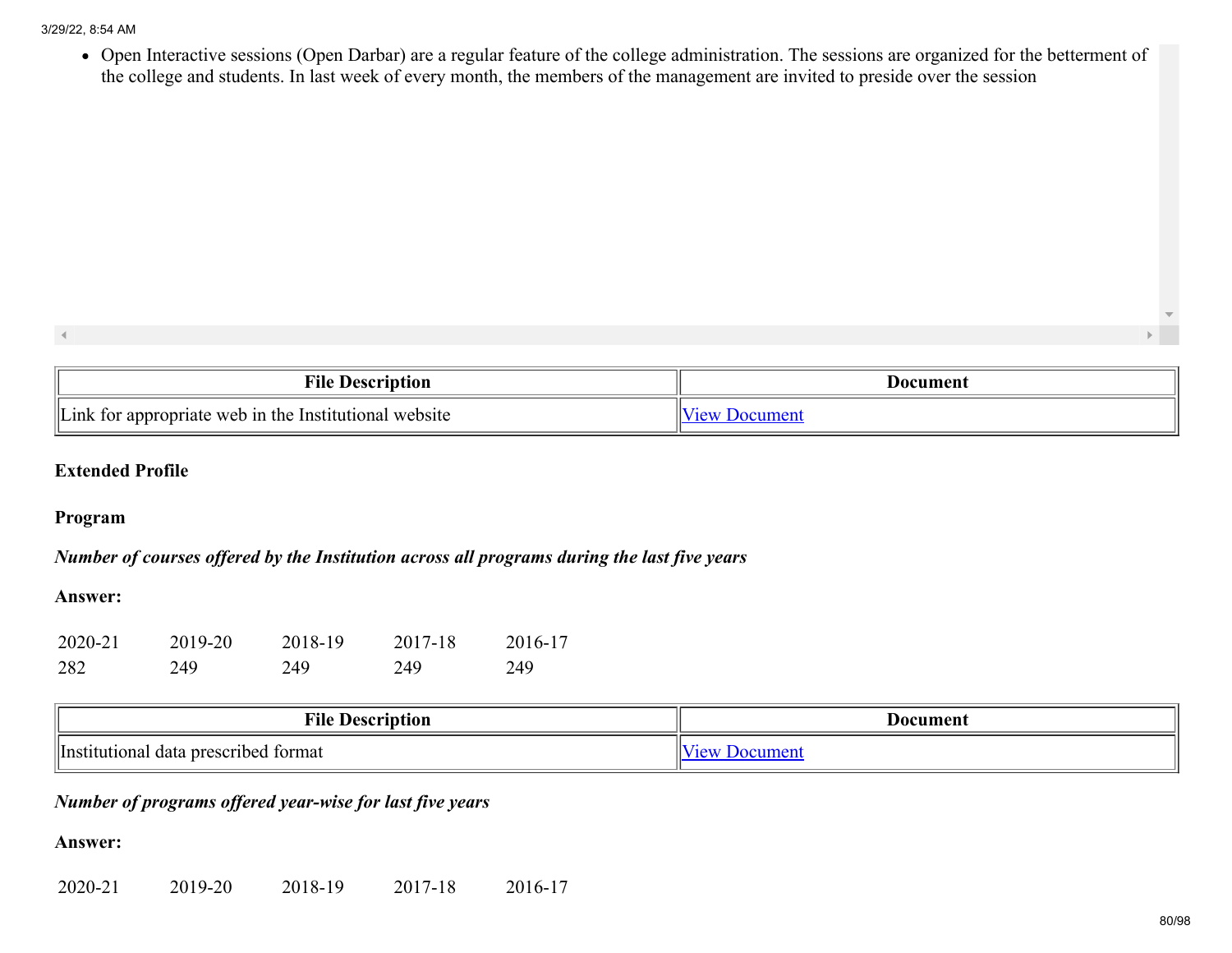- Open Interactive sessions (Open Darbar) are a regular feature of the college administration. The sessions are organized for the betterment of the college and students. In last week of every month, the members of the management are invited to preside over the session

| File Description | Document |
|---|---|
| Link for appropriate web in the Institutional website | View Document |

**Extended Profile**

**Program**

***Number of courses offered by the Institution across all programs during the last five years***

**Answer:**

| 2020-21 | 2019-20 | 2018-19 | 2017-18 | 2016-17 |
|---|---|---|---|---|
| 282 | 249 | 249 | 249 | 249 |

| File Description | Document |
|---|---|
| Institutional data prescribed format | View Document |

***Number of programs offered year-wise for last five years***

**Answer:**

| 2020-21 | 2019-20 | 2018-19 | 2017-18 | 2016-17 |
|---|---|---|---|---|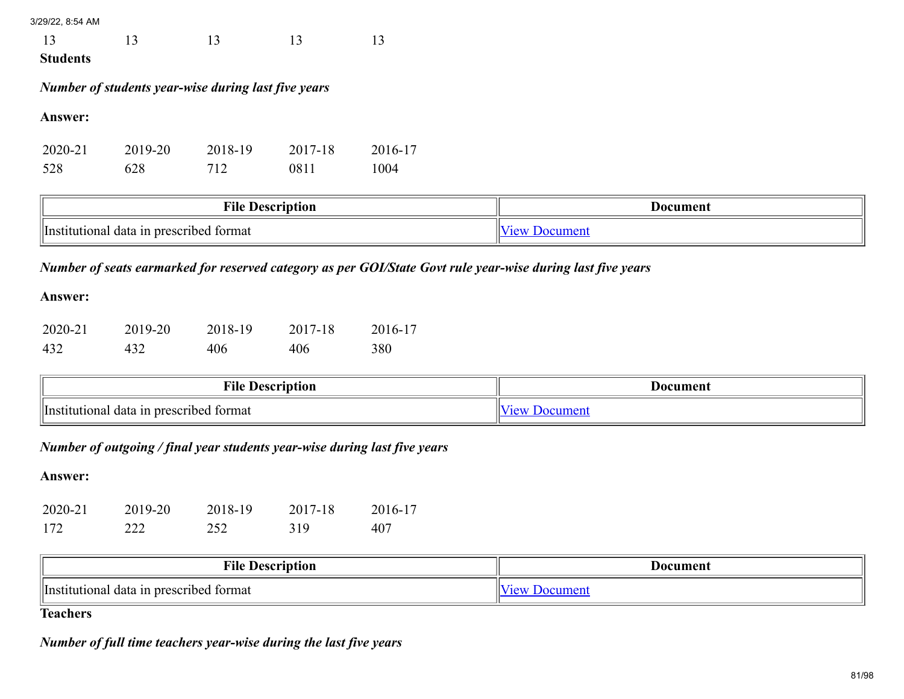| 13 | 13 | 13 | 13 | 13 |
|---|---|---|---|---|

**Students**

***Number of students year-wise during last five years***

**Answer:**

| 2020-21 | 2019-20 | 2018-19 | 2017-18 | 2016-17 |
|---|---|---|---|---|
| 528 | 628 | 712 | 0811 | 1004 |

| File Description | Document |
|---|---|
| Institutional data in prescribed format | View Document |

***Number of seats earmarked for reserved category as per GOI/State Govt rule year-wise during last five years***

**Answer:**

| 2020-21 | 2019-20 | 2018-19 | 2017-18 | 2016-17 |
|---|---|---|---|---|
| 432 | 432 | 406 | 406 | 380 |

| File Description | Document |
|---|---|
| Institutional data in prescribed format | View Document |

***Number of outgoing / final year students year-wise during last five years***

**Answer:**

| 2020-21 | 2019-20 | 2018-19 | 2017-18 | 2016-17 |
|---|---|---|---|---|
| 172 | 222 | 252 | 319 | 407 |

| File Description | Document |
|---|---|
| Institutional data in prescribed format | View Document |

**Teachers**

***Number of full time teachers year-wise during the last five years***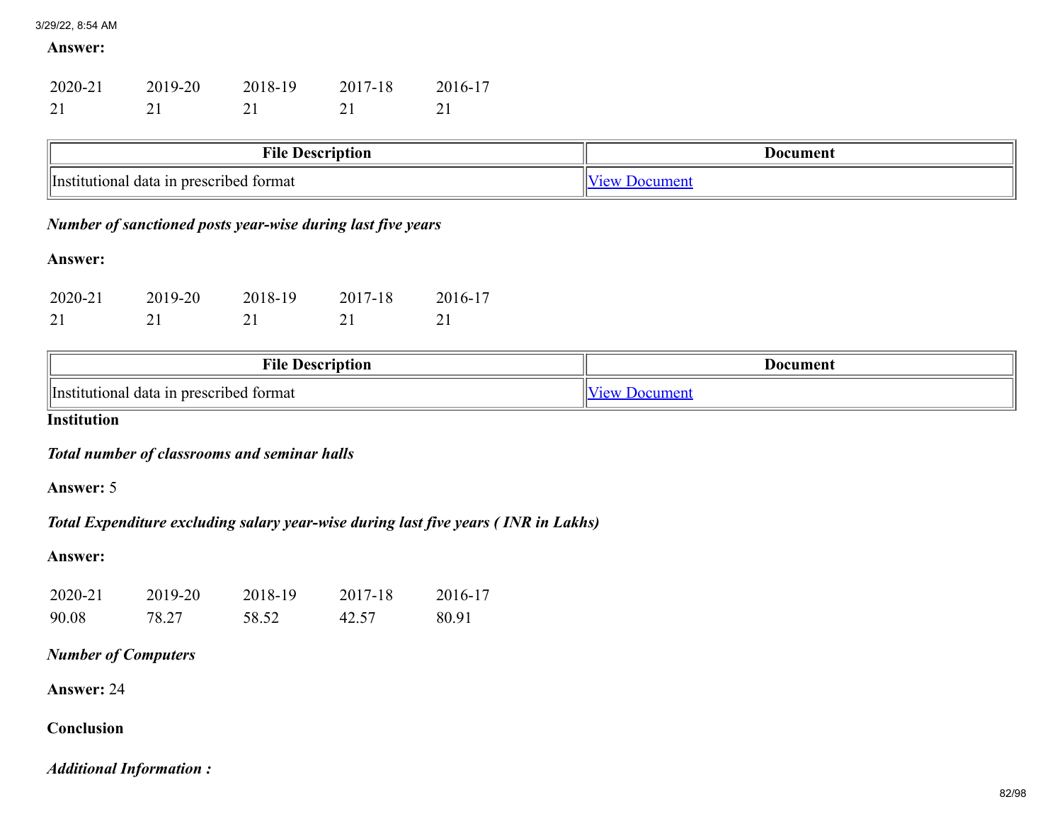**Answer:**

| 2020-21 | 2019-20 | 2018-19 | 2017-18 | 2016-17 |
|---|---|---|---|---|
| 21 | 21 | 21 | 21 | 21 |

| File Description | Document |
|---|---|
| Institutional data in prescribed format | View Document |

***Number of sanctioned posts year-wise during last five years***

**Answer:**

| 2020-21 | 2019-20 | 2018-19 | 2017-18 | 2016-17 |
|---|---|---|---|---|
| 21 | 21 | 21 | 21 | 21 |

| File Description | Document |
|---|---|
| Institutional data in prescribed format | View Document |

**Institution**

***Total number of classrooms and seminar halls***

**Answer:** 5

***Total Expenditure excluding salary year-wise during last five years ( INR in Lakhs)***

**Answer:**

| 2020-21 | 2019-20 | 2018-19 | 2017-18 | 2016-17 |
|---|---|---|---|---|
| 90.08 | 78.27 | 58.52 | 42.57 | 80.91 |

***Number of Computers***

**Answer:** 24

**Conclusion**

***Additional Information :***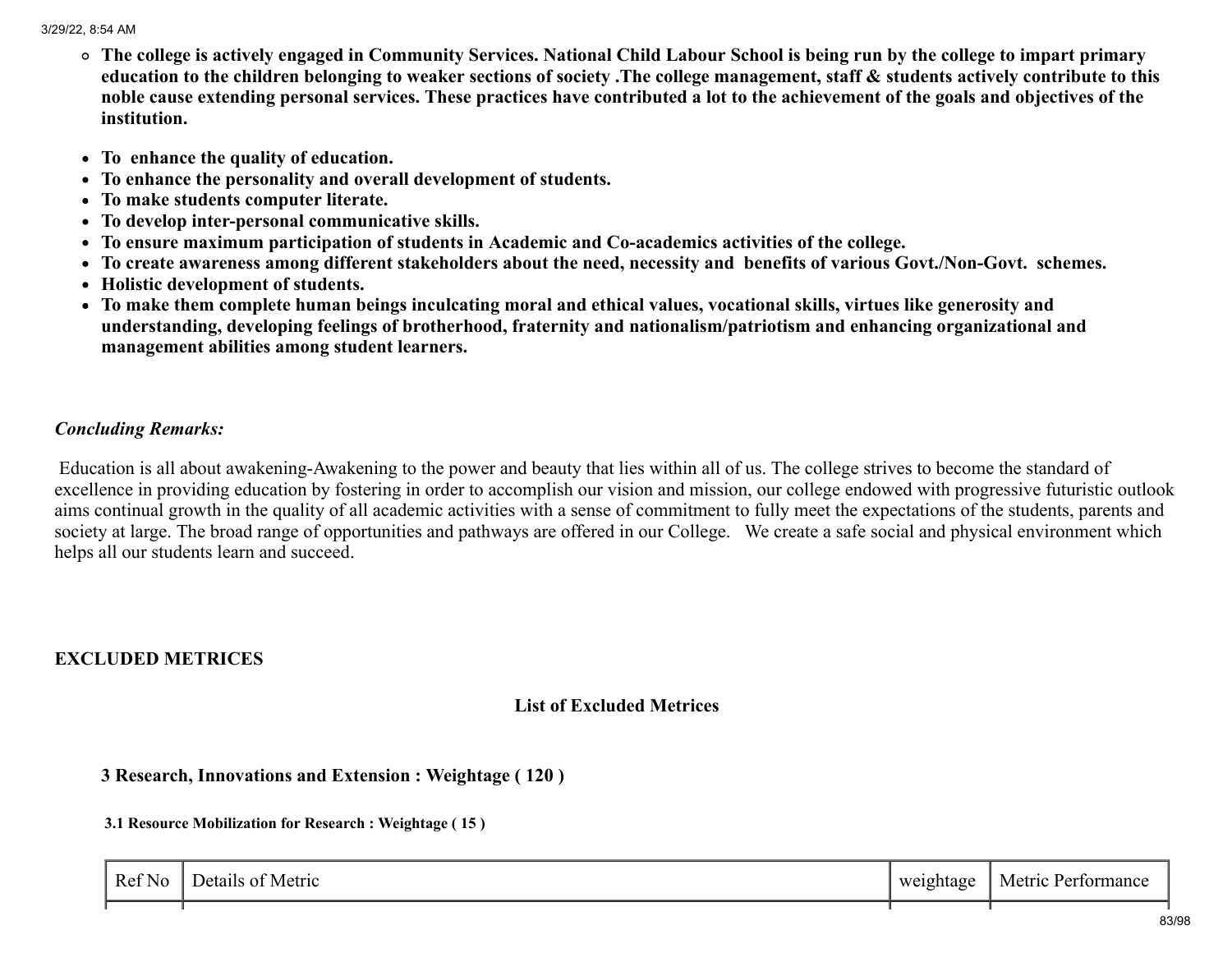- **The college is actively engaged in Community Services. National Child Labour School is being run by the college to impart primary education to the children belonging to weaker sections of society .The college management, staff & students actively contribute to this noble cause extending personal services. These practices have contributed a lot to the achievement of the goals and objectives of the institution.**

- **To enhance the quality of education.**
- **To enhance the personality and overall development of students.**
- **To make students computer literate.**
- **To develop inter-personal communicative skills.**
- **To ensure maximum participation of students in Academic and Co-academics activities of the college.**
- **To create awareness among different stakeholders about the need, necessity and benefits of various Govt./Non-Govt. schemes.**
- **Holistic development of students.**
- **To make them complete human beings inculcating moral and ethical values, vocational skills, virtues like generosity and understanding, developing feelings of brotherhood, fraternity and nationalism/patriotism and enhancing organizational and management abilities among student learners.**

***Concluding Remarks:***

Education is all about awakening-Awakening to the power and beauty that lies within all of us. The college strives to become the standard of excellence in providing education by fostering in order to accomplish our vision and mission, our college endowed with progressive futuristic outlook aims continual growth in the quality of all academic activities with a sense of commitment to fully meet the expectations of the students, parents and society at large. The broad range of opportunities and pathways are offered in our College. We create a safe social and physical environment which helps all our students learn and succeed.

## EXCLUDED METRICES

### List of Excluded Metrices

#### 3 Research, Innovations and Extension : Weightage ( 120 )

##### 3.1 Resource Mobilization for Research : Weightage ( 15 )

| Ref No | Details of Metric | weightage | Metric Performance |
|---|---|---|---|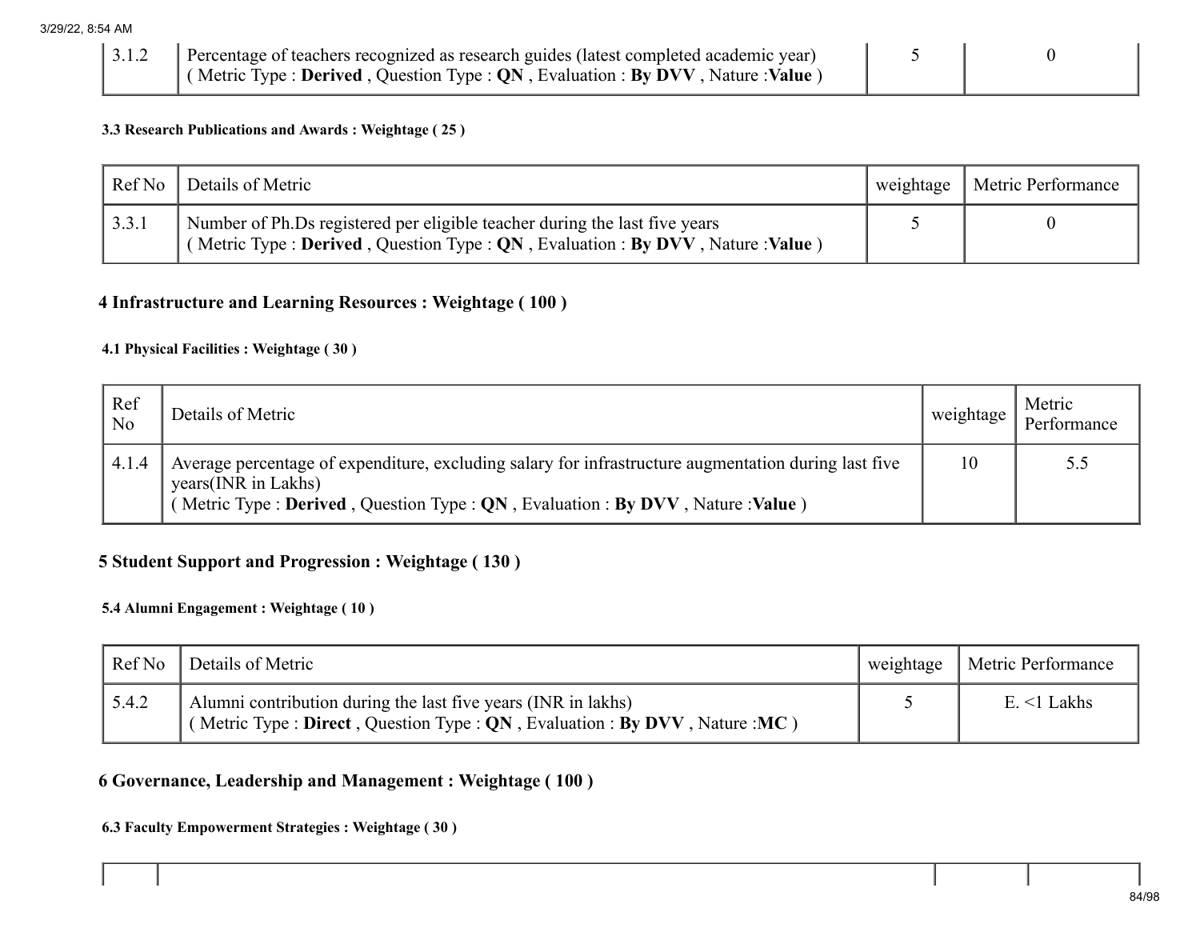| | | | |
|---|---|---|---|
| 3.1.2 | Percentage of teachers recognized as research guides (latest completed academic year)<br>( Metric Type : **Derived** , Question Type : **QN** , Evaluation : **By DVV** , Nature :**Value** ) | 5 | 0 |

#### 3.3 Research Publications and Awards : Weightage ( 25 )

| Ref No | Details of Metric | weightage | Metric Performance |
|---|---|---|---|
| 3.3.1 | Number of Ph.Ds registered per eligible teacher during the last five years<br>( Metric Type : **Derived** , Question Type : **QN** , Evaluation : **By DVV** , Nature :**Value** ) | 5 | 0 |

### 4 Infrastructure and Learning Resources : Weightage ( 100 )

#### 4.1 Physical Facilities : Weightage ( 30 )

| Ref No | Details of Metric | weightage | Metric Performance |
|---|---|---|---|
| 4.1.4 | Average percentage of expenditure, excluding salary for infrastructure augmentation during last five years(INR in Lakhs)<br>( Metric Type : **Derived** , Question Type : **QN** , Evaluation : **By DVV** , Nature :**Value** ) | 10 | 5.5 |

### 5 Student Support and Progression : Weightage ( 130 )

#### 5.4 Alumni Engagement : Weightage ( 10 )

| Ref No | Details of Metric | weightage | Metric Performance |
|---|---|---|---|
| 5.4.2 | Alumni contribution during the last five years (INR in lakhs)<br>( Metric Type : **Direct** , Question Type : **QN** , Evaluation : **By DVV** , Nature :**MC** ) | 5 | E. <1 Lakhs |

### 6 Governance, Leadership and Management : Weightage ( 100 )

#### 6.3 Faculty Empowerment Strategies : Weightage ( 30 )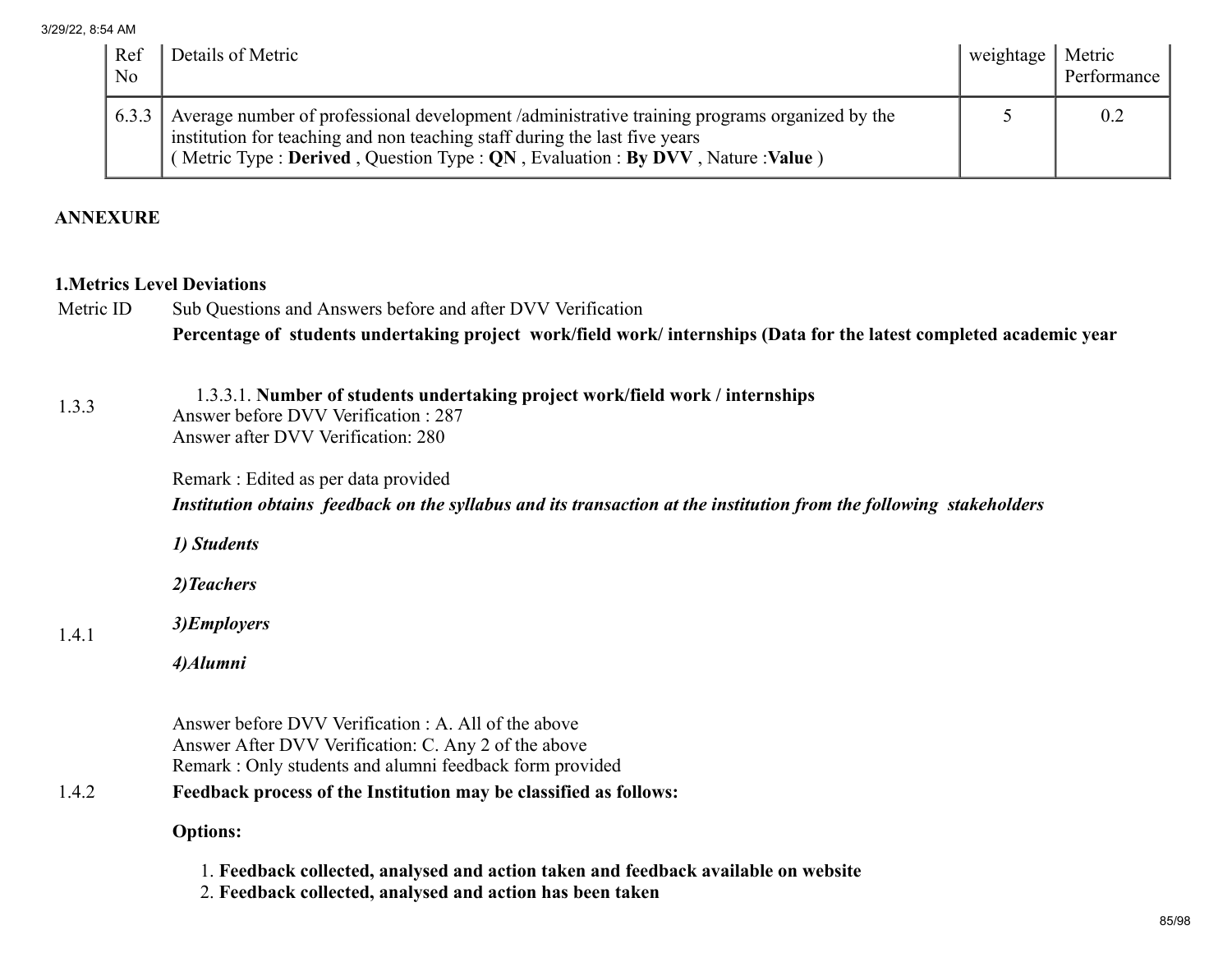| Ref No | Details of Metric | weightage | Metric Performance |
|---|---|---|---|
| 6.3.3 | Average number of professional development /administrative training programs organized by the institution for teaching and non teaching staff during the last five years<br>( Metric Type : **Derived** , Question Type : **QN** , Evaluation : **By DVV** , Nature :**Value** ) | 5 | 0.2 |

**ANNEXURE**

**1.Metrics Level Deviations**

| Metric ID | Sub Questions and Answers before and after DVV Verification |
|---|---|
| 1.3.3 | **Percentage of students undertaking project work/field work/ internships (Data for the latest completed academic year**<br><br>1.3.3.1. **Number of students undertaking project work/field work / internships**<br>Answer before DVV Verification : 287<br>Answer after DVV Verification: 280<br><br>Remark : Edited as per data provided |
| 1.4.1 | ***Institution obtains feedback on the syllabus and its transaction at the institution from the following stakeholders***<br><br>***1) Students***<br><br>***2)Teachers***<br><br>***3)Employers***<br><br>***4)Alumni***<br><br>Answer before DVV Verification : A. All of the above<br>Answer After DVV Verification: C. Any 2 of the above<br>Remark : Only students and alumni feedback form provided |
| 1.4.2 | **Feedback process of the Institution may be classified as follows:**<br><br>**Options:**<br><br>1. **Feedback collected, analysed and action taken and feedback available on website**<br>2. **Feedback collected, analysed and action has been taken** |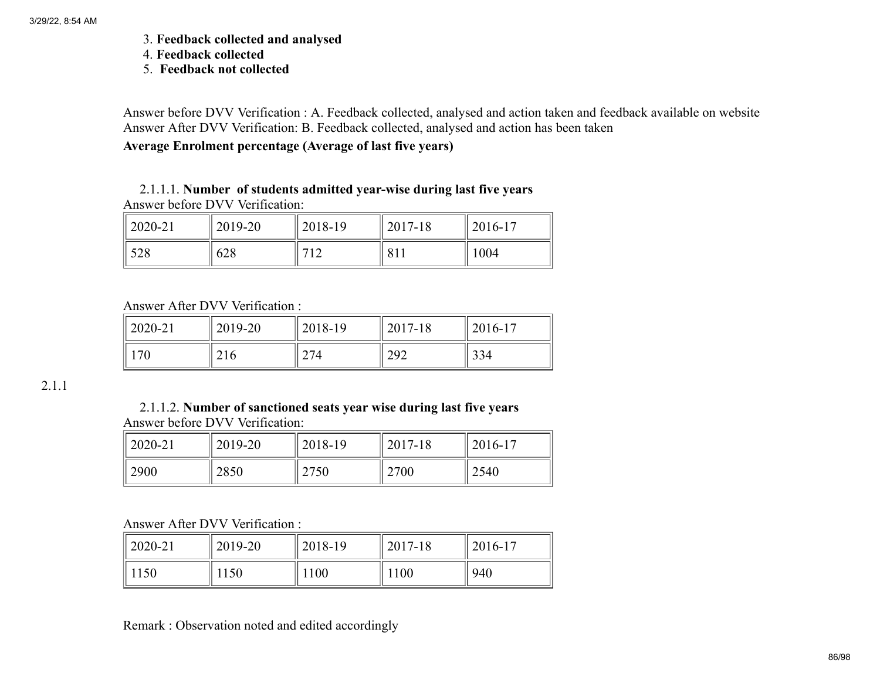3. **Feedback collected and analysed**
4. **Feedback collected**
5. **Feedback not collected**

Answer before DVV Verification : A. Feedback collected, analysed and action taken and feedback available on website
Answer After DVV Verification: B. Feedback collected, analysed and action has been taken

**Average Enrolment percentage (Average of last five years)**

2.1.1

2.1.1.1. **Number of students admitted year-wise during last five years**

Answer before DVV Verification:

| 2020-21 | 2019-20 | 2018-19 | 2017-18 | 2016-17 |
|---|---|---|---|---|
| 528 | 628 | 712 | 811 | 1004 |

Answer After DVV Verification :

| 2020-21 | 2019-20 | 2018-19 | 2017-18 | 2016-17 |
|---|---|---|---|---|
| 170 | 216 | 274 | 292 | 334 |

2.1.1.2. **Number of sanctioned seats year wise during last five years**

Answer before DVV Verification:

| 2020-21 | 2019-20 | 2018-19 | 2017-18 | 2016-17 |
|---|---|---|---|---|
| 2900 | 2850 | 2750 | 2700 | 2540 |

Answer After DVV Verification :

| 2020-21 | 2019-20 | 2018-19 | 2017-18 | 2016-17 |
|---|---|---|---|---|
| 1150 | 1150 | 1100 | 1100 | 940 |

Remark : Observation noted and edited accordingly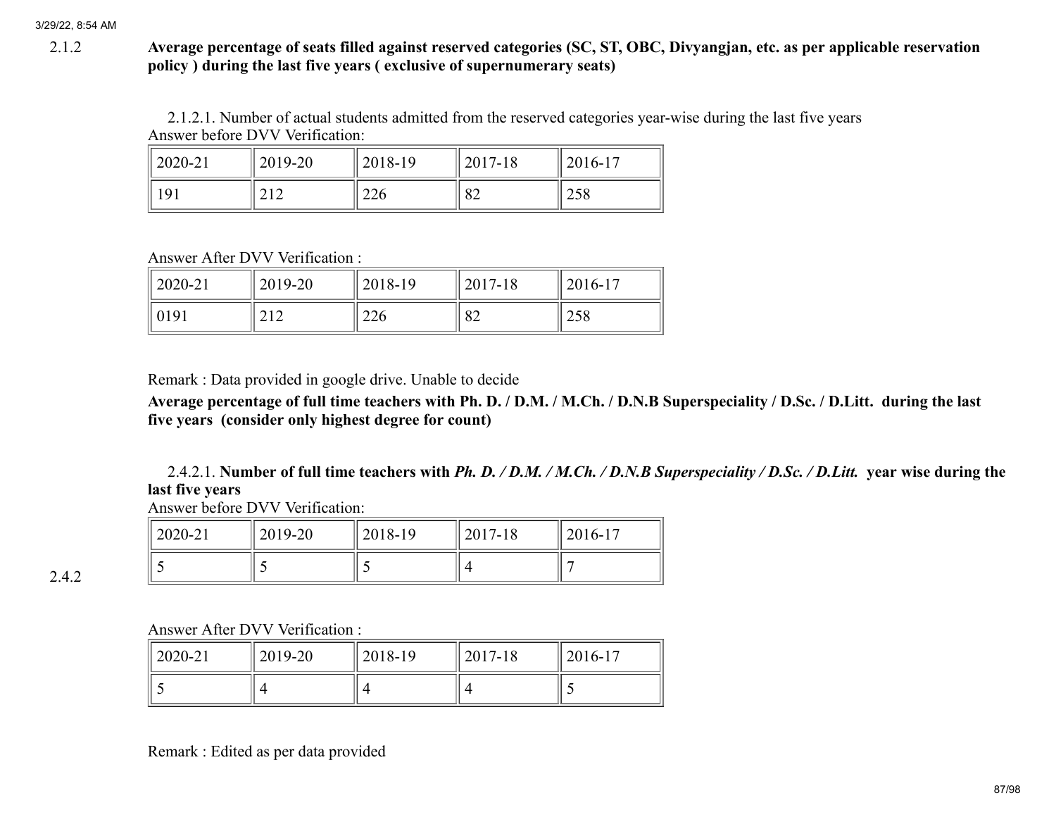2.1.2 **Average percentage of seats filled against reserved categories (SC, ST, OBC, Divyangjan, etc. as per applicable reservation policy ) during the last five years ( exclusive of supernumerary seats)**

2.1.2.1. Number of actual students admitted from the reserved categories year-wise during the last five years

Answer before DVV Verification:

| 2020-21 | 2019-20 | 2018-19 | 2017-18 | 2016-17 |
|---|---|---|---|---|
| 191 | 212 | 226 | 82 | 258 |

Answer After DVV Verification :

| 2020-21 | 2019-20 | 2018-19 | 2017-18 | 2016-17 |
|---|---|---|---|---|
| 0191 | 212 | 226 | 82 | 258 |

Remark : Data provided in google drive. Unable to decide

2.4.2 **Average percentage of full time teachers with Ph. D. / D.M. / M.Ch. / D.N.B Superspeciality / D.Sc. / D.Litt. during the last five years (consider only highest degree for count)**

2.4.2.1. **Number of full time teachers with *Ph. D. / D.M. / M.Ch. / D.N.B Superspeciality / D.Sc. / D.Litt.* year wise during the last five years**

Answer before DVV Verification:

| 2020-21 | 2019-20 | 2018-19 | 2017-18 | 2016-17 |
|---|---|---|---|---|
| 5 | 5 | 5 | 4 | 7 |

Answer After DVV Verification :

| 2020-21 | 2019-20 | 2018-19 | 2017-18 | 2016-17 |
|---|---|---|---|---|
| 5 | 4 | 4 | 4 | 5 |

Remark : Edited as per data provided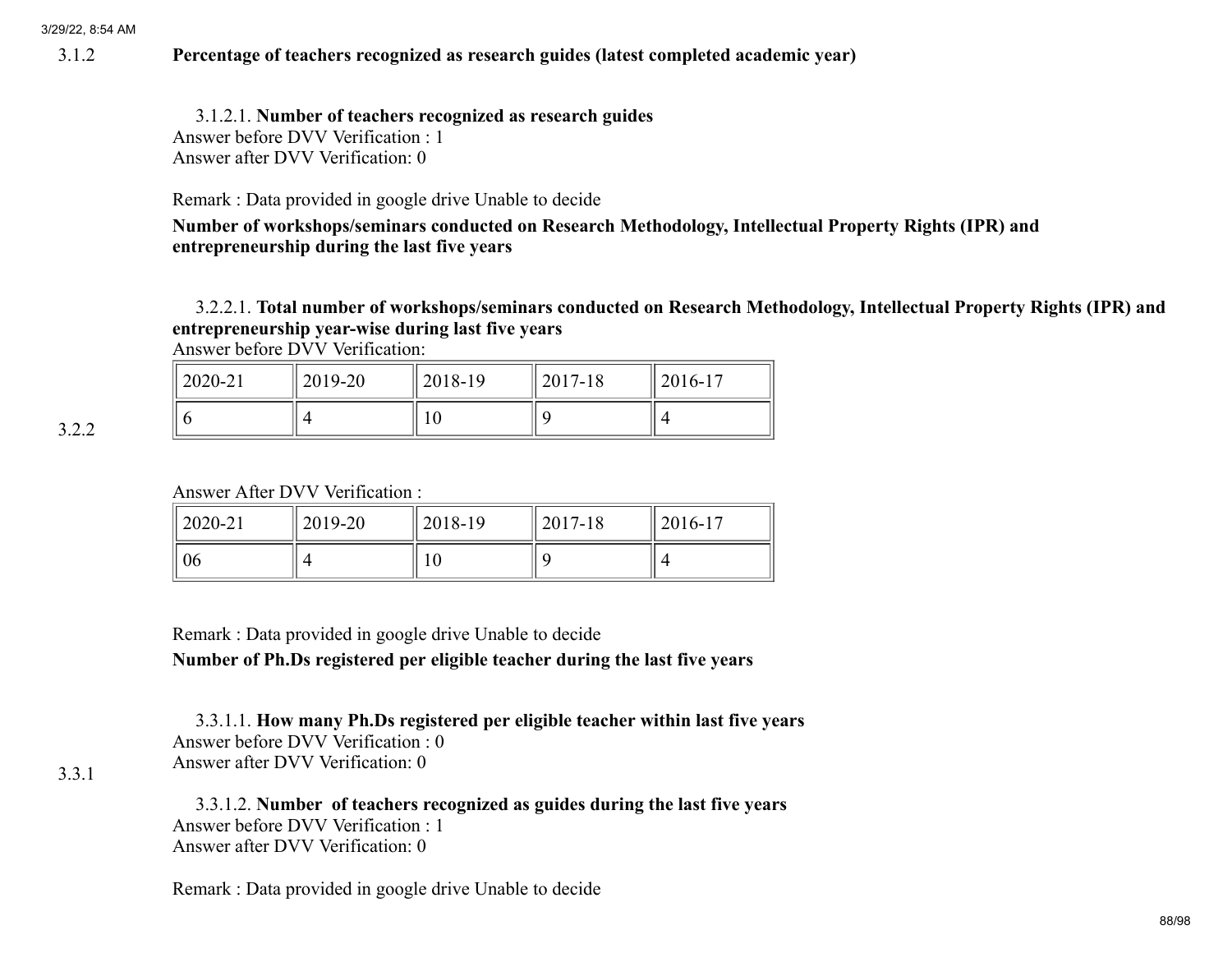**3.1.2 Percentage of teachers recognized as research guides (latest completed academic year)**

3.1.2.1. **Number of teachers recognized as research guides**
Answer before DVV Verification : 1
Answer after DVV Verification: 0

Remark : Data provided in google drive Unable to decide

**3.2.2 Number of workshops/seminars conducted on Research Methodology, Intellectual Property Rights (IPR) and entrepreneurship during the last five years**

3.2.2.1. **Total number of workshops/seminars conducted on Research Methodology, Intellectual Property Rights (IPR) and entrepreneurship year-wise during last five years**

Answer before DVV Verification:

| 2020-21 | 2019-20 | 2018-19 | 2017-18 | 2016-17 |
|---|---|---|---|---|
| 6 | 4 | 10 | 9 | 4 |

Answer After DVV Verification :

| 2020-21 | 2019-20 | 2018-19 | 2017-18 | 2016-17 |
|---|---|---|---|---|
| 06 | 4 | 10 | 9 | 4 |

Remark : Data provided in google drive Unable to decide

**3.3.1 Number of Ph.Ds registered per eligible teacher during the last five years**

3.3.1.1. **How many Ph.Ds registered per eligible teacher within last five years**
Answer before DVV Verification : 0
Answer after DVV Verification: 0

3.3.1.2. **Number of teachers recognized as guides during the last five years**
Answer before DVV Verification : 1
Answer after DVV Verification: 0

Remark : Data provided in google drive Unable to decide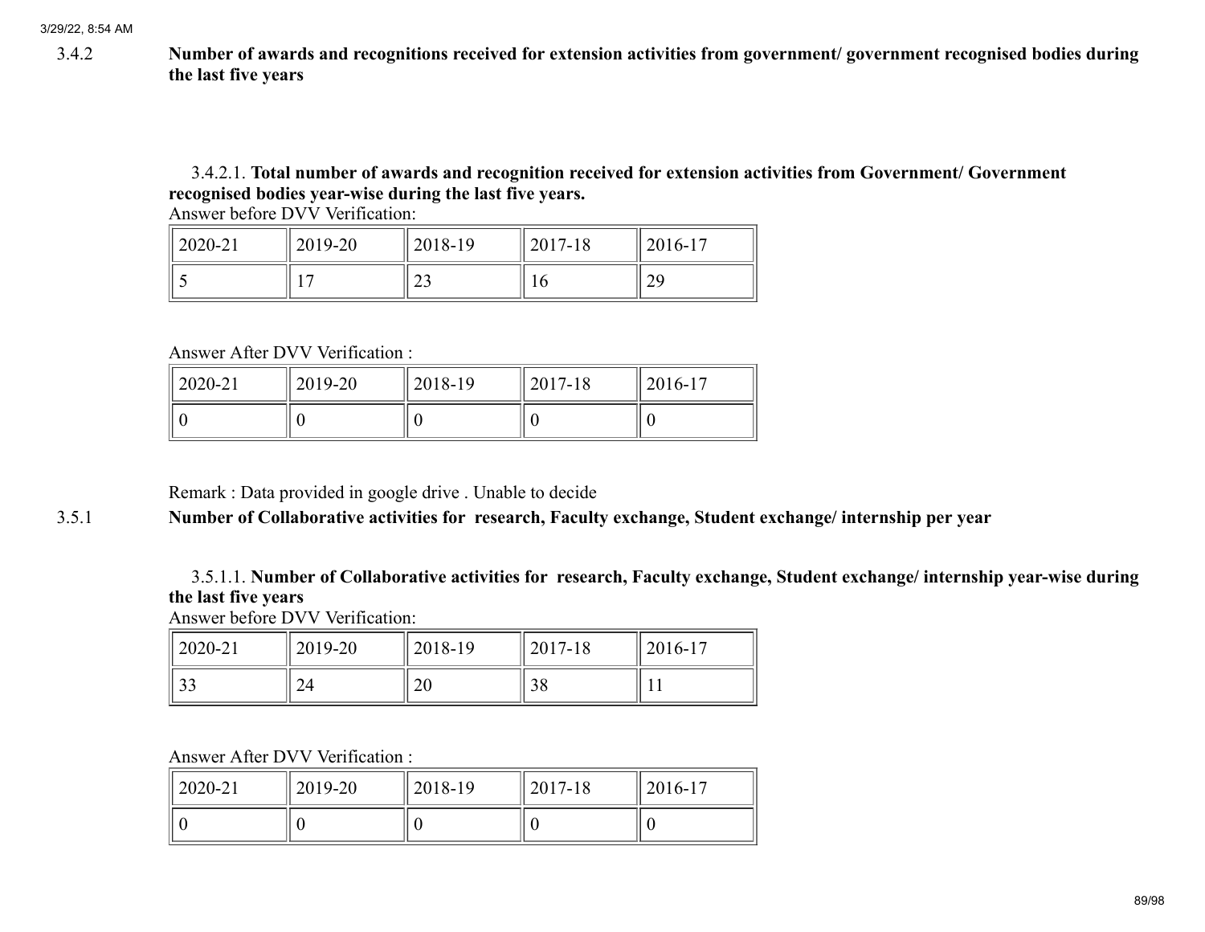3.4.2 **Number of awards and recognitions received for extension activities from government/ government recognised bodies during the last five years**

3.4.2.1. **Total number of awards and recognition received for extension activities from Government/ Government recognised bodies year-wise during the last five years.**

Answer before DVV Verification:

| 2020-21 | 2019-20 | 2018-19 | 2017-18 | 2016-17 |
|---|---|---|---|---|
| 5 | 17 | 23 | 16 | 29 |

Answer After DVV Verification :

| 2020-21 | 2019-20 | 2018-19 | 2017-18 | 2016-17 |
|---|---|---|---|---|
| 0 | 0 | 0 | 0 | 0 |

Remark : Data provided in google drive . Unable to decide

3.5.1 **Number of Collaborative activities for research, Faculty exchange, Student exchange/ internship per year**

3.5.1.1. **Number of Collaborative activities for research, Faculty exchange, Student exchange/ internship year-wise during the last five years**

Answer before DVV Verification:

| 2020-21 | 2019-20 | 2018-19 | 2017-18 | 2016-17 |
|---|---|---|---|---|
| 33 | 24 | 20 | 38 | 11 |

Answer After DVV Verification :

| 2020-21 | 2019-20 | 2018-19 | 2017-18 | 2016-17 |
|---|---|---|---|---|
| 0 | 0 | 0 | 0 | 0 |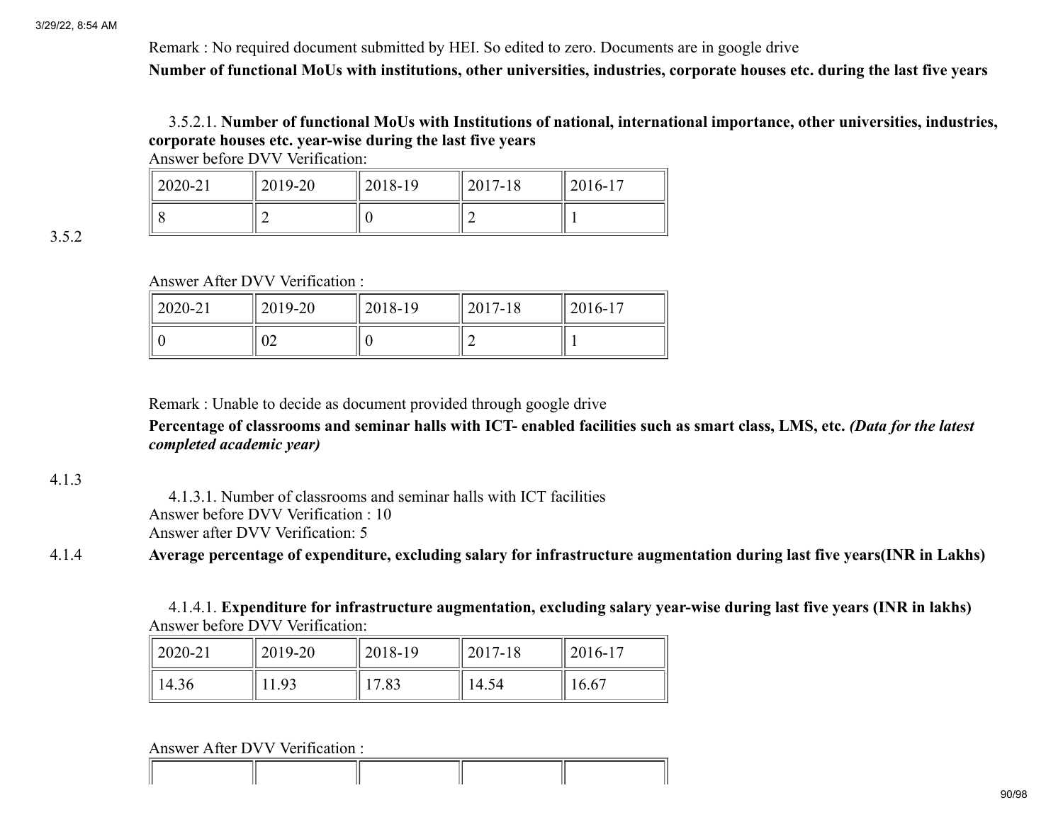Remark : No required document submitted by HEI. So edited to zero. Documents are in google drive

**3.5.2** **Number of functional MoUs with institutions, other universities, industries, corporate houses etc. during the last five years**

3.5.2.1. **Number of functional MoUs with Institutions of national, international importance, other universities, industries, corporate houses etc. year-wise during the last five years**

Answer before DVV Verification:

| 2020-21 | 2019-20 | 2018-19 | 2017-18 | 2016-17 |
|---|---|---|---|---|
| 8 | 2 | 0 | 2 | 1 |

Answer After DVV Verification :

| 2020-21 | 2019-20 | 2018-19 | 2017-18 | 2016-17 |
|---|---|---|---|---|
| 0 | 02 | 0 | 2 | 1 |

Remark : Unable to decide as document provided through google drive

**4.1.3** **Percentage of classrooms and seminar halls with ICT- enabled facilities such as smart class, LMS, etc.** ***(Data for the latest completed academic year)***

4.1.3.1. Number of classrooms and seminar halls with ICT facilities
Answer before DVV Verification : 10
Answer after DVV Verification: 5

**4.1.4** **Average percentage of expenditure, excluding salary for infrastructure augmentation during last five years(INR in Lakhs)**

4.1.4.1. **Expenditure for infrastructure augmentation, excluding salary year-wise during last five years (INR in lakhs)**

Answer before DVV Verification:

| 2020-21 | 2019-20 | 2018-19 | 2017-18 | 2016-17 |
|---|---|---|---|---|
| 14.36 | 11.93 | 17.83 | 14.54 | 16.67 |

Answer After DVV Verification :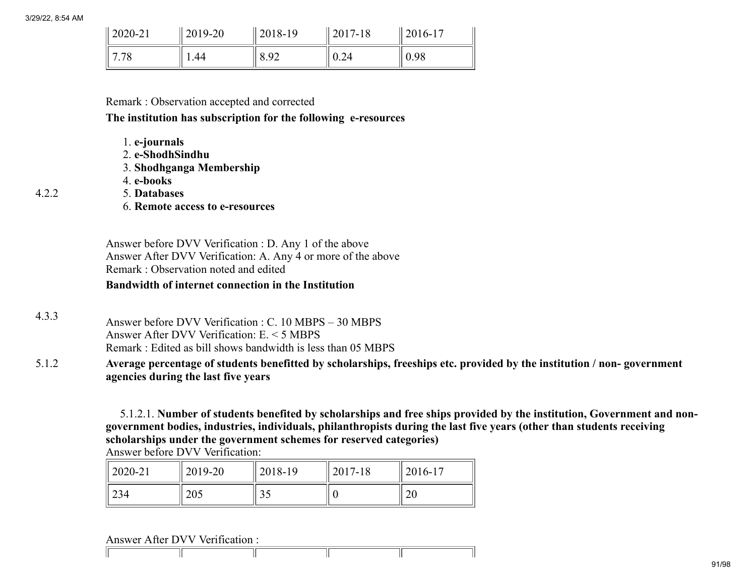| 2020-21 | 2019-20 | 2018-19 | 2017-18 | 2016-17 |
|---|---|---|---|---|
| 7.78 | 1.44 | 8.92 | 0.24 | 0.98 |

Remark : Observation accepted and corrected

4.2.2 **The institution has subscription for the following e-resources**

1. **e-journals**
2. **e-ShodhSindhu**
3. **Shodhganga Membership**
4. **e-books**
5. **Databases**
6. **Remote access to e-resources**

Answer before DVV Verification : D. Any 1 of the above
Answer After DVV Verification: A. Any 4 or more of the above
Remark : Observation noted and edited

4.3.3 **Bandwidth of internet connection in the Institution**

Answer before DVV Verification : C. 10 MBPS – 30 MBPS
Answer After DVV Verification: E. < 5 MBPS
Remark : Edited as bill shows bandwidth is less than 05 MBPS

5.1.2 **Average percentage of students benefitted by scholarships, freeships etc. provided by the institution / non- government agencies during the last five years**

5.1.2.1. **Number of students benefited by scholarships and free ships provided by the institution, Government and non-government bodies, industries, individuals, philanthropists during the last five years (other than students receiving scholarships under the government schemes for reserved categories)**

Answer before DVV Verification:

| 2020-21 | 2019-20 | 2018-19 | 2017-18 | 2016-17 |
|---|---|---|---|---|
| 234 | 205 | 35 | 0 | 20 |

Answer After DVV Verification :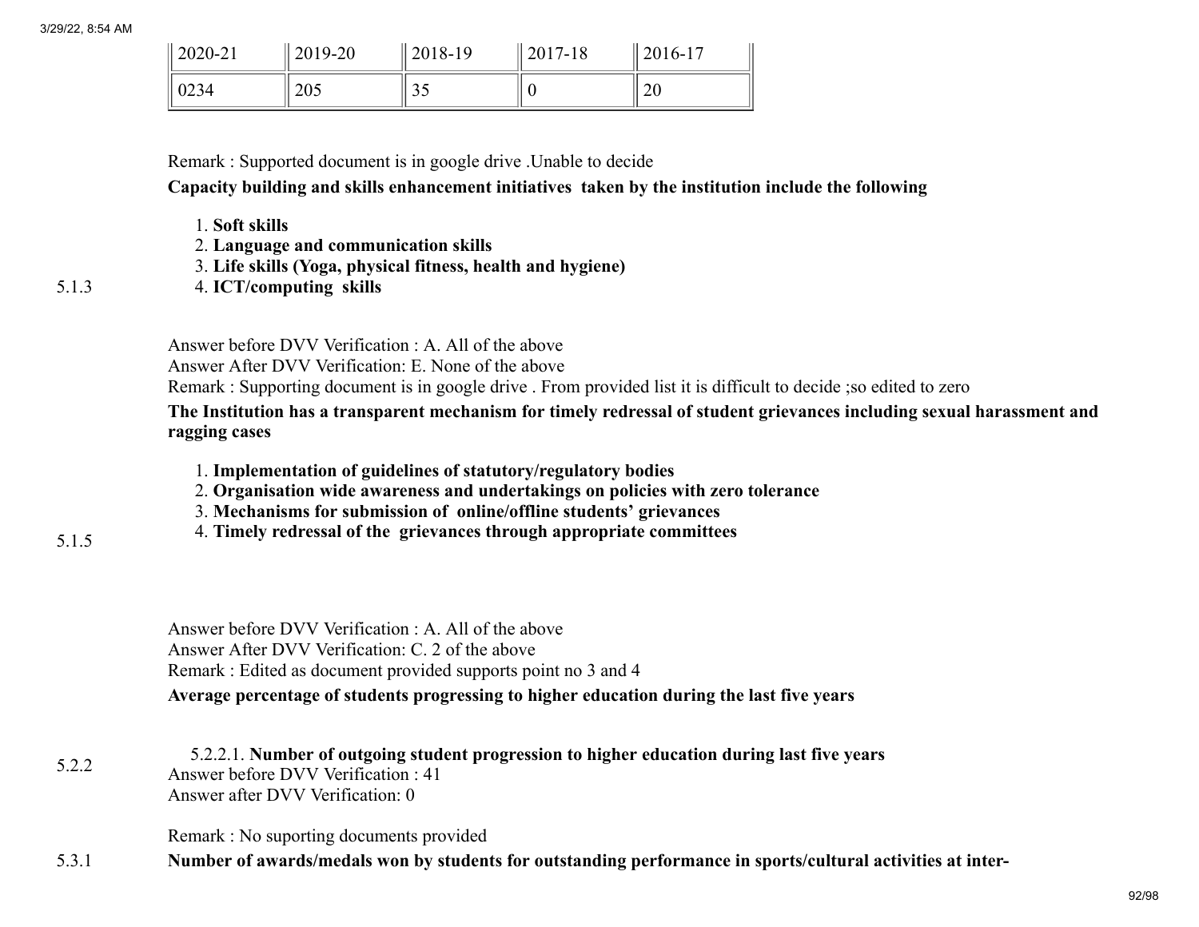| 2020-21 | 2019-20 | 2018-19 | 2017-18 | 2016-17 |
|---|---|---|---|---|
| 0234 | 205 | 35 | 0 | 20 |

Remark : Supported document is in google drive .Unable to decide

5.1.3 **Capacity building and skills enhancement initiatives taken by the institution include the following**

1. **Soft skills**
2. **Language and communication skills**
3. **Life skills (Yoga, physical fitness, health and hygiene)**
4. **ICT/computing skills**

Answer before DVV Verification : A. All of the above
Answer After DVV Verification: E. None of the above
Remark : Supporting document is in google drive . From provided list it is difficult to decide ;so edited to zero

5.1.5 **The Institution has a transparent mechanism for timely redressal of student grievances including sexual harassment and ragging cases**

1. **Implementation of guidelines of statutory/regulatory bodies**
2. **Organisation wide awareness and undertakings on policies with zero tolerance**
3. **Mechanisms for submission of online/offline students' grievances**
4. **Timely redressal of the grievances through appropriate committees**

Answer before DVV Verification : A. All of the above
Answer After DVV Verification: C. 2 of the above
Remark : Edited as document provided supports point no 3 and 4

5.2.2 **Average percentage of students progressing to higher education during the last five years**

5.2.2.1. **Number of outgoing student progression to higher education during last five years**
Answer before DVV Verification : 41
Answer after DVV Verification: 0

Remark : No suporting documents provided

5.3.1 **Number of awards/medals won by students for outstanding performance in sports/cultural activities at inter-**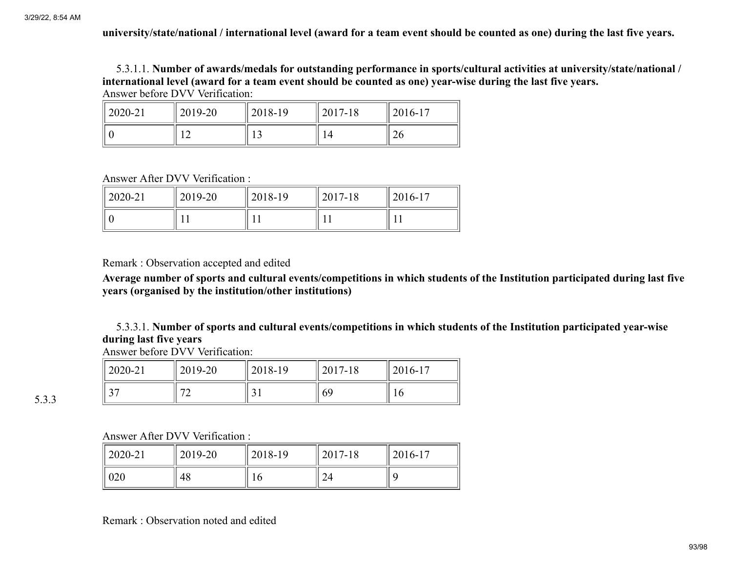**university/state/national / international level (award for a team event should be counted as one) during the last five years.**

5.3.1.1. **Number of awards/medals for outstanding performance in sports/cultural activities at university/state/national / international level (award for a team event should be counted as one) year-wise during the last five years.**

Answer before DVV Verification:

| 2020-21 | 2019-20 | 2018-19 | 2017-18 | 2016-17 |
|---|---|---|---|---|
| 0 | 12 | 13 | 14 | 26 |

Answer After DVV Verification :

| 2020-21 | 2019-20 | 2018-19 | 2017-18 | 2016-17 |
|---|---|---|---|---|
| 0 | 11 | 11 | 11 | 11 |

Remark : Observation accepted and edited

5.3.3

**Average number of sports and cultural events/competitions in which students of the Institution participated during last five years (organised by the institution/other institutions)**

5.3.3.1. **Number of sports and cultural events/competitions in which students of the Institution participated year-wise during last five years**

Answer before DVV Verification:

| 2020-21 | 2019-20 | 2018-19 | 2017-18 | 2016-17 |
|---|---|---|---|---|
| 37 | 72 | 31 | 69 | 16 |

Answer After DVV Verification :

| 2020-21 | 2019-20 | 2018-19 | 2017-18 | 2016-17 |
|---|---|---|---|---|
| 020 | 48 | 16 | 24 | 9 |

Remark : Observation noted and edited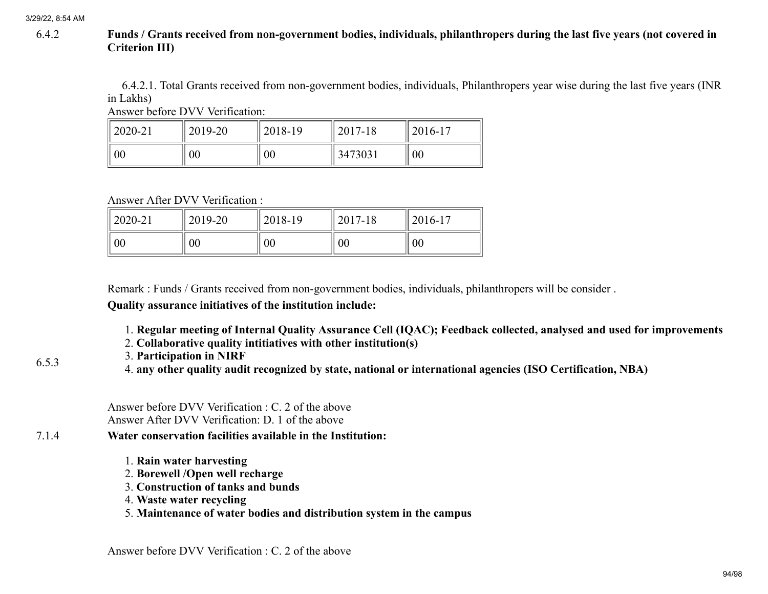6.4.2 **Funds / Grants received from non-government bodies, individuals, philanthropers during the last five years (not covered in Criterion III)**

6.4.2.1. Total Grants received from non-government bodies, individuals, Philanthropers year wise during the last five years (INR in Lakhs)

Answer before DVV Verification:

| 2020-21 | 2019-20 | 2018-19 | 2017-18 | 2016-17 |
|---|---|---|---|---|
| 00 | 00 | 00 | 3473031 | 00 |

Answer After DVV Verification :

| 2020-21 | 2019-20 | 2018-19 | 2017-18 | 2016-17 |
|---|---|---|---|---|
| 00 | 00 | 00 | 00 | 00 |

Remark : Funds / Grants received from non-government bodies, individuals, philanthropers will be consider .

6.5.3 **Quality assurance initiatives of the institution include:**

1. **Regular meeting of Internal Quality Assurance Cell (IQAC); Feedback collected, analysed and used for improvements**
2. **Collaborative quality intitiatives with other institution(s)**
3. **Participation in NIRF**
4. **any other quality audit recognized by state, national or international agencies (ISO Certification, NBA)**

Answer before DVV Verification : C. 2 of the above
Answer After DVV Verification: D. 1 of the above

7.1.4 **Water conservation facilities available in the Institution:**

1. **Rain water harvesting**
2. **Borewell /Open well recharge**
3. **Construction of tanks and bunds**
4. **Waste water recycling**
5. **Maintenance of water bodies and distribution system in the campus**

Answer before DVV Verification : C. 2 of the above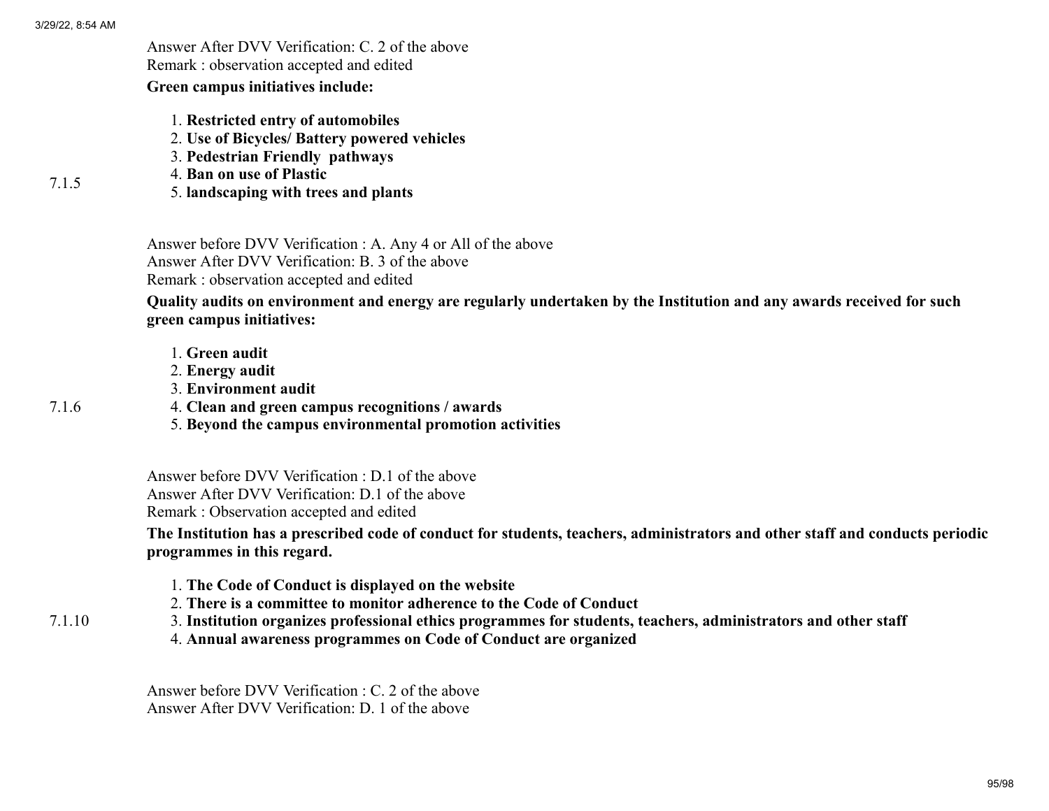Answer After DVV Verification: C. 2 of the above
Remark : observation accepted and edited

**7.1.5** **Green campus initiatives include:**

1. **Restricted entry of automobiles**
2. **Use of Bicycles/ Battery powered vehicles**
3. **Pedestrian Friendly pathways**
4. **Ban on use of Plastic**
5. **landscaping with trees and plants**

Answer before DVV Verification : A. Any 4 or All of the above
Answer After DVV Verification: B. 3 of the above
Remark : observation accepted and edited

**7.1.6** **Quality audits on environment and energy are regularly undertaken by the Institution and any awards received for such green campus initiatives:**

1. **Green audit**
2. **Energy audit**
3. **Environment audit**
4. **Clean and green campus recognitions / awards**
5. **Beyond the campus environmental promotion activities**

Answer before DVV Verification : D.1 of the above
Answer After DVV Verification: D.1 of the above
Remark : Observation accepted and edited

**7.1.10** **The Institution has a prescribed code of conduct for students, teachers, administrators and other staff and conducts periodic programmes in this regard.**

1. **The Code of Conduct is displayed on the website**
2. **There is a committee to monitor adherence to the Code of Conduct**
3. **Institution organizes professional ethics programmes for students, teachers, administrators and other staff**
4. **Annual awareness programmes on Code of Conduct are organized**

Answer before DVV Verification : C. 2 of the above
Answer After DVV Verification: D. 1 of the above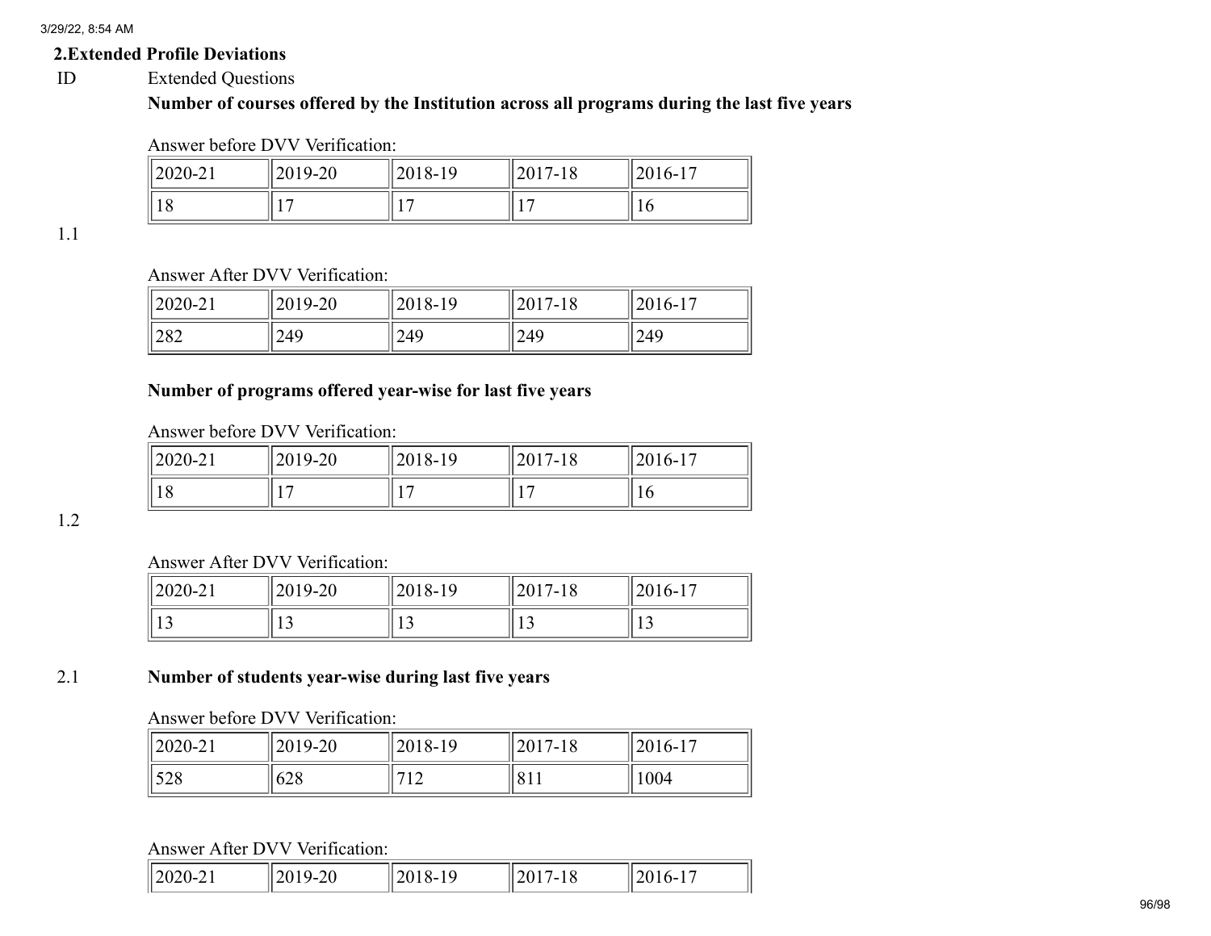## 2.Extended Profile Deviations

| ID | Extended Questions |
|---|---|

**1.1 Number of courses offered by the Institution across all programs during the last five years**

Answer before DVV Verification:

| 2020-21 | 2019-20 | 2018-19 | 2017-18 | 2016-17 |
|---|---|---|---|---|
| 18 | 17 | 17 | 17 | 16 |

Answer After DVV Verification:

| 2020-21 | 2019-20 | 2018-19 | 2017-18 | 2016-17 |
|---|---|---|---|---|
| 282 | 249 | 249 | 249 | 249 |

**1.2 Number of programs offered year-wise for last five years**

Answer before DVV Verification:

| 2020-21 | 2019-20 | 2018-19 | 2017-18 | 2016-17 |
|---|---|---|---|---|
| 18 | 17 | 17 | 17 | 16 |

Answer After DVV Verification:

| 2020-21 | 2019-20 | 2018-19 | 2017-18 | 2016-17 |
|---|---|---|---|---|
| 13 | 13 | 13 | 13 | 13 |

**2.1 Number of students year-wise during last five years**

Answer before DVV Verification:

| 2020-21 | 2019-20 | 2018-19 | 2017-18 | 2016-17 |
|---|---|---|---|---|
| 528 | 628 | 712 | 811 | 1004 |

Answer After DVV Verification:

| 2020-21 | 2019-20 | 2018-19 | 2017-18 | 2016-17 |
|---|---|---|---|---|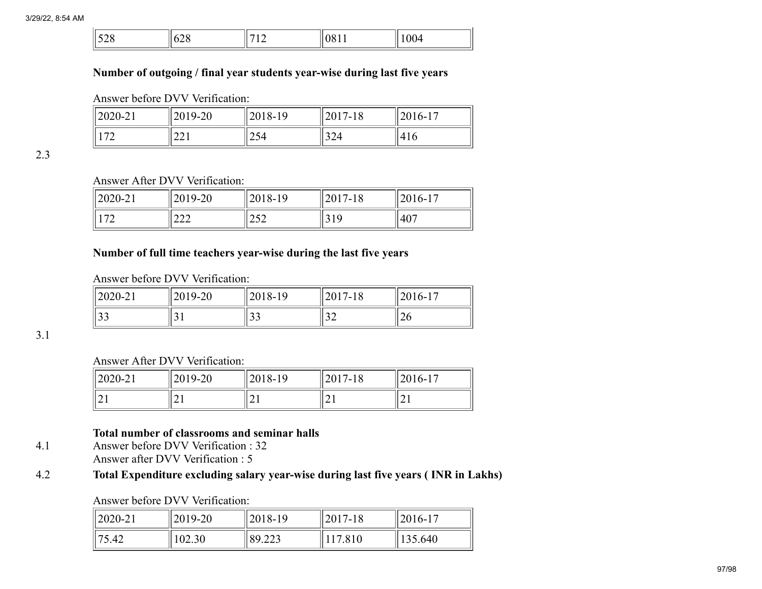| 528 | 628 | 712 | 0811 | 1004 |
|---|---|---|---|---|

2.3

**Number of outgoing / final year students year-wise during last five years**

Answer before DVV Verification:

| 2020-21 | 2019-20 | 2018-19 | 2017-18 | 2016-17 |
|---|---|---|---|---|
| 172 | 221 | 254 | 324 | 416 |

Answer After DVV Verification:

| 2020-21 | 2019-20 | 2018-19 | 2017-18 | 2016-17 |
|---|---|---|---|---|
| 172 | 222 | 252 | 319 | 407 |

3.1

**Number of full time teachers year-wise during the last five years**

Answer before DVV Verification:

| 2020-21 | 2019-20 | 2018-19 | 2017-18 | 2016-17 |
|---|---|---|---|---|
| 33 | 31 | 33 | 32 | 26 |

Answer After DVV Verification:

| 2020-21 | 2019-20 | 2018-19 | 2017-18 | 2016-17 |
|---|---|---|---|---|
| 21 | 21 | 21 | 21 | 21 |

4.1

**Total number of classrooms and seminar halls**

Answer before DVV Verification : 32
Answer after DVV Verification : 5

4.2

**Total Expenditure excluding salary year-wise during last five years ( INR in Lakhs)**

Answer before DVV Verification:

| 2020-21 | 2019-20 | 2018-19 | 2017-18 | 2016-17 |
|---|---|---|---|---|
| 75.42 | 102.30 | 89.223 | 117.810 | 135.640 |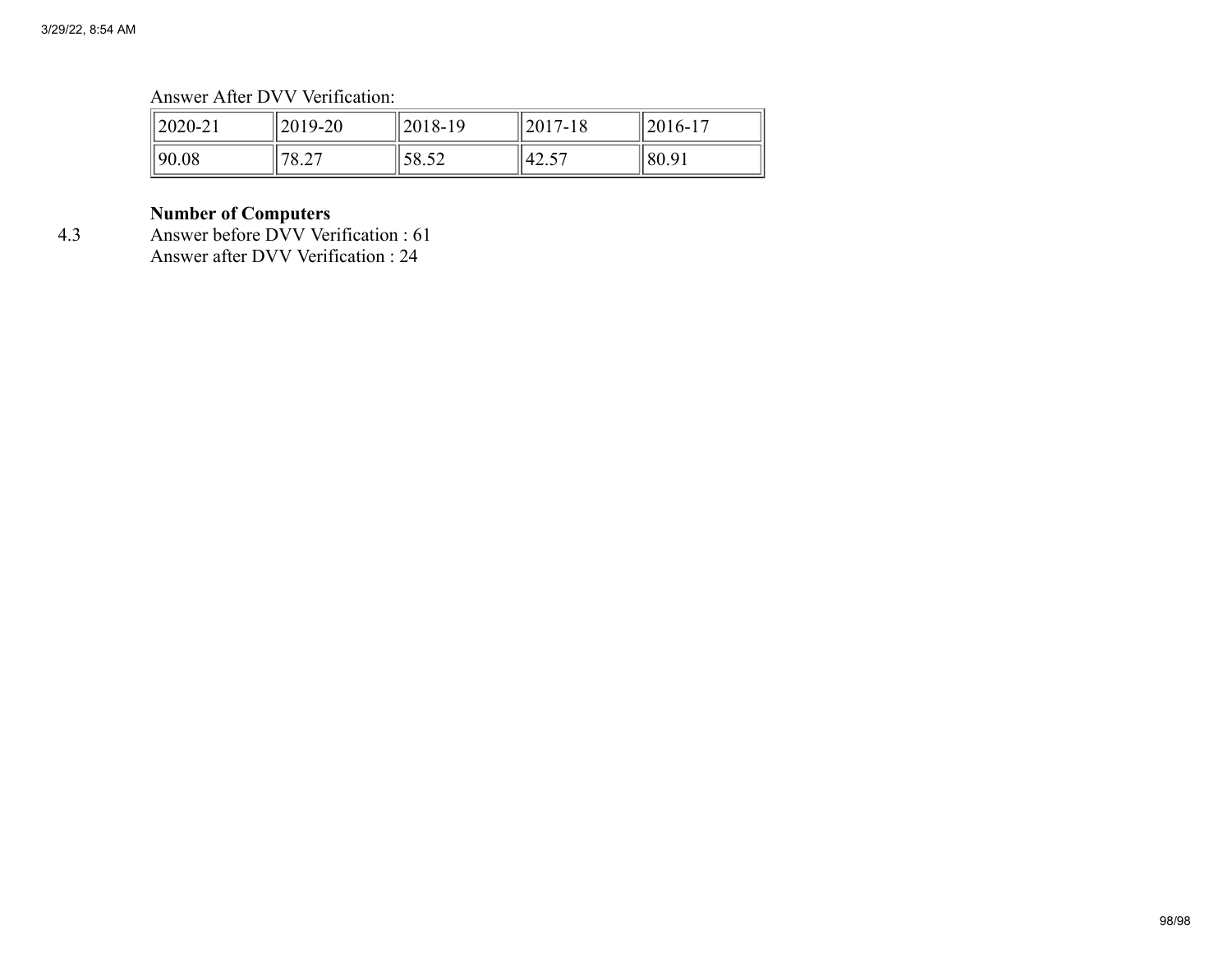Answer After DVV Verification:

| 2020-21 | 2019-20 | 2018-19 | 2017-18 | 2016-17 |
|---|---|---|---|---|
| 90.08 | 78.27 | 58.52 | 42.57 | 80.91 |

4.3 **Number of Computers**
Answer before DVV Verification : 61
Answer after DVV Verification : 24